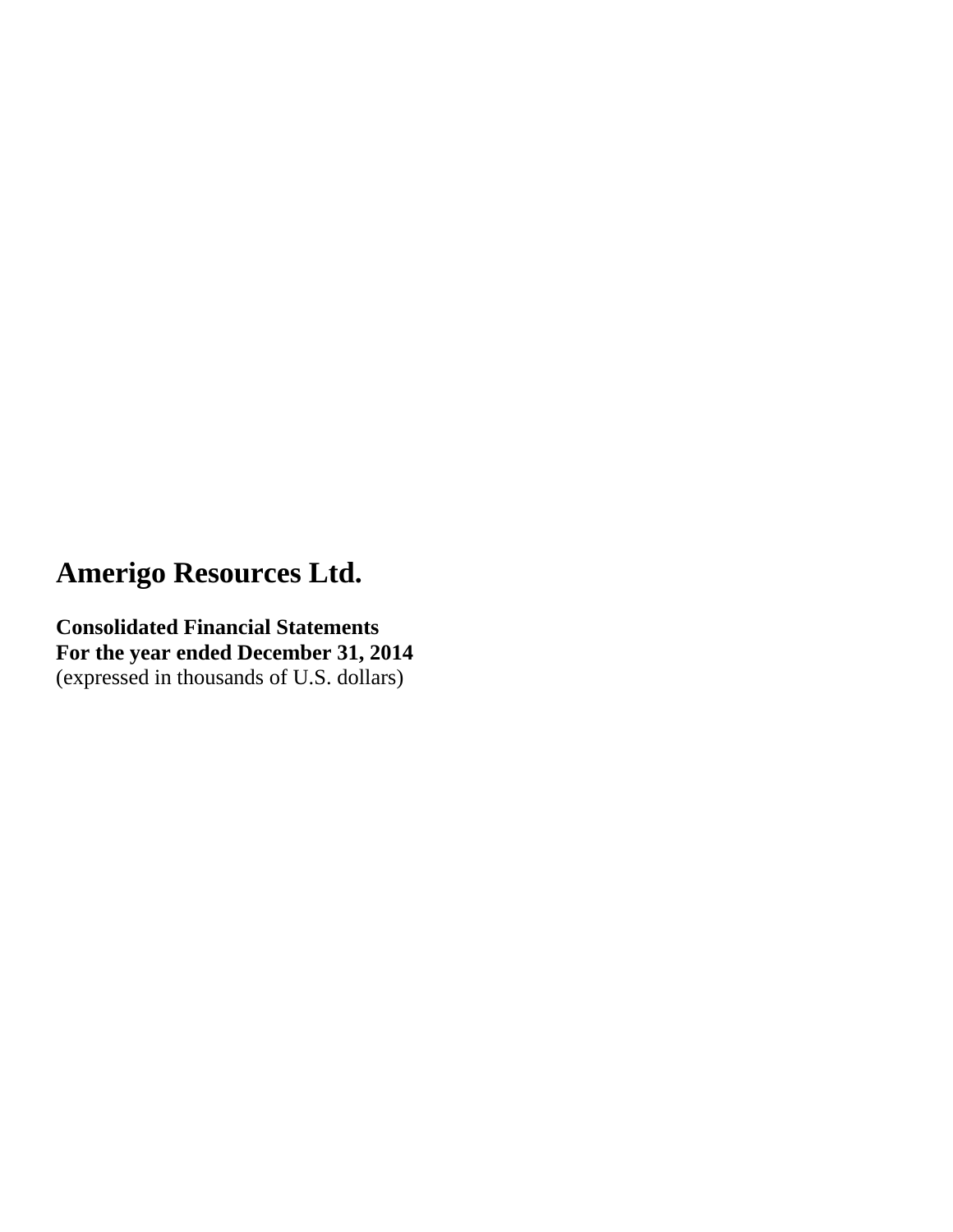# Amerigo Resources Ltd.

**Consolidated Financial Statements**
**For the year ended December 31, 2014**
(expressed in thousands of U.S. dollars)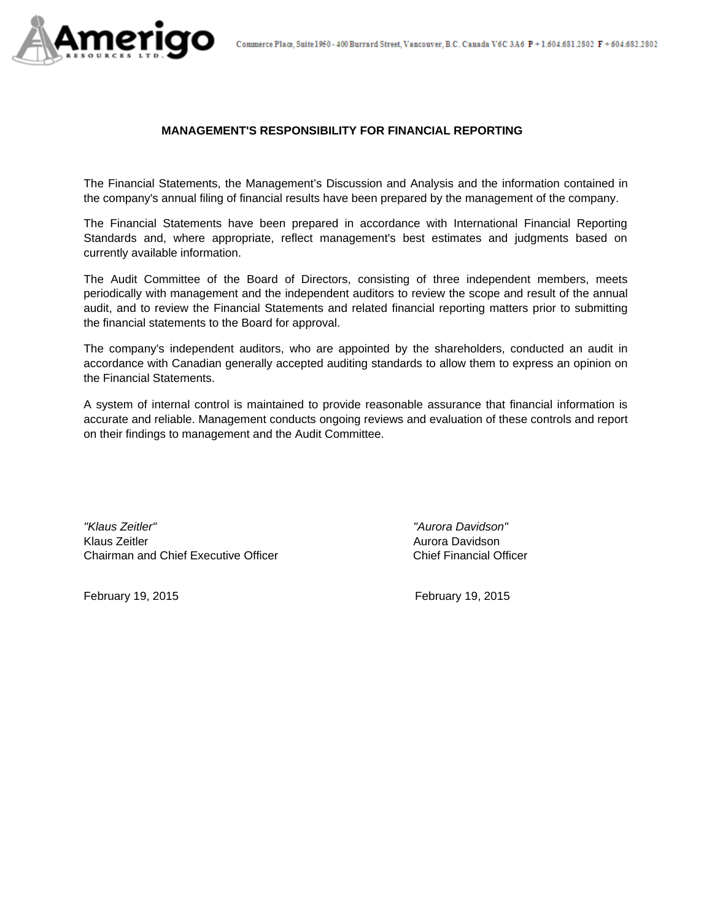Commerce Place, Suite 1950 - 400 Burrard Street, Vancouver, B.C. Canada V6C 3A6 P + 1.604.681.2802 F + 604.682.2802

## MANAGEMENT'S RESPONSIBILITY FOR FINANCIAL REPORTING

The Financial Statements, the Management's Discussion and Analysis and the information contained in the company's annual filing of financial results have been prepared by the management of the company.

The Financial Statements have been prepared in accordance with International Financial Reporting Standards and, where appropriate, reflect management's best estimates and judgments based on currently available information.

The Audit Committee of the Board of Directors, consisting of three independent members, meets periodically with management and the independent auditors to review the scope and result of the annual audit, and to review the Financial Statements and related financial reporting matters prior to submitting the financial statements to the Board for approval.

The company's independent auditors, who are appointed by the shareholders, conducted an audit in accordance with Canadian generally accepted auditing standards to allow them to express an opinion on the Financial Statements.

A system of internal control is maintained to provide reasonable assurance that financial information is accurate and reliable. Management conducts ongoing reviews and evaluation of these controls and report on their findings to management and the Audit Committee.

*"Klaus Zeitler"*
Klaus Zeitler
Chairman and Chief Executive Officer

February 19, 2015

*"Aurora Davidson"*
Aurora Davidson
Chief Financial Officer

February 19, 2015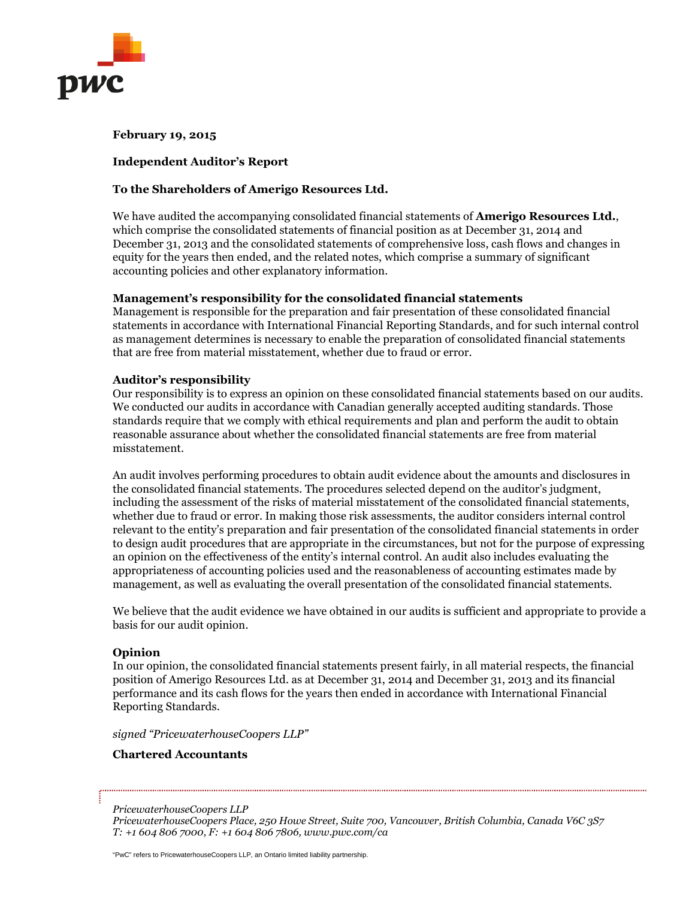**February 19, 2015**

**Independent Auditor's Report**

**To the Shareholders of Amerigo Resources Ltd.**

We have audited the accompanying consolidated financial statements of **Amerigo Resources Ltd.**, which comprise the consolidated statements of financial position as at December 31, 2014 and December 31, 2013 and the consolidated statements of comprehensive loss, cash flows and changes in equity for the years then ended, and the related notes, which comprise a summary of significant accounting policies and other explanatory information.

**Management's responsibility for the consolidated financial statements**

Management is responsible for the preparation and fair presentation of these consolidated financial statements in accordance with International Financial Reporting Standards, and for such internal control as management determines is necessary to enable the preparation of consolidated financial statements that are free from material misstatement, whether due to fraud or error.

**Auditor's responsibility**

Our responsibility is to express an opinion on these consolidated financial statements based on our audits. We conducted our audits in accordance with Canadian generally accepted auditing standards. Those standards require that we comply with ethical requirements and plan and perform the audit to obtain reasonable assurance about whether the consolidated financial statements are free from material misstatement.

An audit involves performing procedures to obtain audit evidence about the amounts and disclosures in the consolidated financial statements. The procedures selected depend on the auditor's judgment, including the assessment of the risks of material misstatement of the consolidated financial statements, whether due to fraud or error. In making those risk assessments, the auditor considers internal control relevant to the entity's preparation and fair presentation of the consolidated financial statements in order to design audit procedures that are appropriate in the circumstances, but not for the purpose of expressing an opinion on the effectiveness of the entity's internal control. An audit also includes evaluating the appropriateness of accounting policies used and the reasonableness of accounting estimates made by management, as well as evaluating the overall presentation of the consolidated financial statements.

We believe that the audit evidence we have obtained in our audits is sufficient and appropriate to provide a basis for our audit opinion.

**Opinion**

In our opinion, the consolidated financial statements present fairly, in all material respects, the financial position of Amerigo Resources Ltd. as at December 31, 2014 and December 31, 2013 and its financial performance and its cash flows for the years then ended in accordance with International Financial Reporting Standards.

*signed "PricewaterhouseCoopers LLP"*

**Chartered Accountants**

*PricewaterhouseCoopers LLP*
*PricewaterhouseCoopers Place, 250 Howe Street, Suite 700, Vancouver, British Columbia, Canada V6C 3S7*
*T: +1 604 806 7000, F: +1 604 806 7806, www.pwc.com/ca*

"PwC" refers to PricewaterhouseCoopers LLP, an Ontario limited liability partnership.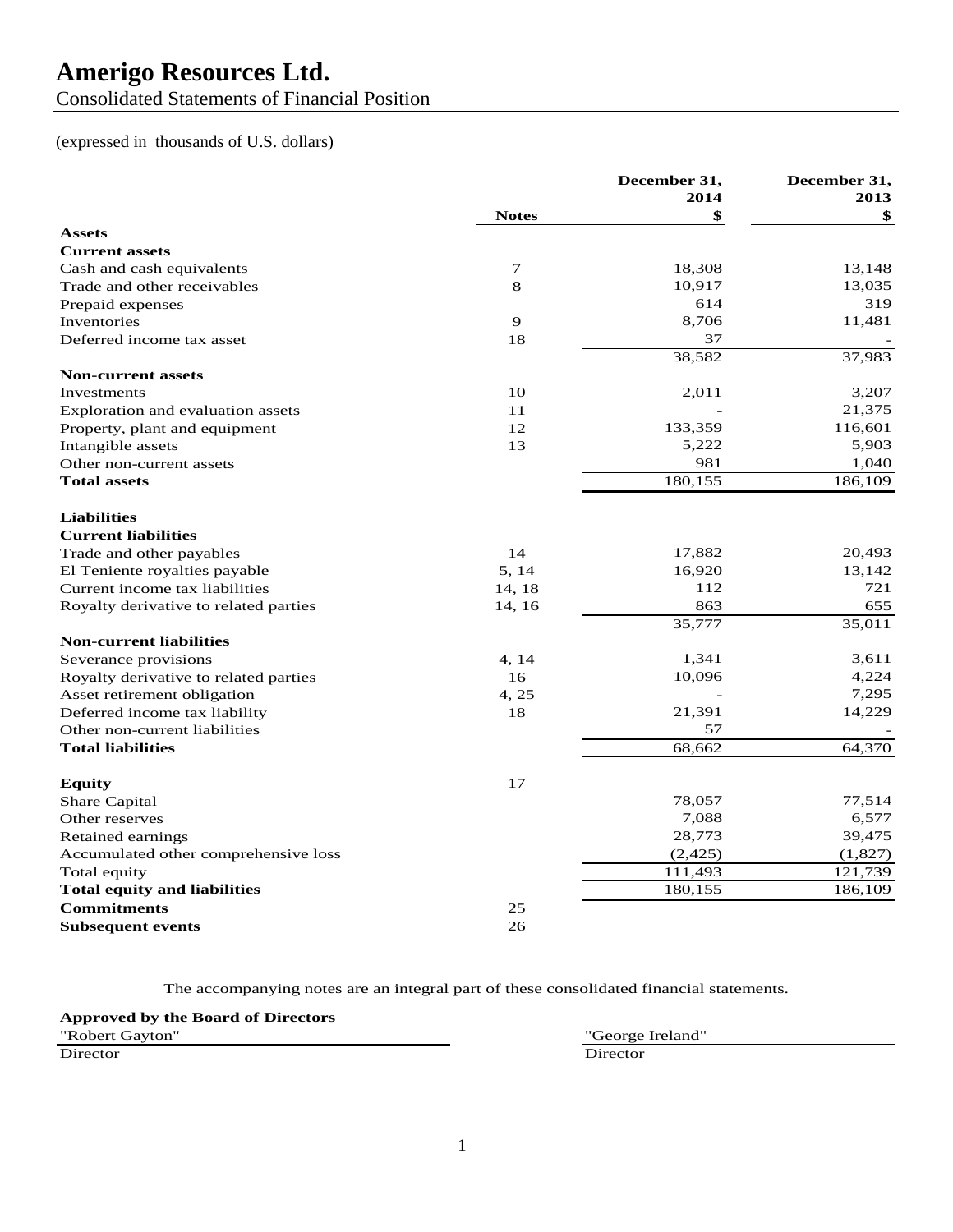# Amerigo Resources Ltd.

Consolidated Statements of Financial Position

(expressed in thousands of U.S. dollars)

| | Notes | December 31, 2014 $ | December 31, 2013 $ |
|---|---|---|---|
| **Assets** | | | |
| **Current assets** | | | |
| Cash and cash equivalents | 7 | 18,308 | 13,148 |
| Trade and other receivables | 8 | 10,917 | 13,035 |
| Prepaid expenses | | 614 | 319 |
| Inventories | 9 | 8,706 | 11,481 |
| Deferred income tax asset | 18 | 37 | - |
| | | 38,582 | 37,983 |
| **Non-current assets** | | | |
| Investments | 10 | 2,011 | 3,207 |
| Exploration and evaluation assets | 11 | - | 21,375 |
| Property, plant and equipment | 12 | 133,359 | 116,601 |
| Intangible assets | 13 | 5,222 | 5,903 |
| Other non-current assets | | 981 | 1,040 |
| **Total assets** | | 180,155 | 186,109 |
| **Liabilities** | | | |
| **Current liabilities** | | | |
| Trade and other payables | 14 | 17,882 | 20,493 |
| El Teniente royalties payable | 5, 14 | 16,920 | 13,142 |
| Current income tax liabilities | 14, 18 | 112 | 721 |
| Royalty derivative to related parties | 14, 16 | 863 | 655 |
| | | 35,777 | 35,011 |
| **Non-current liabilities** | | | |
| Severance provisions | 4, 14 | 1,341 | 3,611 |
| Royalty derivative to related parties | 16 | 10,096 | 4,224 |
| Asset retirement obligation | 4, 25 | - | 7,295 |
| Deferred income tax liability | 18 | 21,391 | 14,229 |
| Other non-current liabilities | | 57 | - |
| **Total liabilities** | | 68,662 | 64,370 |
| **Equity** | 17 | | |
| Share Capital | | 78,057 | 77,514 |
| Other reserves | | 7,088 | 6,577 |
| Retained earnings | | 28,773 | 39,475 |
| Accumulated other comprehensive loss | | (2,425) | (1,827) |
| Total equity | | 111,493 | 121,739 |
| **Total equity and liabilities** | | 180,155 | 186,109 |
| **Commitments** | 25 | | |
| **Subsequent events** | 26 | | |

The accompanying notes are an integral part of these consolidated financial statements.

**Approved by the Board of Directors**

"Robert Gayton"
Director

"George Ireland"
Director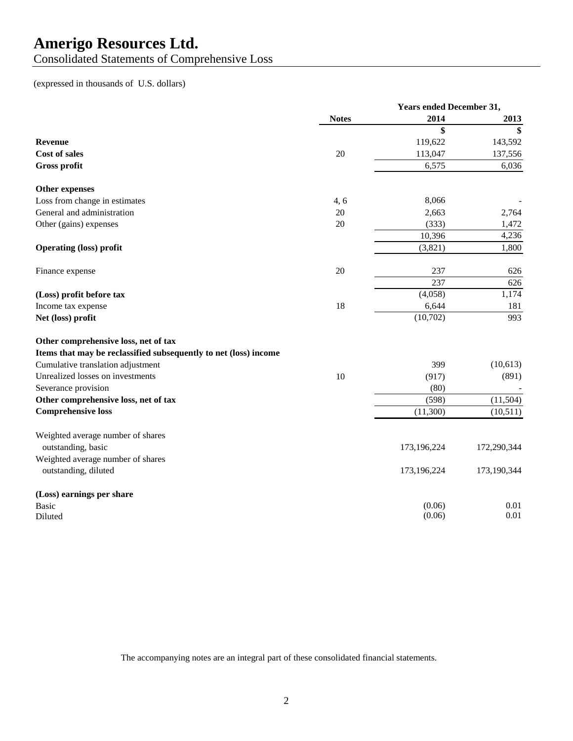# Amerigo Resources Ltd.

Consolidated Statements of Comprehensive Loss

(expressed in thousands of U.S. dollars)

| | Notes | Years ended December 31, 2014 | 2013 |
|---|---|---|---|
| | | $ | $ |
| **Revenue** | | 119,622 | 143,592 |
| **Cost of sales** | 20 | 113,047 | 137,556 |
| **Gross profit** | | 6,575 | 6,036 |
| | | | |
| **Other expenses** | | | |
| Loss from change in estimates | 4, 6 | 8,066 | - |
| General and administration | 20 | 2,663 | 2,764 |
| Other (gains) expenses | 20 | (333) | 1,472 |
| | | 10,396 | 4,236 |
| **Operating (loss) profit** | | (3,821) | 1,800 |
| | | | |
| Finance expense | 20 | 237 | 626 |
| | | 237 | 626 |
| **(Loss) profit before tax** | | (4,058) | 1,174 |
| Income tax expense | 18 | 6,644 | 181 |
| **Net (loss) profit** | | (10,702) | 993 |
| | | | |
| **Other comprehensive loss, net of tax** | | | |
| **Items that may be reclassified subsequently to net (loss) income** | | | |
| Cumulative translation adjustment | | 399 | (10,613) |
| Unrealized losses on investments | 10 | (917) | (891) |
| Severance provision | | (80) | - |
| **Other comprehensive loss, net of tax** | | (598) | (11,504) |
| **Comprehensive loss** | | (11,300) | (10,511) |
| | | | |
| Weighted average number of shares outstanding, basic | | 173,196,224 | 172,290,344 |
| Weighted average number of shares outstanding, diluted | | 173,196,224 | 173,190,344 |
| | | | |
| **(Loss) earnings per share** | | | |
| Basic | | (0.06) | 0.01 |
| Diluted | | (0.06) | 0.01 |

The accompanying notes are an integral part of these consolidated financial statements.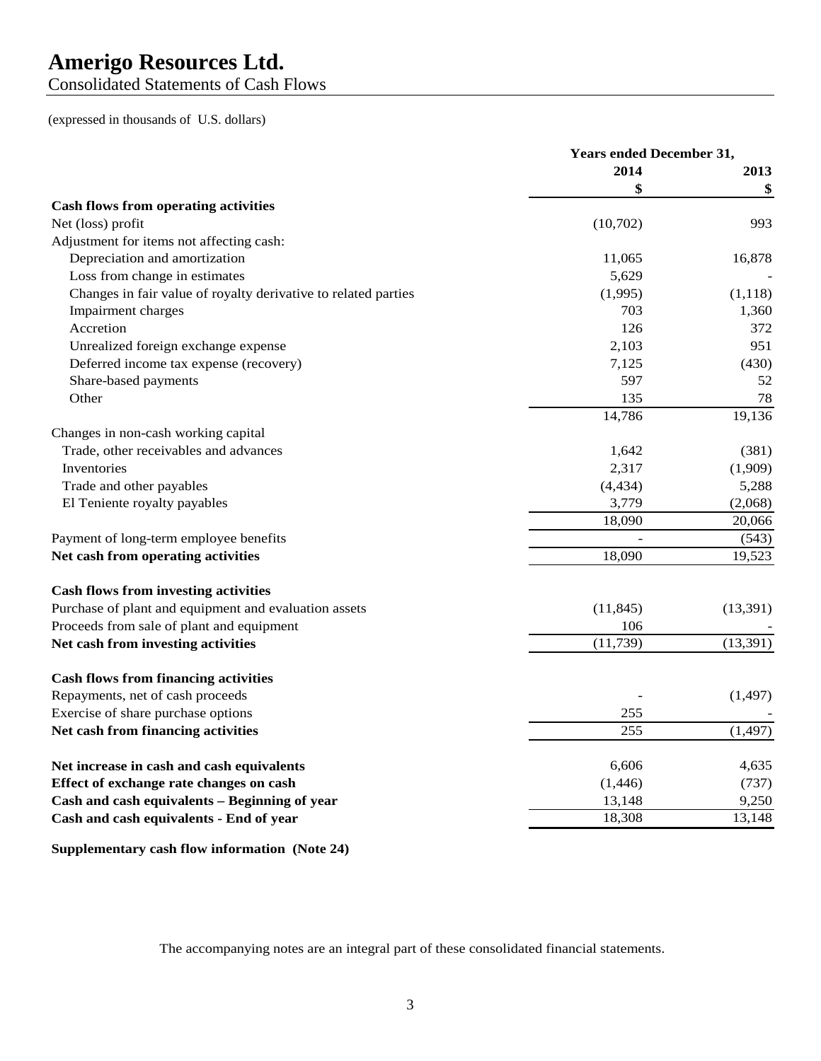# Amerigo Resources Ltd.

Consolidated Statements of Cash Flows

(expressed in thousands of U.S. dollars)

| | Years ended December 31, | |
|---|---|---|
| | 2014 | 2013 |
| | $ | $ |
| **Cash flows from operating activities** | | |
| Net (loss) profit | (10,702) | 993 |
| Adjustment for items not affecting cash: | | |
| Depreciation and amortization | 11,065 | 16,878 |
| Loss from change in estimates | 5,629 | - |
| Changes in fair value of royalty derivative to related parties | (1,995) | (1,118) |
| Impairment charges | 703 | 1,360 |
| Accretion | 126 | 372 |
| Unrealized foreign exchange expense | 2,103 | 951 |
| Deferred income tax expense (recovery) | 7,125 | (430) |
| Share-based payments | 597 | 52 |
| Other | 135 | 78 |
| | 14,786 | 19,136 |
| Changes in non-cash working capital | | |
| Trade, other receivables and advances | 1,642 | (381) |
| Inventories | 2,317 | (1,909) |
| Trade and other payables | (4,434) | 5,288 |
| El Teniente royalty payables | 3,779 | (2,068) |
| | 18,090 | 20,066 |
| Payment of long-term employee benefits | - | (543) |
| **Net cash from operating activities** | 18,090 | 19,523 |
| **Cash flows from investing activities** | | |
| Purchase of plant and equipment and evaluation assets | (11,845) | (13,391) |
| Proceeds from sale of plant and equipment | 106 | - |
| **Net cash from investing activities** | (11,739) | (13,391) |
| **Cash flows from financing activities** | | |
| Repayments, net of cash proceeds | - | (1,497) |
| Exercise of share purchase options | 255 | - |
| **Net cash from financing activities** | 255 | (1,497) |
| **Net increase in cash and cash equivalents** | 6,606 | 4,635 |
| **Effect of exchange rate changes on cash** | (1,446) | (737) |
| **Cash and cash equivalents – Beginning of year** | 13,148 | 9,250 |
| **Cash and cash equivalents - End of year** | 18,308 | 13,148 |

**Supplementary cash flow information (Note 24)**

The accompanying notes are an integral part of these consolidated financial statements.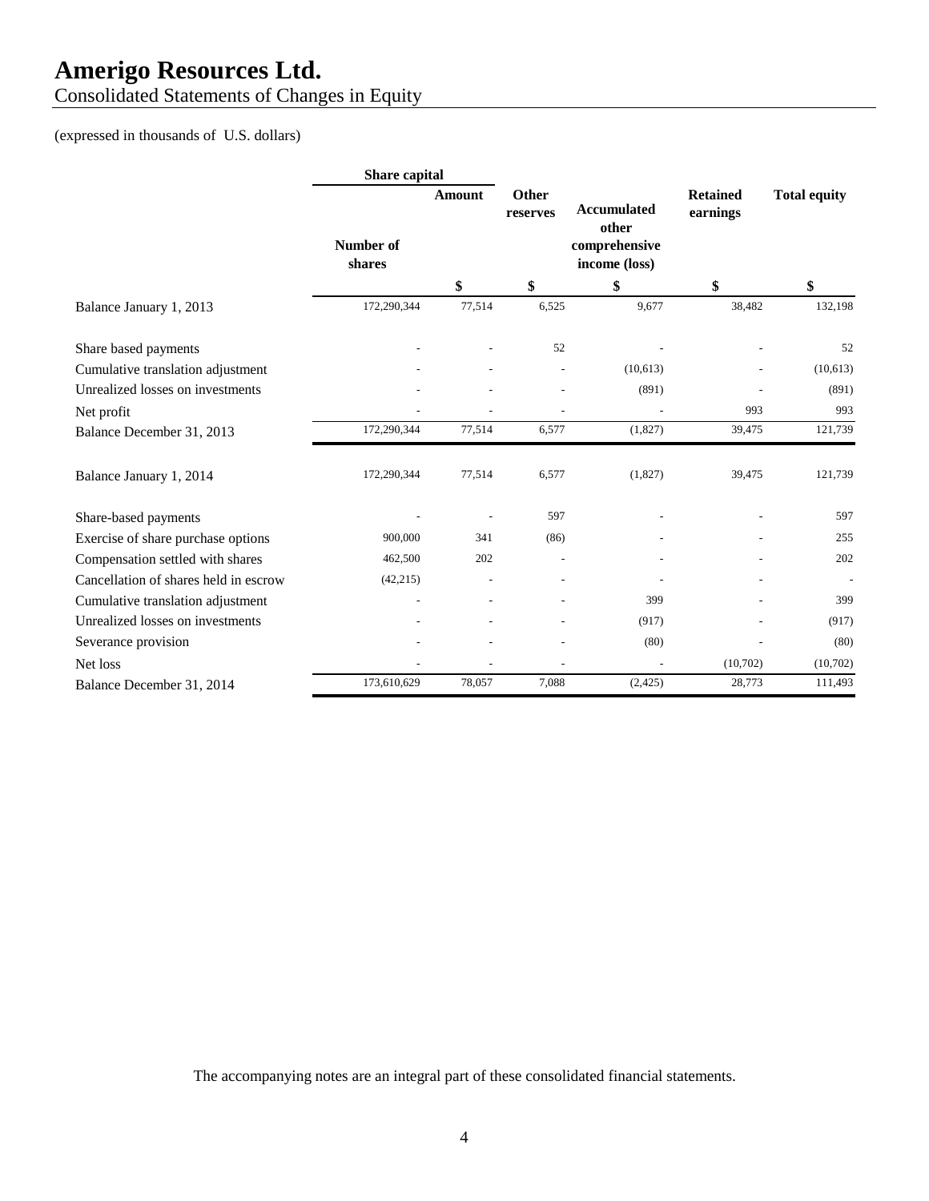# Amerigo Resources Ltd.

Consolidated Statements of Changes in Equity

(expressed in thousands of U.S. dollars)

| | Share capital | | Other reserves | Accumulated other comprehensive income (loss) | Retained earnings | Total equity |
|---|---|---|---|---|---|---|
| | Number of shares | Amount | | | | |
| | | $ | $ | $ | $ | $ |
| Balance January 1, 2013 | 172,290,344 | 77,514 | 6,525 | 9,677 | 38,482 | 132,198 |
| Share based payments | - | - | 52 | - | - | 52 |
| Cumulative translation adjustment | - | - | - | (10,613) | - | (10,613) |
| Unrealized losses on investments | - | - | - | (891) | - | (891) |
| Net profit | - | - | - | - | 993 | 993 |
| Balance December 31, 2013 | 172,290,344 | 77,514 | 6,577 | (1,827) | 39,475 | 121,739 |
| Balance January 1, 2014 | 172,290,344 | 77,514 | 6,577 | (1,827) | 39,475 | 121,739 |
| Share-based payments | - | - | 597 | - | - | 597 |
| Exercise of share purchase options | 900,000 | 341 | (86) | - | - | 255 |
| Compensation settled with shares | 462,500 | 202 | - | - | - | 202 |
| Cancellation of shares held in escrow | (42,215) | - | - | - | - | - |
| Cumulative translation adjustment | - | - | - | 399 | - | 399 |
| Unrealized losses on investments | - | - | - | (917) | - | (917) |
| Severance provision | - | - | - | (80) | - | (80) |
| Net loss | - | - | - | - | (10,702) | (10,702) |
| Balance December 31, 2014 | 173,610,629 | 78,057 | 7,088 | (2,425) | 28,773 | 111,493 |

The accompanying notes are an integral part of these consolidated financial statements.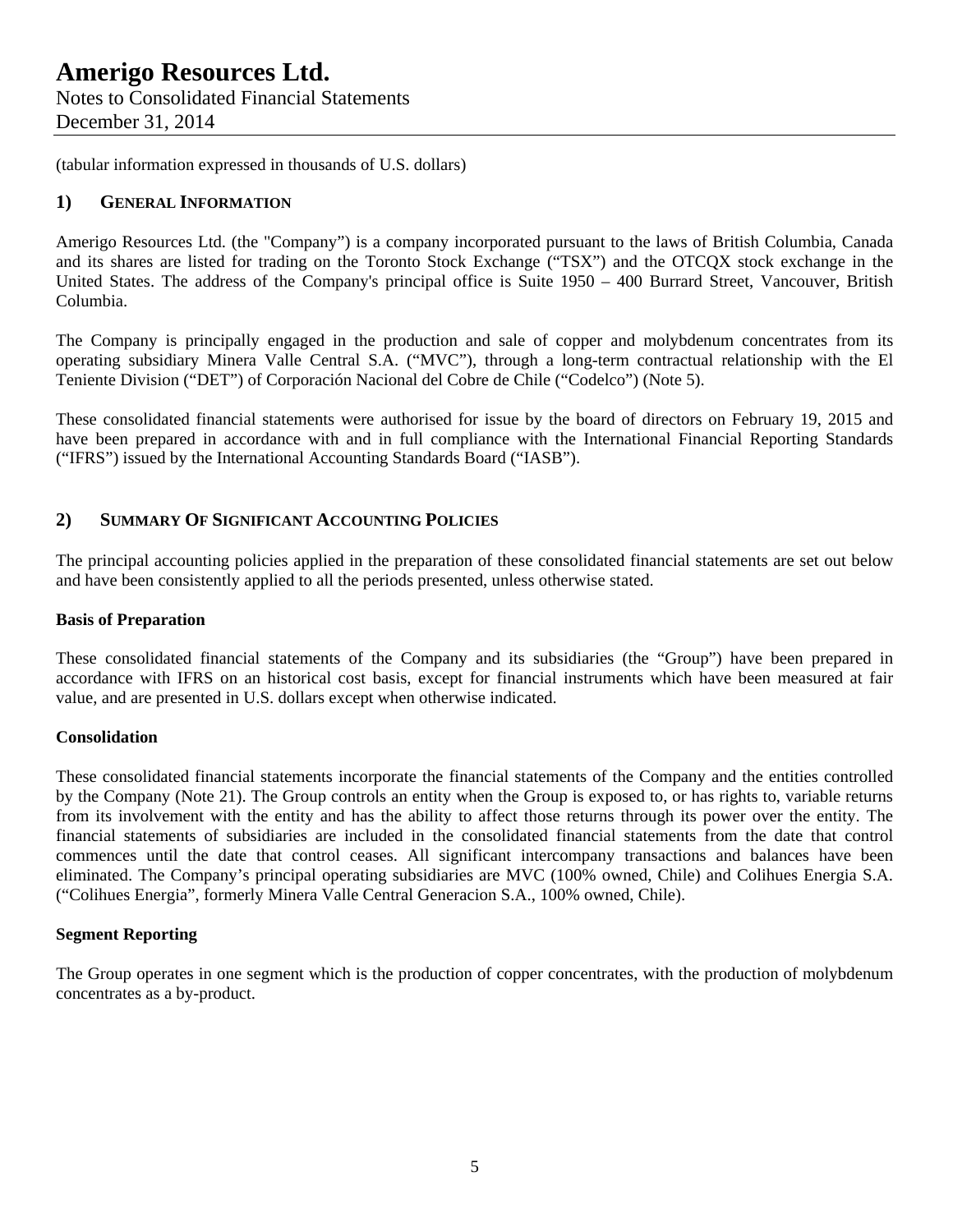(tabular information expressed in thousands of U.S. dollars)

## 1) GENERAL INFORMATION

Amerigo Resources Ltd. (the "Company") is a company incorporated pursuant to the laws of British Columbia, Canada and its shares are listed for trading on the Toronto Stock Exchange ("TSX") and the OTCQX stock exchange in the United States. The address of the Company's principal office is Suite 1950 – 400 Burrard Street, Vancouver, British Columbia.

The Company is principally engaged in the production and sale of copper and molybdenum concentrates from its operating subsidiary Minera Valle Central S.A. ("MVC"), through a long-term contractual relationship with the El Teniente Division ("DET") of Corporación Nacional del Cobre de Chile ("Codelco") (Note 5).

These consolidated financial statements were authorised for issue by the board of directors on February 19, 2015 and have been prepared in accordance with and in full compliance with the International Financial Reporting Standards ("IFRS") issued by the International Accounting Standards Board ("IASB").

## 2) SUMMARY OF SIGNIFICANT ACCOUNTING POLICIES

The principal accounting policies applied in the preparation of these consolidated financial statements are set out below and have been consistently applied to all the periods presented, unless otherwise stated.

**Basis of Preparation**

These consolidated financial statements of the Company and its subsidiaries (the "Group") have been prepared in accordance with IFRS on an historical cost basis, except for financial instruments which have been measured at fair value, and are presented in U.S. dollars except when otherwise indicated.

**Consolidation**

These consolidated financial statements incorporate the financial statements of the Company and the entities controlled by the Company (Note 21). The Group controls an entity when the Group is exposed to, or has rights to, variable returns from its involvement with the entity and has the ability to affect those returns through its power over the entity. The financial statements of subsidiaries are included in the consolidated financial statements from the date that control commences until the date that control ceases. All significant intercompany transactions and balances have been eliminated. The Company's principal operating subsidiaries are MVC (100% owned, Chile) and Colihues Energia S.A. ("Colihues Energia", formerly Minera Valle Central Generacion S.A., 100% owned, Chile).

**Segment Reporting**

The Group operates in one segment which is the production of copper concentrates, with the production of molybdenum concentrates as a by-product.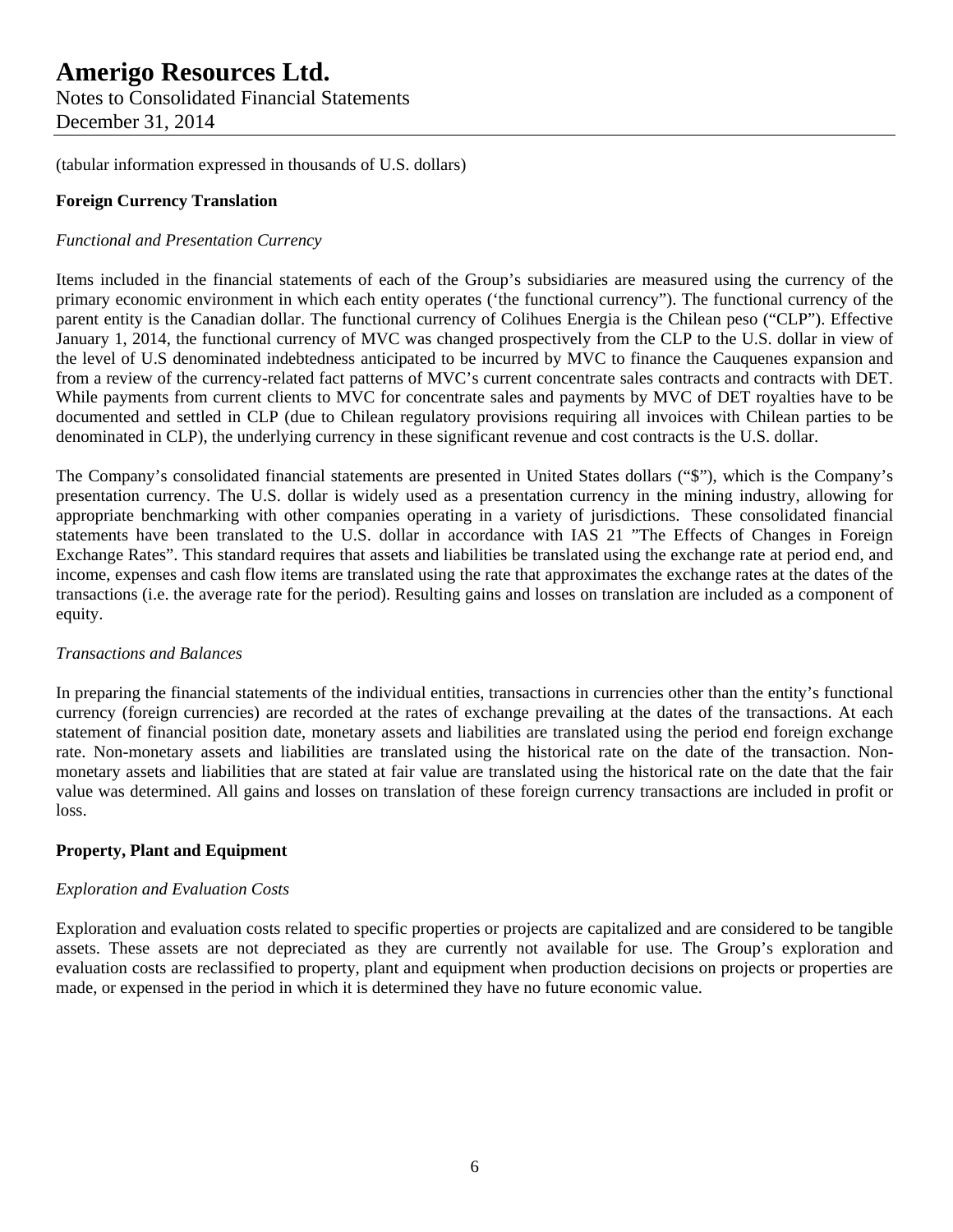(tabular information expressed in thousands of U.S. dollars)

**Foreign Currency Translation**

*Functional and Presentation Currency*

Items included in the financial statements of each of the Group's subsidiaries are measured using the currency of the primary economic environment in which each entity operates ('the functional currency"). The functional currency of the parent entity is the Canadian dollar. The functional currency of Colihues Energia is the Chilean peso ("CLP"). Effective January 1, 2014, the functional currency of MVC was changed prospectively from the CLP to the U.S. dollar in view of the level of U.S denominated indebtedness anticipated to be incurred by MVC to finance the Cauquenes expansion and from a review of the currency-related fact patterns of MVC's current concentrate sales contracts and contracts with DET. While payments from current clients to MVC for concentrate sales and payments by MVC of DET royalties have to be documented and settled in CLP (due to Chilean regulatory provisions requiring all invoices with Chilean parties to be denominated in CLP), the underlying currency in these significant revenue and cost contracts is the U.S. dollar.

The Company's consolidated financial statements are presented in United States dollars ("$"), which is the Company's presentation currency. The U.S. dollar is widely used as a presentation currency in the mining industry, allowing for appropriate benchmarking with other companies operating in a variety of jurisdictions. These consolidated financial statements have been translated to the U.S. dollar in accordance with IAS 21 "The Effects of Changes in Foreign Exchange Rates". This standard requires that assets and liabilities be translated using the exchange rate at period end, and income, expenses and cash flow items are translated using the rate that approximates the exchange rates at the dates of the transactions (i.e. the average rate for the period). Resulting gains and losses on translation are included as a component of equity.

*Transactions and Balances*

In preparing the financial statements of the individual entities, transactions in currencies other than the entity's functional currency (foreign currencies) are recorded at the rates of exchange prevailing at the dates of the transactions. At each statement of financial position date, monetary assets and liabilities are translated using the period end foreign exchange rate. Non-monetary assets and liabilities are translated using the historical rate on the date of the transaction. Non-monetary assets and liabilities that are stated at fair value are translated using the historical rate on the date that the fair value was determined. All gains and losses on translation of these foreign currency transactions are included in profit or loss.

**Property, Plant and Equipment**

*Exploration and Evaluation Costs*

Exploration and evaluation costs related to specific properties or projects are capitalized and are considered to be tangible assets. These assets are not depreciated as they are currently not available for use. The Group's exploration and evaluation costs are reclassified to property, plant and equipment when production decisions on projects or properties are made, or expensed in the period in which it is determined they have no future economic value.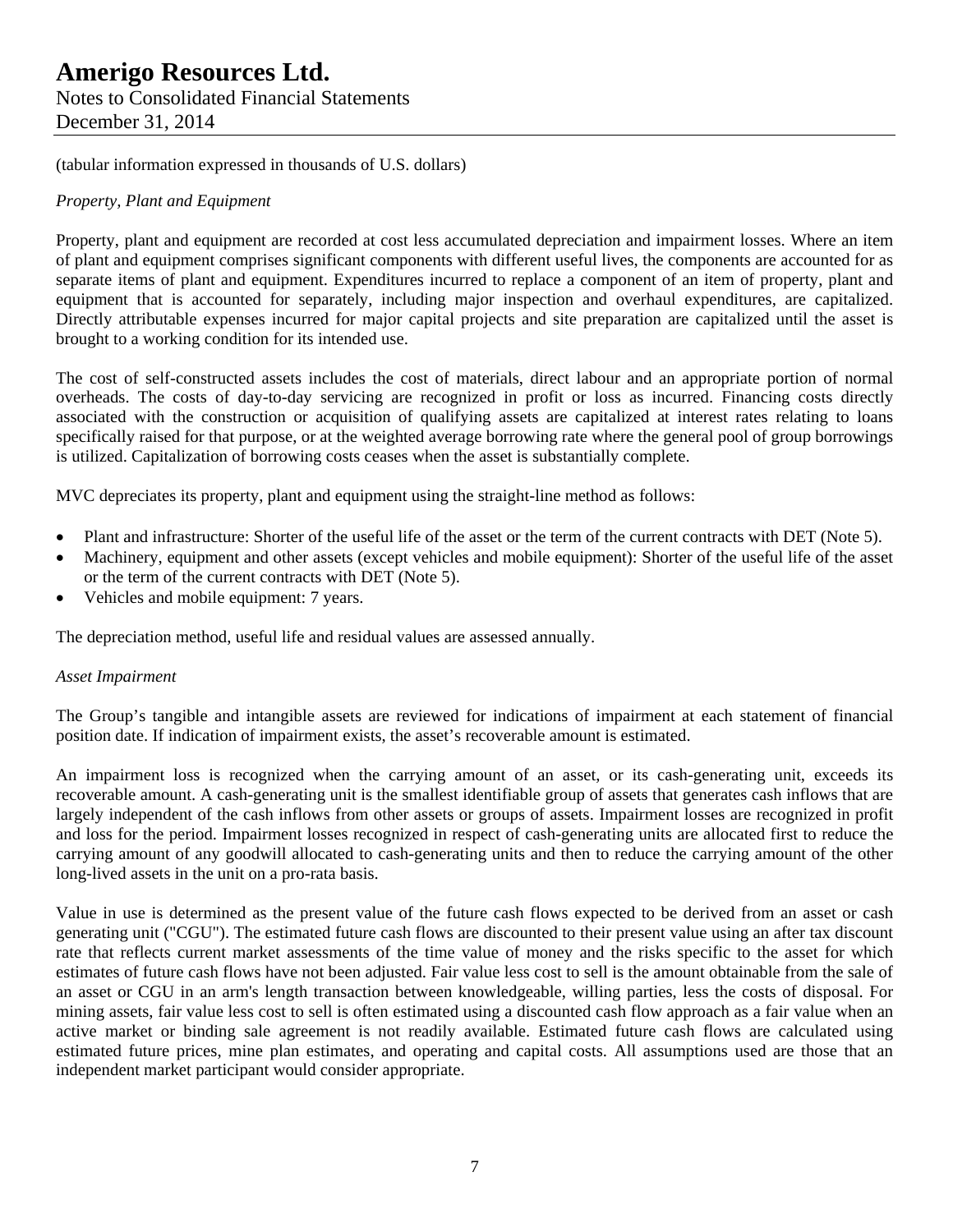(tabular information expressed in thousands of U.S. dollars)

*Property, Plant and Equipment*

Property, plant and equipment are recorded at cost less accumulated depreciation and impairment losses. Where an item of plant and equipment comprises significant components with different useful lives, the components are accounted for as separate items of plant and equipment. Expenditures incurred to replace a component of an item of property, plant and equipment that is accounted for separately, including major inspection and overhaul expenditures, are capitalized. Directly attributable expenses incurred for major capital projects and site preparation are capitalized until the asset is brought to a working condition for its intended use.

The cost of self-constructed assets includes the cost of materials, direct labour and an appropriate portion of normal overheads. The costs of day-to-day servicing are recognized in profit or loss as incurred. Financing costs directly associated with the construction or acquisition of qualifying assets are capitalized at interest rates relating to loans specifically raised for that purpose, or at the weighted average borrowing rate where the general pool of group borrowings is utilized. Capitalization of borrowing costs ceases when the asset is substantially complete.

MVC depreciates its property, plant and equipment using the straight-line method as follows:

- Plant and infrastructure: Shorter of the useful life of the asset or the term of the current contracts with DET (Note 5).
- Machinery, equipment and other assets (except vehicles and mobile equipment): Shorter of the useful life of the asset or the term of the current contracts with DET (Note 5).
- Vehicles and mobile equipment: 7 years.

The depreciation method, useful life and residual values are assessed annually.

*Asset Impairment*

The Group's tangible and intangible assets are reviewed for indications of impairment at each statement of financial position date. If indication of impairment exists, the asset's recoverable amount is estimated.

An impairment loss is recognized when the carrying amount of an asset, or its cash-generating unit, exceeds its recoverable amount. A cash-generating unit is the smallest identifiable group of assets that generates cash inflows that are largely independent of the cash inflows from other assets or groups of assets. Impairment losses are recognized in profit and loss for the period. Impairment losses recognized in respect of cash-generating units are allocated first to reduce the carrying amount of any goodwill allocated to cash-generating units and then to reduce the carrying amount of the other long-lived assets in the unit on a pro-rata basis.

Value in use is determined as the present value of the future cash flows expected to be derived from an asset or cash generating unit ("CGU"). The estimated future cash flows are discounted to their present value using an after tax discount rate that reflects current market assessments of the time value of money and the risks specific to the asset for which estimates of future cash flows have not been adjusted. Fair value less cost to sell is the amount obtainable from the sale of an asset or CGU in an arm's length transaction between knowledgeable, willing parties, less the costs of disposal. For mining assets, fair value less cost to sell is often estimated using a discounted cash flow approach as a fair value when an active market or binding sale agreement is not readily available. Estimated future cash flows are calculated using estimated future prices, mine plan estimates, and operating and capital costs. All assumptions used are those that an independent market participant would consider appropriate.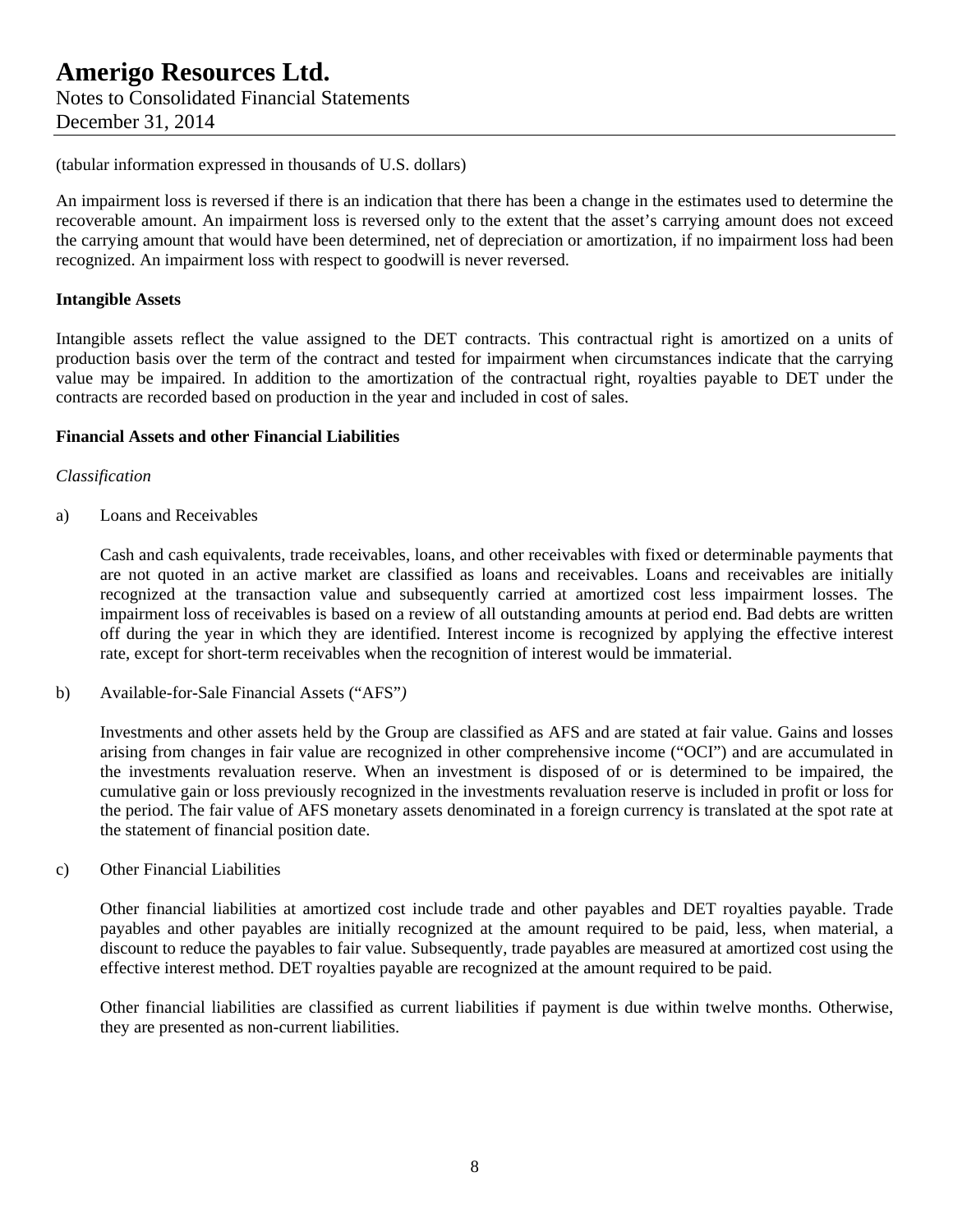(tabular information expressed in thousands of U.S. dollars)

An impairment loss is reversed if there is an indication that there has been a change in the estimates used to determine the recoverable amount. An impairment loss is reversed only to the extent that the asset's carrying amount does not exceed the carrying amount that would have been determined, net of depreciation or amortization, if no impairment loss had been recognized. An impairment loss with respect to goodwill is never reversed.

**Intangible Assets**

Intangible assets reflect the value assigned to the DET contracts. This contractual right is amortized on a units of production basis over the term of the contract and tested for impairment when circumstances indicate that the carrying value may be impaired. In addition to the amortization of the contractual right, royalties payable to DET under the contracts are recorded based on production in the year and included in cost of sales.

**Financial Assets and other Financial Liabilities**

*Classification*

a) Loans and Receivables

Cash and cash equivalents, trade receivables, loans, and other receivables with fixed or determinable payments that are not quoted in an active market are classified as loans and receivables. Loans and receivables are initially recognized at the transaction value and subsequently carried at amortized cost less impairment losses. The impairment loss of receivables is based on a review of all outstanding amounts at period end. Bad debts are written off during the year in which they are identified. Interest income is recognized by applying the effective interest rate, except for short-term receivables when the recognition of interest would be immaterial.

b) Available-for-Sale Financial Assets ("AFS")

Investments and other assets held by the Group are classified as AFS and are stated at fair value. Gains and losses arising from changes in fair value are recognized in other comprehensive income ("OCI") and are accumulated in the investments revaluation reserve. When an investment is disposed of or is determined to be impaired, the cumulative gain or loss previously recognized in the investments revaluation reserve is included in profit or loss for the period. The fair value of AFS monetary assets denominated in a foreign currency is translated at the spot rate at the statement of financial position date.

c) Other Financial Liabilities

Other financial liabilities at amortized cost include trade and other payables and DET royalties payable. Trade payables and other payables are initially recognized at the amount required to be paid, less, when material, a discount to reduce the payables to fair value. Subsequently, trade payables are measured at amortized cost using the effective interest method. DET royalties payable are recognized at the amount required to be paid.

Other financial liabilities are classified as current liabilities if payment is due within twelve months. Otherwise, they are presented as non-current liabilities.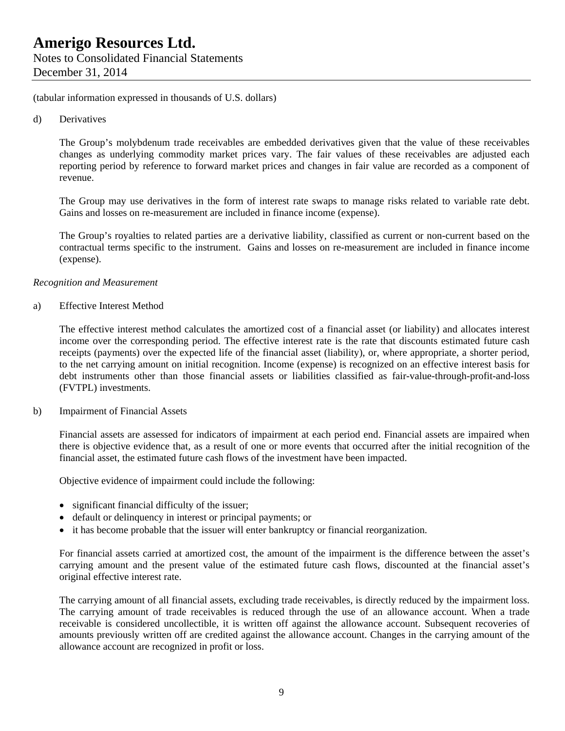(tabular information expressed in thousands of U.S. dollars)

d) Derivatives

The Group's molybdenum trade receivables are embedded derivatives given that the value of these receivables changes as underlying commodity market prices vary. The fair values of these receivables are adjusted each reporting period by reference to forward market prices and changes in fair value are recorded as a component of revenue.

The Group may use derivatives in the form of interest rate swaps to manage risks related to variable rate debt. Gains and losses on re-measurement are included in finance income (expense).

The Group's royalties to related parties are a derivative liability, classified as current or non-current based on the contractual terms specific to the instrument. Gains and losses on re-measurement are included in finance income (expense).

*Recognition and Measurement*

a) Effective Interest Method

The effective interest method calculates the amortized cost of a financial asset (or liability) and allocates interest income over the corresponding period. The effective interest rate is the rate that discounts estimated future cash receipts (payments) over the expected life of the financial asset (liability), or, where appropriate, a shorter period, to the net carrying amount on initial recognition. Income (expense) is recognized on an effective interest basis for debt instruments other than those financial assets or liabilities classified as fair-value-through-profit-and-loss (FVTPL) investments.

b) Impairment of Financial Assets

Financial assets are assessed for indicators of impairment at each period end. Financial assets are impaired when there is objective evidence that, as a result of one or more events that occurred after the initial recognition of the financial asset, the estimated future cash flows of the investment have been impacted.

Objective evidence of impairment could include the following:

- significant financial difficulty of the issuer;
- default or delinquency in interest or principal payments; or
- it has become probable that the issuer will enter bankruptcy or financial reorganization.

For financial assets carried at amortized cost, the amount of the impairment is the difference between the asset's carrying amount and the present value of the estimated future cash flows, discounted at the financial asset's original effective interest rate.

The carrying amount of all financial assets, excluding trade receivables, is directly reduced by the impairment loss. The carrying amount of trade receivables is reduced through the use of an allowance account. When a trade receivable is considered uncollectible, it is written off against the allowance account. Subsequent recoveries of amounts previously written off are credited against the allowance account. Changes in the carrying amount of the allowance account are recognized in profit or loss.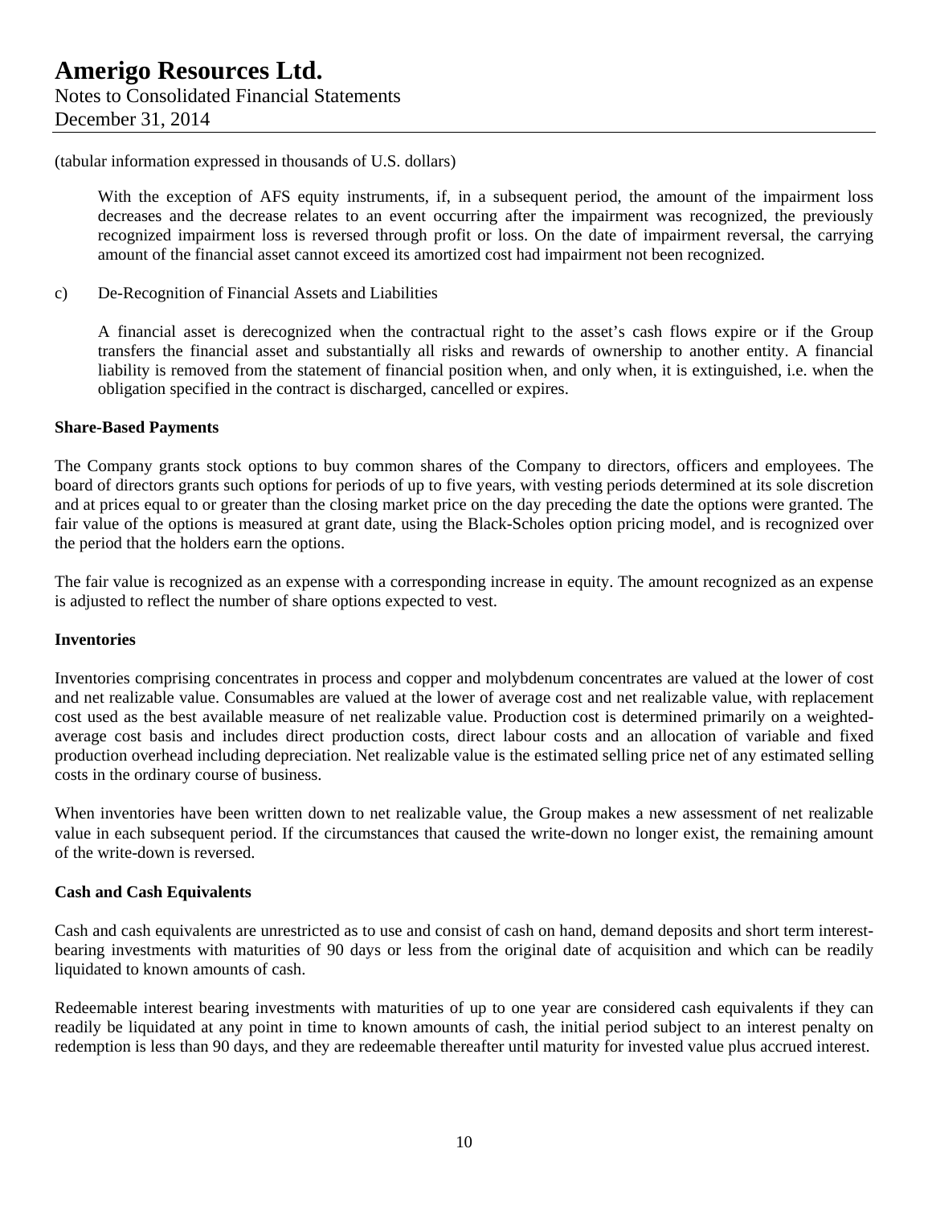(tabular information expressed in thousands of U.S. dollars)

With the exception of AFS equity instruments, if, in a subsequent period, the amount of the impairment loss decreases and the decrease relates to an event occurring after the impairment was recognized, the previously recognized impairment loss is reversed through profit or loss. On the date of impairment reversal, the carrying amount of the financial asset cannot exceed its amortized cost had impairment not been recognized.

c) De-Recognition of Financial Assets and Liabilities

A financial asset is derecognized when the contractual right to the asset's cash flows expire or if the Group transfers the financial asset and substantially all risks and rewards of ownership to another entity. A financial liability is removed from the statement of financial position when, and only when, it is extinguished, i.e. when the obligation specified in the contract is discharged, cancelled or expires.

**Share-Based Payments**

The Company grants stock options to buy common shares of the Company to directors, officers and employees. The board of directors grants such options for periods of up to five years, with vesting periods determined at its sole discretion and at prices equal to or greater than the closing market price on the day preceding the date the options were granted. The fair value of the options is measured at grant date, using the Black-Scholes option pricing model, and is recognized over the period that the holders earn the options.

The fair value is recognized as an expense with a corresponding increase in equity. The amount recognized as an expense is adjusted to reflect the number of share options expected to vest.

**Inventories**

Inventories comprising concentrates in process and copper and molybdenum concentrates are valued at the lower of cost and net realizable value. Consumables are valued at the lower of average cost and net realizable value, with replacement cost used as the best available measure of net realizable value. Production cost is determined primarily on a weighted-average cost basis and includes direct production costs, direct labour costs and an allocation of variable and fixed production overhead including depreciation. Net realizable value is the estimated selling price net of any estimated selling costs in the ordinary course of business.

When inventories have been written down to net realizable value, the Group makes a new assessment of net realizable value in each subsequent period. If the circumstances that caused the write-down no longer exist, the remaining amount of the write-down is reversed.

**Cash and Cash Equivalents**

Cash and cash equivalents are unrestricted as to use and consist of cash on hand, demand deposits and short term interest-bearing investments with maturities of 90 days or less from the original date of acquisition and which can be readily liquidated to known amounts of cash.

Redeemable interest bearing investments with maturities of up to one year are considered cash equivalents if they can readily be liquidated at any point in time to known amounts of cash, the initial period subject to an interest penalty on redemption is less than 90 days, and they are redeemable thereafter until maturity for invested value plus accrued interest.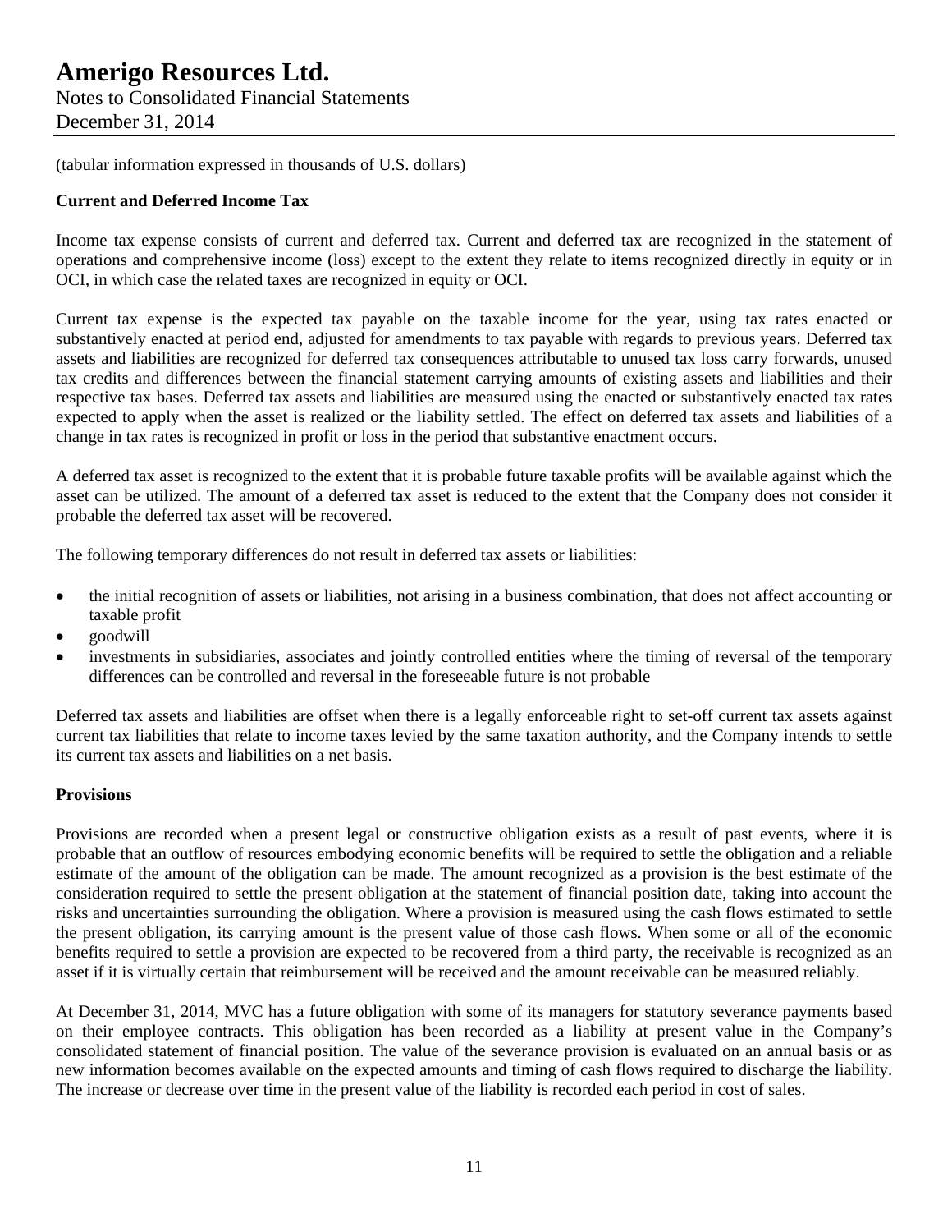(tabular information expressed in thousands of U.S. dollars)

**Current and Deferred Income Tax**

Income tax expense consists of current and deferred tax. Current and deferred tax are recognized in the statement of operations and comprehensive income (loss) except to the extent they relate to items recognized directly in equity or in OCI, in which case the related taxes are recognized in equity or OCI.

Current tax expense is the expected tax payable on the taxable income for the year, using tax rates enacted or substantively enacted at period end, adjusted for amendments to tax payable with regards to previous years. Deferred tax assets and liabilities are recognized for deferred tax consequences attributable to unused tax loss carry forwards, unused tax credits and differences between the financial statement carrying amounts of existing assets and liabilities and their respective tax bases. Deferred tax assets and liabilities are measured using the enacted or substantively enacted tax rates expected to apply when the asset is realized or the liability settled. The effect on deferred tax assets and liabilities of a change in tax rates is recognized in profit or loss in the period that substantive enactment occurs.

A deferred tax asset is recognized to the extent that it is probable future taxable profits will be available against which the asset can be utilized. The amount of a deferred tax asset is reduced to the extent that the Company does not consider it probable the deferred tax asset will be recovered.

The following temporary differences do not result in deferred tax assets or liabilities:

- the initial recognition of assets or liabilities, not arising in a business combination, that does not affect accounting or taxable profit
- goodwill
- investments in subsidiaries, associates and jointly controlled entities where the timing of reversal of the temporary differences can be controlled and reversal in the foreseeable future is not probable

Deferred tax assets and liabilities are offset when there is a legally enforceable right to set-off current tax assets against current tax liabilities that relate to income taxes levied by the same taxation authority, and the Company intends to settle its current tax assets and liabilities on a net basis.

**Provisions**

Provisions are recorded when a present legal or constructive obligation exists as a result of past events, where it is probable that an outflow of resources embodying economic benefits will be required to settle the obligation and a reliable estimate of the amount of the obligation can be made. The amount recognized as a provision is the best estimate of the consideration required to settle the present obligation at the statement of financial position date, taking into account the risks and uncertainties surrounding the obligation. Where a provision is measured using the cash flows estimated to settle the present obligation, its carrying amount is the present value of those cash flows. When some or all of the economic benefits required to settle a provision are expected to be recovered from a third party, the receivable is recognized as an asset if it is virtually certain that reimbursement will be received and the amount receivable can be measured reliably.

At December 31, 2014, MVC has a future obligation with some of its managers for statutory severance payments based on their employee contracts. This obligation has been recorded as a liability at present value in the Company's consolidated statement of financial position. The value of the severance provision is evaluated on an annual basis or as new information becomes available on the expected amounts and timing of cash flows required to discharge the liability. The increase or decrease over time in the present value of the liability is recorded each period in cost of sales.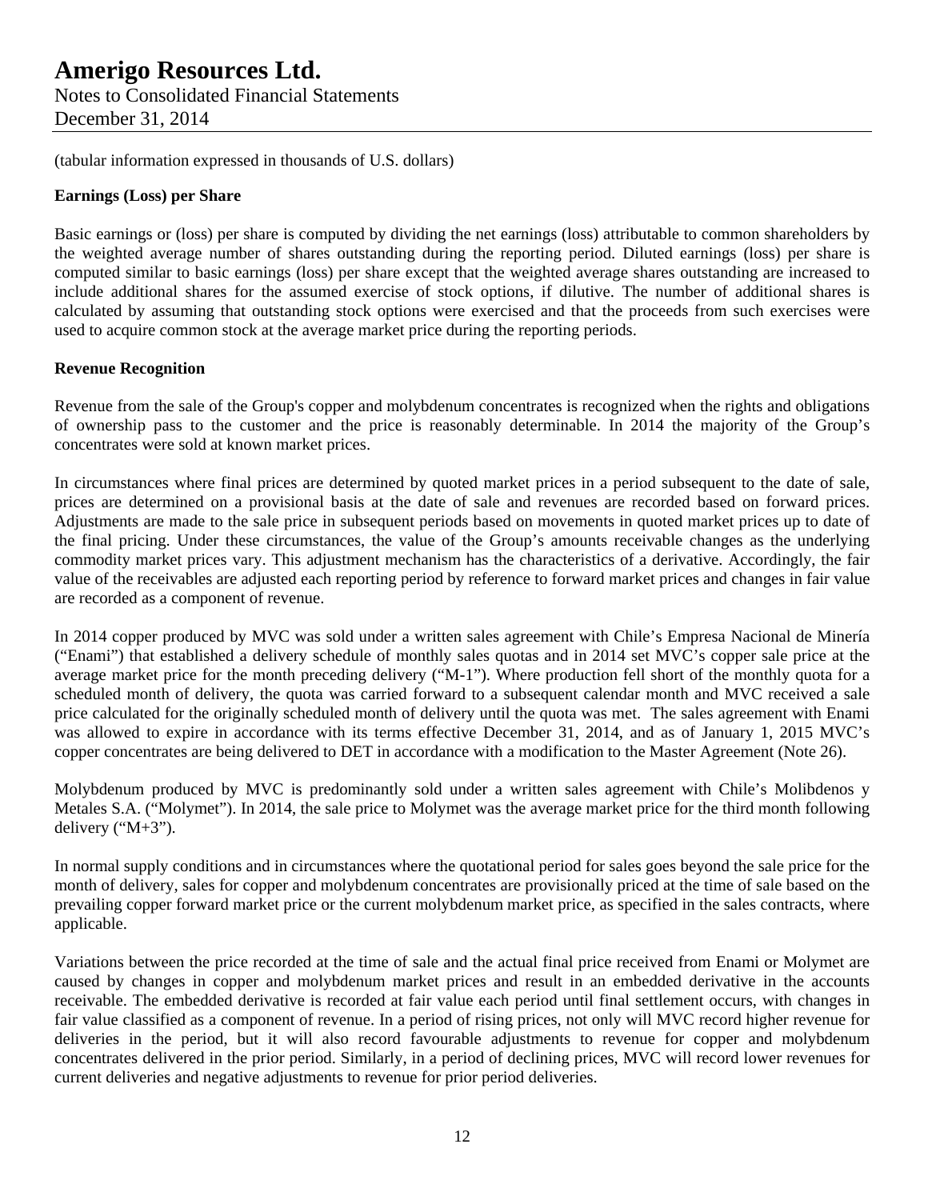(tabular information expressed in thousands of U.S. dollars)

**Earnings (Loss) per Share**

Basic earnings or (loss) per share is computed by dividing the net earnings (loss) attributable to common shareholders by the weighted average number of shares outstanding during the reporting period. Diluted earnings (loss) per share is computed similar to basic earnings (loss) per share except that the weighted average shares outstanding are increased to include additional shares for the assumed exercise of stock options, if dilutive. The number of additional shares is calculated by assuming that outstanding stock options were exercised and that the proceeds from such exercises were used to acquire common stock at the average market price during the reporting periods.

**Revenue Recognition**

Revenue from the sale of the Group's copper and molybdenum concentrates is recognized when the rights and obligations of ownership pass to the customer and the price is reasonably determinable. In 2014 the majority of the Group's concentrates were sold at known market prices.

In circumstances where final prices are determined by quoted market prices in a period subsequent to the date of sale, prices are determined on a provisional basis at the date of sale and revenues are recorded based on forward prices. Adjustments are made to the sale price in subsequent periods based on movements in quoted market prices up to date of the final pricing. Under these circumstances, the value of the Group's amounts receivable changes as the underlying commodity market prices vary. This adjustment mechanism has the characteristics of a derivative. Accordingly, the fair value of the receivables are adjusted each reporting period by reference to forward market prices and changes in fair value are recorded as a component of revenue.

In 2014 copper produced by MVC was sold under a written sales agreement with Chile's Empresa Nacional de Minería ("Enami") that established a delivery schedule of monthly sales quotas and in 2014 set MVC's copper sale price at the average market price for the month preceding delivery ("M-1"). Where production fell short of the monthly quota for a scheduled month of delivery, the quota was carried forward to a subsequent calendar month and MVC received a sale price calculated for the originally scheduled month of delivery until the quota was met. The sales agreement with Enami was allowed to expire in accordance with its terms effective December 31, 2014, and as of January 1, 2015 MVC's copper concentrates are being delivered to DET in accordance with a modification to the Master Agreement (Note 26).

Molybdenum produced by MVC is predominantly sold under a written sales agreement with Chile's Molibdenos y Metales S.A. ("Molymet"). In 2014, the sale price to Molymet was the average market price for the third month following delivery ("M+3").

In normal supply conditions and in circumstances where the quotational period for sales goes beyond the sale price for the month of delivery, sales for copper and molybdenum concentrates are provisionally priced at the time of sale based on the prevailing copper forward market price or the current molybdenum market price, as specified in the sales contracts, where applicable.

Variations between the price recorded at the time of sale and the actual final price received from Enami or Molymet are caused by changes in copper and molybdenum market prices and result in an embedded derivative in the accounts receivable. The embedded derivative is recorded at fair value each period until final settlement occurs, with changes in fair value classified as a component of revenue. In a period of rising prices, not only will MVC record higher revenue for deliveries in the period, but it will also record favourable adjustments to revenue for copper and molybdenum concentrates delivered in the prior period. Similarly, in a period of declining prices, MVC will record lower revenues for current deliveries and negative adjustments to revenue for prior period deliveries.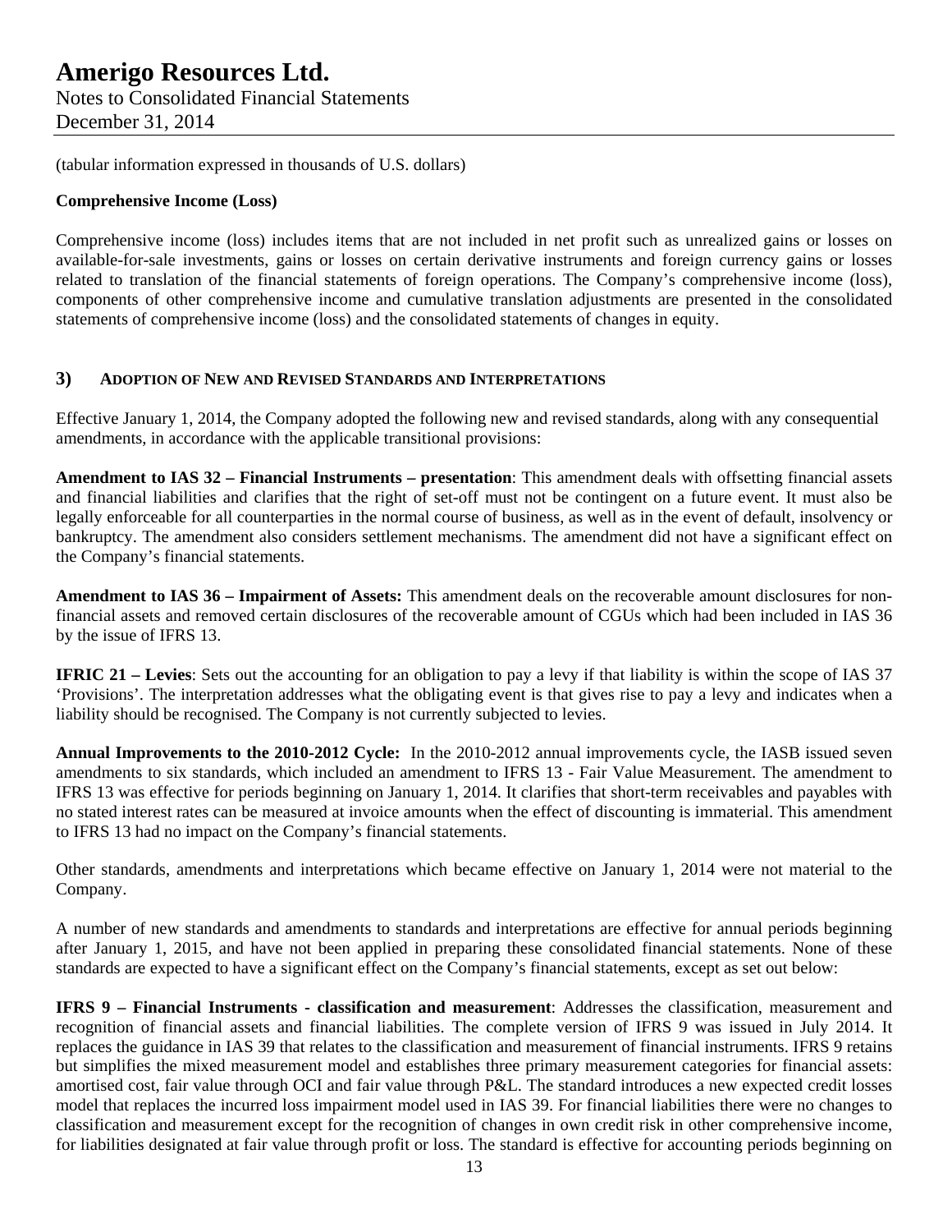(tabular information expressed in thousands of U.S. dollars)

**Comprehensive Income (Loss)**

Comprehensive income (loss) includes items that are not included in net profit such as unrealized gains or losses on available-for-sale investments, gains or losses on certain derivative instruments and foreign currency gains or losses related to translation of the financial statements of foreign operations. The Company's comprehensive income (loss), components of other comprehensive income and cumulative translation adjustments are presented in the consolidated statements of comprehensive income (loss) and the consolidated statements of changes in equity.

## 3) ADOPTION OF NEW AND REVISED STANDARDS AND INTERPRETATIONS

Effective January 1, 2014, the Company adopted the following new and revised standards, along with any consequential amendments, in accordance with the applicable transitional provisions:

**Amendment to IAS 32 – Financial Instruments – presentation**: This amendment deals with offsetting financial assets and financial liabilities and clarifies that the right of set-off must not be contingent on a future event. It must also be legally enforceable for all counterparties in the normal course of business, as well as in the event of default, insolvency or bankruptcy. The amendment also considers settlement mechanisms. The amendment did not have a significant effect on the Company's financial statements.

**Amendment to IAS 36 – Impairment of Assets:** This amendment deals on the recoverable amount disclosures for non-financial assets and removed certain disclosures of the recoverable amount of CGUs which had been included in IAS 36 by the issue of IFRS 13.

**IFRIC 21 – Levies**: Sets out the accounting for an obligation to pay a levy if that liability is within the scope of IAS 37 'Provisions'. The interpretation addresses what the obligating event is that gives rise to pay a levy and indicates when a liability should be recognised. The Company is not currently subjected to levies.

**Annual Improvements to the 2010-2012 Cycle:** In the 2010-2012 annual improvements cycle, the IASB issued seven amendments to six standards, which included an amendment to IFRS 13 - Fair Value Measurement. The amendment to IFRS 13 was effective for periods beginning on January 1, 2014. It clarifies that short-term receivables and payables with no stated interest rates can be measured at invoice amounts when the effect of discounting is immaterial. This amendment to IFRS 13 had no impact on the Company's financial statements.

Other standards, amendments and interpretations which became effective on January 1, 2014 were not material to the Company.

A number of new standards and amendments to standards and interpretations are effective for annual periods beginning after January 1, 2015, and have not been applied in preparing these consolidated financial statements. None of these standards are expected to have a significant effect on the Company's financial statements, except as set out below:

**IFRS 9 – Financial Instruments - classification and measurement**: Addresses the classification, measurement and recognition of financial assets and financial liabilities. The complete version of IFRS 9 was issued in July 2014. It replaces the guidance in IAS 39 that relates to the classification and measurement of financial instruments. IFRS 9 retains but simplifies the mixed measurement model and establishes three primary measurement categories for financial assets: amortised cost, fair value through OCI and fair value through P&L. The standard introduces a new expected credit losses model that replaces the incurred loss impairment model used in IAS 39. For financial liabilities there were no changes to classification and measurement except for the recognition of changes in own credit risk in other comprehensive income, for liabilities designated at fair value through profit or loss. The standard is effective for accounting periods beginning on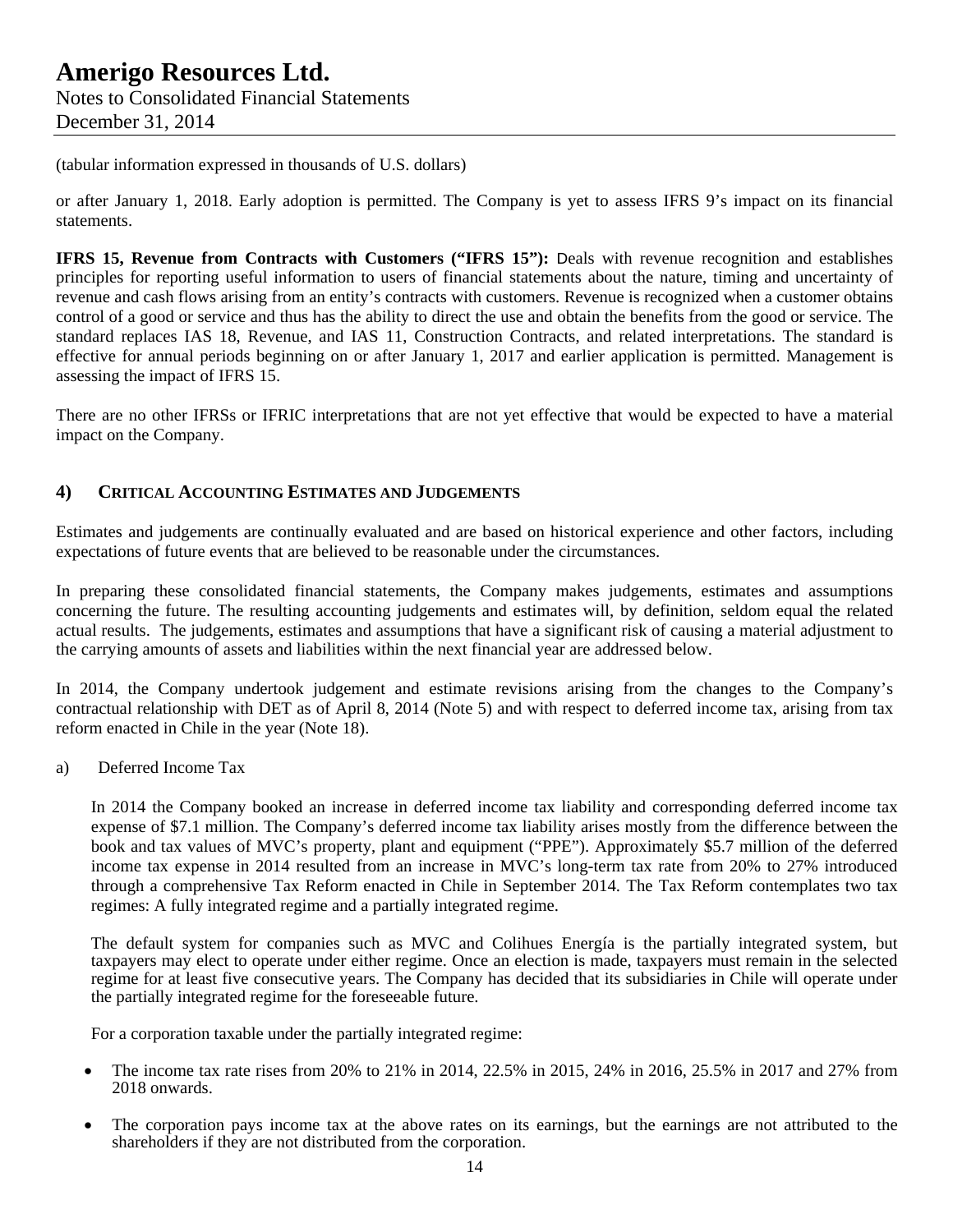(tabular information expressed in thousands of U.S. dollars)

or after January 1, 2018. Early adoption is permitted. The Company is yet to assess IFRS 9's impact on its financial statements.

**IFRS 15, Revenue from Contracts with Customers ("IFRS 15"):** Deals with revenue recognition and establishes principles for reporting useful information to users of financial statements about the nature, timing and uncertainty of revenue and cash flows arising from an entity's contracts with customers. Revenue is recognized when a customer obtains control of a good or service and thus has the ability to direct the use and obtain the benefits from the good or service. The standard replaces IAS 18, Revenue, and IAS 11, Construction Contracts, and related interpretations. The standard is effective for annual periods beginning on or after January 1, 2017 and earlier application is permitted. Management is assessing the impact of IFRS 15.

There are no other IFRSs or IFRIC interpretations that are not yet effective that would be expected to have a material impact on the Company.

## 4) CRITICAL ACCOUNTING ESTIMATES AND JUDGEMENTS

Estimates and judgements are continually evaluated and are based on historical experience and other factors, including expectations of future events that are believed to be reasonable under the circumstances.

In preparing these consolidated financial statements, the Company makes judgements, estimates and assumptions concerning the future. The resulting accounting judgements and estimates will, by definition, seldom equal the related actual results. The judgements, estimates and assumptions that have a significant risk of causing a material adjustment to the carrying amounts of assets and liabilities within the next financial year are addressed below.

In 2014, the Company undertook judgement and estimate revisions arising from the changes to the Company's contractual relationship with DET as of April 8, 2014 (Note 5) and with respect to deferred income tax, arising from tax reform enacted in Chile in the year (Note 18).

a) Deferred Income Tax

In 2014 the Company booked an increase in deferred income tax liability and corresponding deferred income tax expense of $7.1 million. The Company's deferred income tax liability arises mostly from the difference between the book and tax values of MVC's property, plant and equipment ("PPE"). Approximately $5.7 million of the deferred income tax expense in 2014 resulted from an increase in MVC's long-term tax rate from 20% to 27% introduced through a comprehensive Tax Reform enacted in Chile in September 2014. The Tax Reform contemplates two tax regimes: A fully integrated regime and a partially integrated regime.

The default system for companies such as MVC and Colihues Energía is the partially integrated system, but taxpayers may elect to operate under either regime. Once an election is made, taxpayers must remain in the selected regime for at least five consecutive years. The Company has decided that its subsidiaries in Chile will operate under the partially integrated regime for the foreseeable future.

For a corporation taxable under the partially integrated regime:

- The income tax rate rises from 20% to 21% in 2014, 22.5% in 2015, 24% in 2016, 25.5% in 2017 and 27% from 2018 onwards.
- The corporation pays income tax at the above rates on its earnings, but the earnings are not attributed to the shareholders if they are not distributed from the corporation.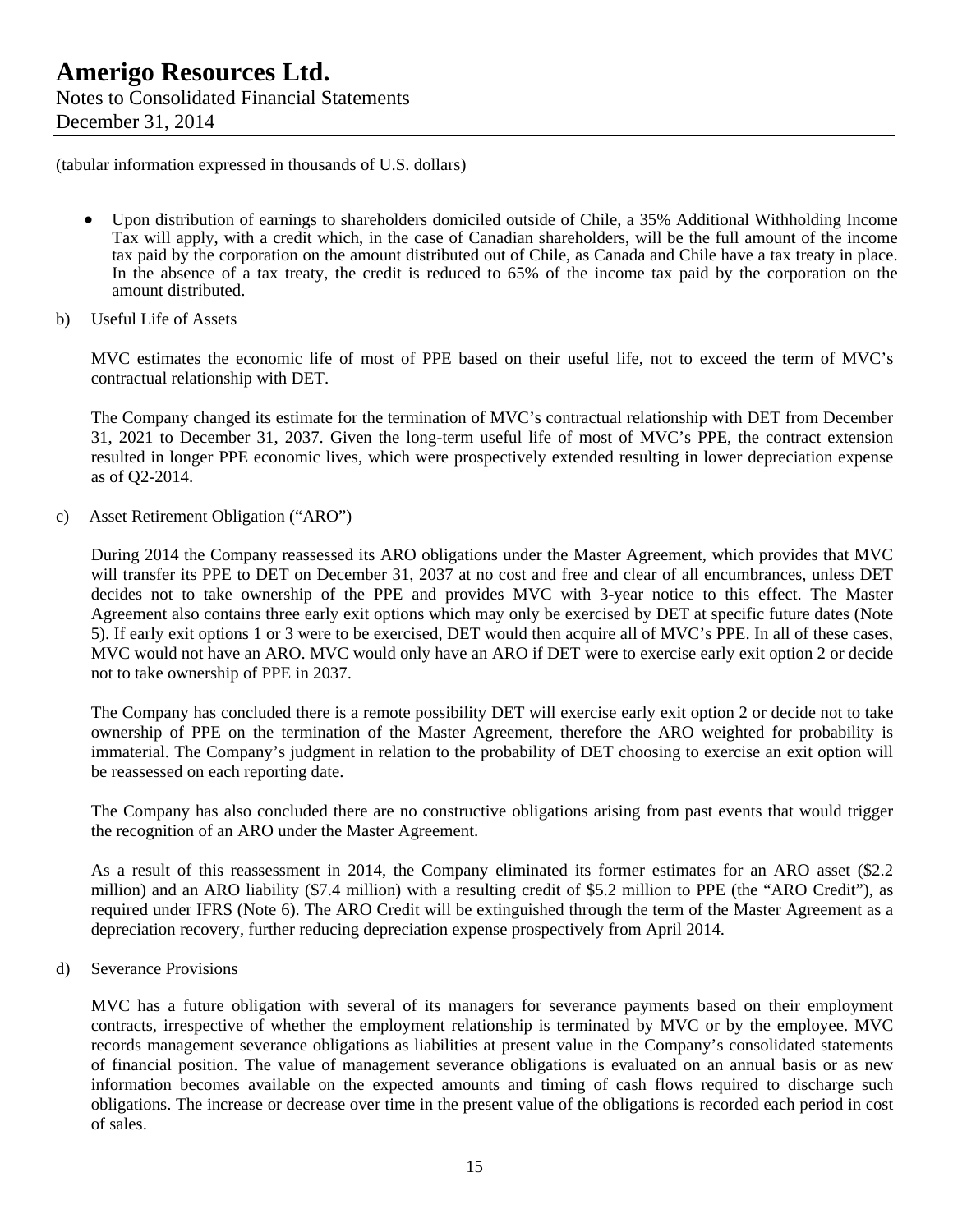(tabular information expressed in thousands of U.S. dollars)

- Upon distribution of earnings to shareholders domiciled outside of Chile, a 35% Additional Withholding Income Tax will apply, with a credit which, in the case of Canadian shareholders, will be the full amount of the income tax paid by the corporation on the amount distributed out of Chile, as Canada and Chile have a tax treaty in place. In the absence of a tax treaty, the credit is reduced to 65% of the income tax paid by the corporation on the amount distributed.

b) Useful Life of Assets

MVC estimates the economic life of most of PPE based on their useful life, not to exceed the term of MVC's contractual relationship with DET.

The Company changed its estimate for the termination of MVC's contractual relationship with DET from December 31, 2021 to December 31, 2037. Given the long-term useful life of most of MVC's PPE, the contract extension resulted in longer PPE economic lives, which were prospectively extended resulting in lower depreciation expense as of Q2-2014.

c) Asset Retirement Obligation ("ARO")

During 2014 the Company reassessed its ARO obligations under the Master Agreement, which provides that MVC will transfer its PPE to DET on December 31, 2037 at no cost and free and clear of all encumbrances, unless DET decides not to take ownership of the PPE and provides MVC with 3-year notice to this effect. The Master Agreement also contains three early exit options which may only be exercised by DET at specific future dates (Note 5). If early exit options 1 or 3 were to be exercised, DET would then acquire all of MVC's PPE. In all of these cases, MVC would not have an ARO. MVC would only have an ARO if DET were to exercise early exit option 2 or decide not to take ownership of PPE in 2037.

The Company has concluded there is a remote possibility DET will exercise early exit option 2 or decide not to take ownership of PPE on the termination of the Master Agreement, therefore the ARO weighted for probability is immaterial. The Company's judgment in relation to the probability of DET choosing to exercise an exit option will be reassessed on each reporting date.

The Company has also concluded there are no constructive obligations arising from past events that would trigger the recognition of an ARO under the Master Agreement.

As a result of this reassessment in 2014, the Company eliminated its former estimates for an ARO asset ($2.2 million) and an ARO liability ($7.4 million) with a resulting credit of $5.2 million to PPE (the "ARO Credit"), as required under IFRS (Note 6). The ARO Credit will be extinguished through the term of the Master Agreement as a depreciation recovery, further reducing depreciation expense prospectively from April 2014.

d) Severance Provisions

MVC has a future obligation with several of its managers for severance payments based on their employment contracts, irrespective of whether the employment relationship is terminated by MVC or by the employee. MVC records management severance obligations as liabilities at present value in the Company's consolidated statements of financial position. The value of management severance obligations is evaluated on an annual basis or as new information becomes available on the expected amounts and timing of cash flows required to discharge such obligations. The increase or decrease over time in the present value of the obligations is recorded each period in cost of sales.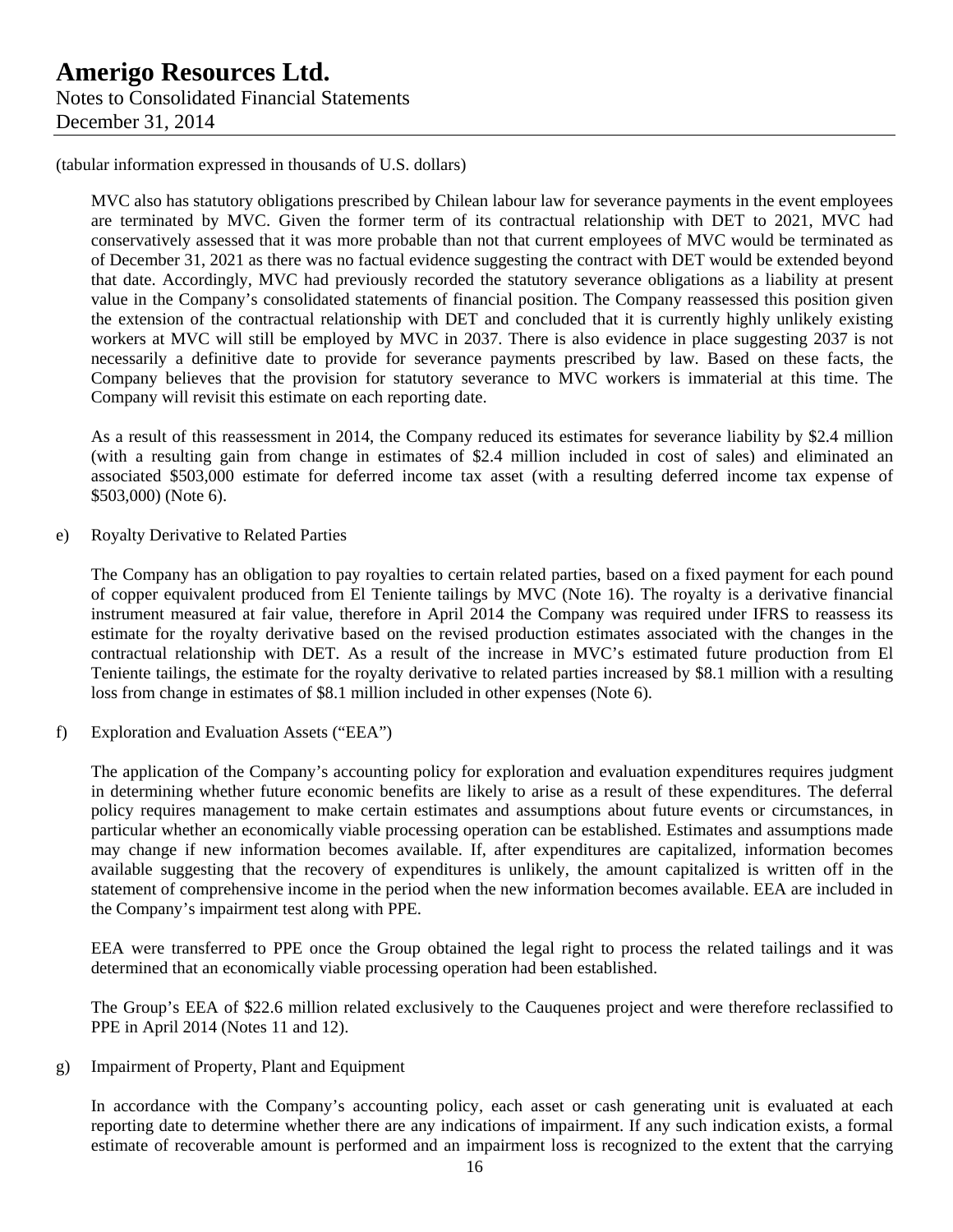(tabular information expressed in thousands of U.S. dollars)

MVC also has statutory obligations prescribed by Chilean labour law for severance payments in the event employees are terminated by MVC. Given the former term of its contractual relationship with DET to 2021, MVC had conservatively assessed that it was more probable than not that current employees of MVC would be terminated as of December 31, 2021 as there was no factual evidence suggesting the contract with DET would be extended beyond that date. Accordingly, MVC had previously recorded the statutory severance obligations as a liability at present value in the Company's consolidated statements of financial position. The Company reassessed this position given the extension of the contractual relationship with DET and concluded that it is currently highly unlikely existing workers at MVC will still be employed by MVC in 2037. There is also evidence in place suggesting 2037 is not necessarily a definitive date to provide for severance payments prescribed by law. Based on these facts, the Company believes that the provision for statutory severance to MVC workers is immaterial at this time. The Company will revisit this estimate on each reporting date.

As a result of this reassessment in 2014, the Company reduced its estimates for severance liability by $2.4 million (with a resulting gain from change in estimates of $2.4 million included in cost of sales) and eliminated an associated $503,000 estimate for deferred income tax asset (with a resulting deferred income tax expense of $503,000) (Note 6).

e) Royalty Derivative to Related Parties

The Company has an obligation to pay royalties to certain related parties, based on a fixed payment for each pound of copper equivalent produced from El Teniente tailings by MVC (Note 16). The royalty is a derivative financial instrument measured at fair value, therefore in April 2014 the Company was required under IFRS to reassess its estimate for the royalty derivative based on the revised production estimates associated with the changes in the contractual relationship with DET. As a result of the increase in MVC's estimated future production from El Teniente tailings, the estimate for the royalty derivative to related parties increased by $8.1 million with a resulting loss from change in estimates of $8.1 million included in other expenses (Note 6).

f) Exploration and Evaluation Assets ("EEA")

The application of the Company's accounting policy for exploration and evaluation expenditures requires judgment in determining whether future economic benefits are likely to arise as a result of these expenditures. The deferral policy requires management to make certain estimates and assumptions about future events or circumstances, in particular whether an economically viable processing operation can be established. Estimates and assumptions made may change if new information becomes available. If, after expenditures are capitalized, information becomes available suggesting that the recovery of expenditures is unlikely, the amount capitalized is written off in the statement of comprehensive income in the period when the new information becomes available. EEA are included in the Company's impairment test along with PPE.

EEA were transferred to PPE once the Group obtained the legal right to process the related tailings and it was determined that an economically viable processing operation had been established.

The Group's EEA of $22.6 million related exclusively to the Cauquenes project and were therefore reclassified to PPE in April 2014 (Notes 11 and 12).

g) Impairment of Property, Plant and Equipment

In accordance with the Company's accounting policy, each asset or cash generating unit is evaluated at each reporting date to determine whether there are any indications of impairment. If any such indication exists, a formal estimate of recoverable amount is performed and an impairment loss is recognized to the extent that the carrying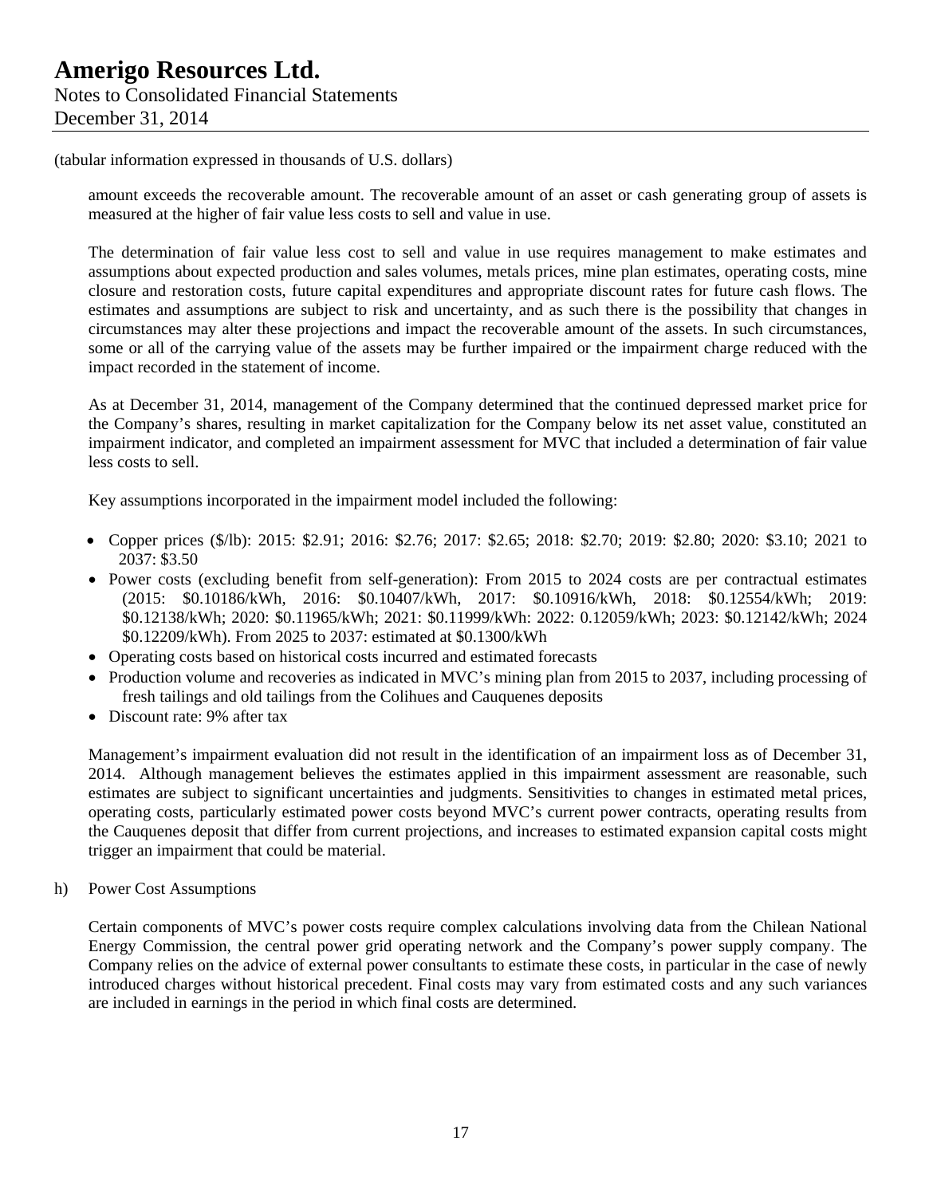(tabular information expressed in thousands of U.S. dollars)

amount exceeds the recoverable amount. The recoverable amount of an asset or cash generating group of assets is measured at the higher of fair value less costs to sell and value in use.

The determination of fair value less cost to sell and value in use requires management to make estimates and assumptions about expected production and sales volumes, metals prices, mine plan estimates, operating costs, mine closure and restoration costs, future capital expenditures and appropriate discount rates for future cash flows. The estimates and assumptions are subject to risk and uncertainty, and as such there is the possibility that changes in circumstances may alter these projections and impact the recoverable amount of the assets. In such circumstances, some or all of the carrying value of the assets may be further impaired or the impairment charge reduced with the impact recorded in the statement of income.

As at December 31, 2014, management of the Company determined that the continued depressed market price for the Company's shares, resulting in market capitalization for the Company below its net asset value, constituted an impairment indicator, and completed an impairment assessment for MVC that included a determination of fair value less costs to sell.

Key assumptions incorporated in the impairment model included the following:

- Copper prices ($/lb): 2015: $2.91; 2016: $2.76; 2017: $2.65; 2018: $2.70; 2019: $2.80; 2020: $3.10; 2021 to 2037: $3.50
- Power costs (excluding benefit from self-generation): From 2015 to 2024 costs are per contractual estimates (2015: $0.10186/kWh, 2016: $0.10407/kWh, 2017: $0.10916/kWh, 2018: $0.12554/kWh; 2019: $0.12138/kWh; 2020: $0.11965/kWh; 2021: $0.11999/kWh: 2022: 0.12059/kWh; 2023: $0.12142/kWh; 2024 $0.12209/kWh). From 2025 to 2037: estimated at $0.1300/kWh
- Operating costs based on historical costs incurred and estimated forecasts
- Production volume and recoveries as indicated in MVC's mining plan from 2015 to 2037, including processing of fresh tailings and old tailings from the Colihues and Cauquenes deposits
- Discount rate: 9% after tax

Management's impairment evaluation did not result in the identification of an impairment loss as of December 31, 2014. Although management believes the estimates applied in this impairment assessment are reasonable, such estimates are subject to significant uncertainties and judgments. Sensitivities to changes in estimated metal prices, operating costs, particularly estimated power costs beyond MVC's current power contracts, operating results from the Cauquenes deposit that differ from current projections, and increases to estimated expansion capital costs might trigger an impairment that could be material.

h) Power Cost Assumptions

Certain components of MVC's power costs require complex calculations involving data from the Chilean National Energy Commission, the central power grid operating network and the Company's power supply company. The Company relies on the advice of external power consultants to estimate these costs, in particular in the case of newly introduced charges without historical precedent. Final costs may vary from estimated costs and any such variances are included in earnings in the period in which final costs are determined.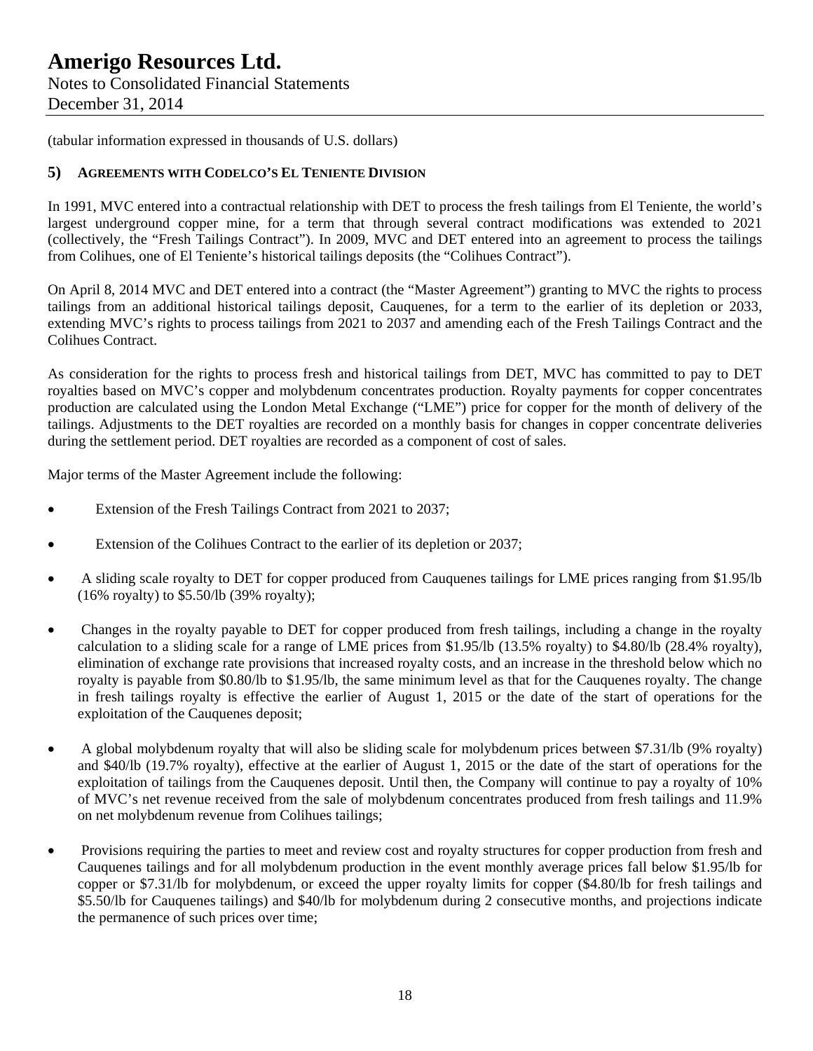(tabular information expressed in thousands of U.S. dollars)

## 5) Agreements with Codelco's El Teniente Division

In 1991, MVC entered into a contractual relationship with DET to process the fresh tailings from El Teniente, the world's largest underground copper mine, for a term that through several contract modifications was extended to 2021 (collectively, the "Fresh Tailings Contract"). In 2009, MVC and DET entered into an agreement to process the tailings from Colihues, one of El Teniente's historical tailings deposits (the "Colihues Contract").

On April 8, 2014 MVC and DET entered into a contract (the "Master Agreement") granting to MVC the rights to process tailings from an additional historical tailings deposit, Cauquenes, for a term to the earlier of its depletion or 2033, extending MVC's rights to process tailings from 2021 to 2037 and amending each of the Fresh Tailings Contract and the Colihues Contract.

As consideration for the rights to process fresh and historical tailings from DET, MVC has committed to pay to DET royalties based on MVC's copper and molybdenum concentrates production. Royalty payments for copper concentrates production are calculated using the London Metal Exchange ("LME") price for copper for the month of delivery of the tailings. Adjustments to the DET royalties are recorded on a monthly basis for changes in copper concentrate deliveries during the settlement period. DET royalties are recorded as a component of cost of sales.

Major terms of the Master Agreement include the following:

- Extension of the Fresh Tailings Contract from 2021 to 2037;
- Extension of the Colihues Contract to the earlier of its depletion or 2037;
- A sliding scale royalty to DET for copper produced from Cauquenes tailings for LME prices ranging from $1.95/lb (16% royalty) to $5.50/lb (39% royalty);
- Changes in the royalty payable to DET for copper produced from fresh tailings, including a change in the royalty calculation to a sliding scale for a range of LME prices from $1.95/lb (13.5% royalty) to $4.80/lb (28.4% royalty), elimination of exchange rate provisions that increased royalty costs, and an increase in the threshold below which no royalty is payable from $0.80/lb to $1.95/lb, the same minimum level as that for the Cauquenes royalty. The change in fresh tailings royalty is effective the earlier of August 1, 2015 or the date of the start of operations for the exploitation of the Cauquenes deposit;
- A global molybdenum royalty that will also be sliding scale for molybdenum prices between $7.31/lb (9% royalty) and $40/lb (19.7% royalty), effective at the earlier of August 1, 2015 or the date of the start of operations for the exploitation of tailings from the Cauquenes deposit. Until then, the Company will continue to pay a royalty of 10% of MVC's net revenue received from the sale of molybdenum concentrates produced from fresh tailings and 11.9% on net molybdenum revenue from Colihues tailings;
- Provisions requiring the parties to meet and review cost and royalty structures for copper production from fresh and Cauquenes tailings and for all molybdenum production in the event monthly average prices fall below $1.95/lb for copper or $7.31/lb for molybdenum, or exceed the upper royalty limits for copper ($4.80/lb for fresh tailings and $5.50/lb for Cauquenes tailings) and $40/lb for molybdenum during 2 consecutive months, and projections indicate the permanence of such prices over time;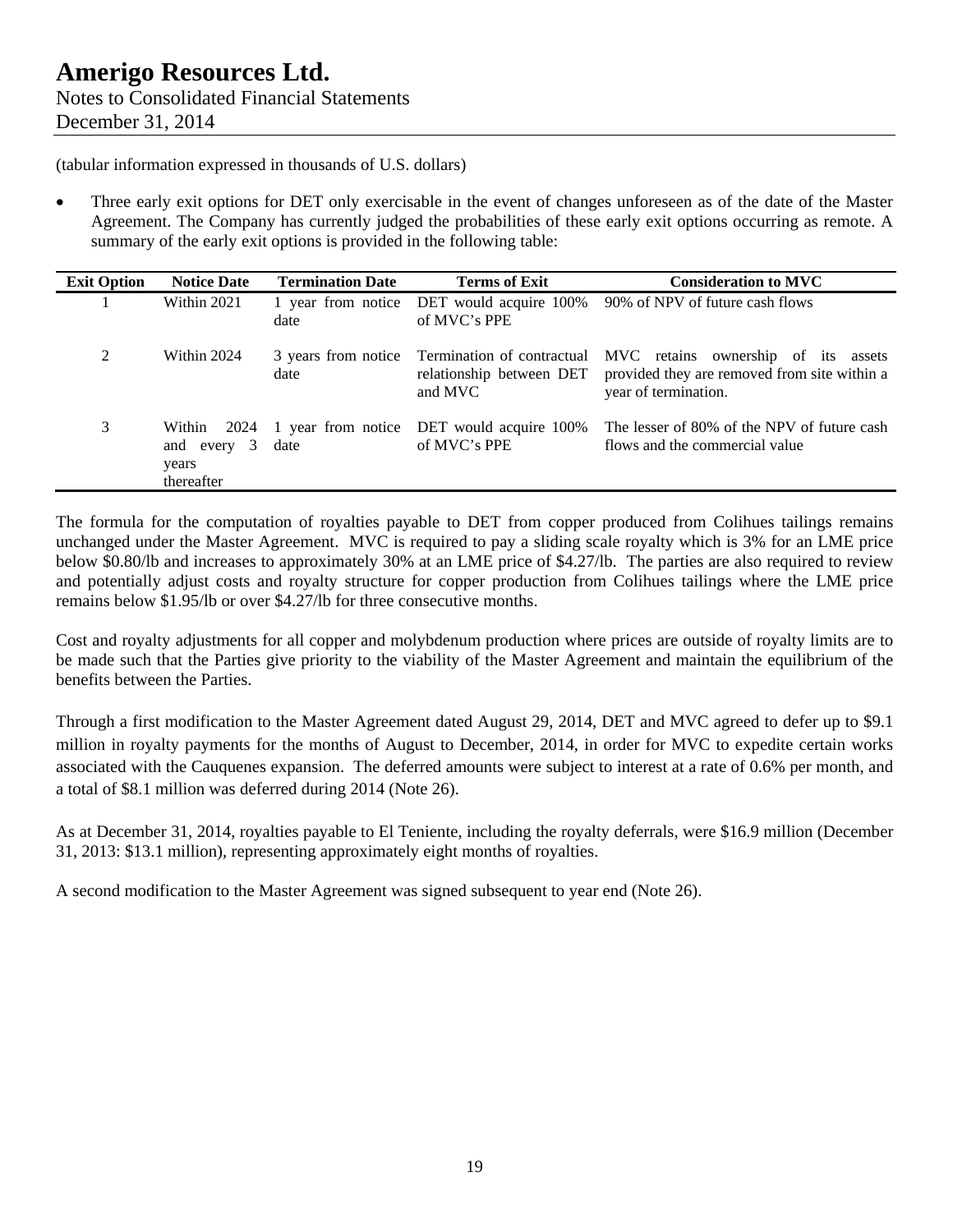(tabular information expressed in thousands of U.S. dollars)

- Three early exit options for DET only exercisable in the event of changes unforeseen as of the date of the Master Agreement. The Company has currently judged the probabilities of these early exit options occurring as remote. A summary of the early exit options is provided in the following table:

| Exit Option | Notice Date | Termination Date | Terms of Exit | Consideration to MVC |
|---|---|---|---|---|
| 1 | Within 2021 | 1 year from notice date | DET would acquire 100% of MVC's PPE | 90% of NPV of future cash flows |
| 2 | Within 2024 | 3 years from notice date | Termination of contractual relationship between DET and MVC | MVC retains ownership of its assets provided they are removed from site within a year of termination. |
| 3 | Within 2024 and every 3 years thereafter | 1 year from notice date | DET would acquire 100% of MVC's PPE | The lesser of 80% of the NPV of future cash flows and the commercial value |

The formula for the computation of royalties payable to DET from copper produced from Colihues tailings remains unchanged under the Master Agreement. MVC is required to pay a sliding scale royalty which is 3% for an LME price below $0.80/lb and increases to approximately 30% at an LME price of $4.27/lb. The parties are also required to review and potentially adjust costs and royalty structure for copper production from Colihues tailings where the LME price remains below $1.95/lb or over $4.27/lb for three consecutive months.

Cost and royalty adjustments for all copper and molybdenum production where prices are outside of royalty limits are to be made such that the Parties give priority to the viability of the Master Agreement and maintain the equilibrium of the benefits between the Parties.

Through a first modification to the Master Agreement dated August 29, 2014, DET and MVC agreed to defer up to $9.1 million in royalty payments for the months of August to December, 2014, in order for MVC to expedite certain works associated with the Cauquenes expansion. The deferred amounts were subject to interest at a rate of 0.6% per month, and a total of $8.1 million was deferred during 2014 (Note 26).

As at December 31, 2014, royalties payable to El Teniente, including the royalty deferrals, were $16.9 million (December 31, 2013: $13.1 million), representing approximately eight months of royalties.

A second modification to the Master Agreement was signed subsequent to year end (Note 26).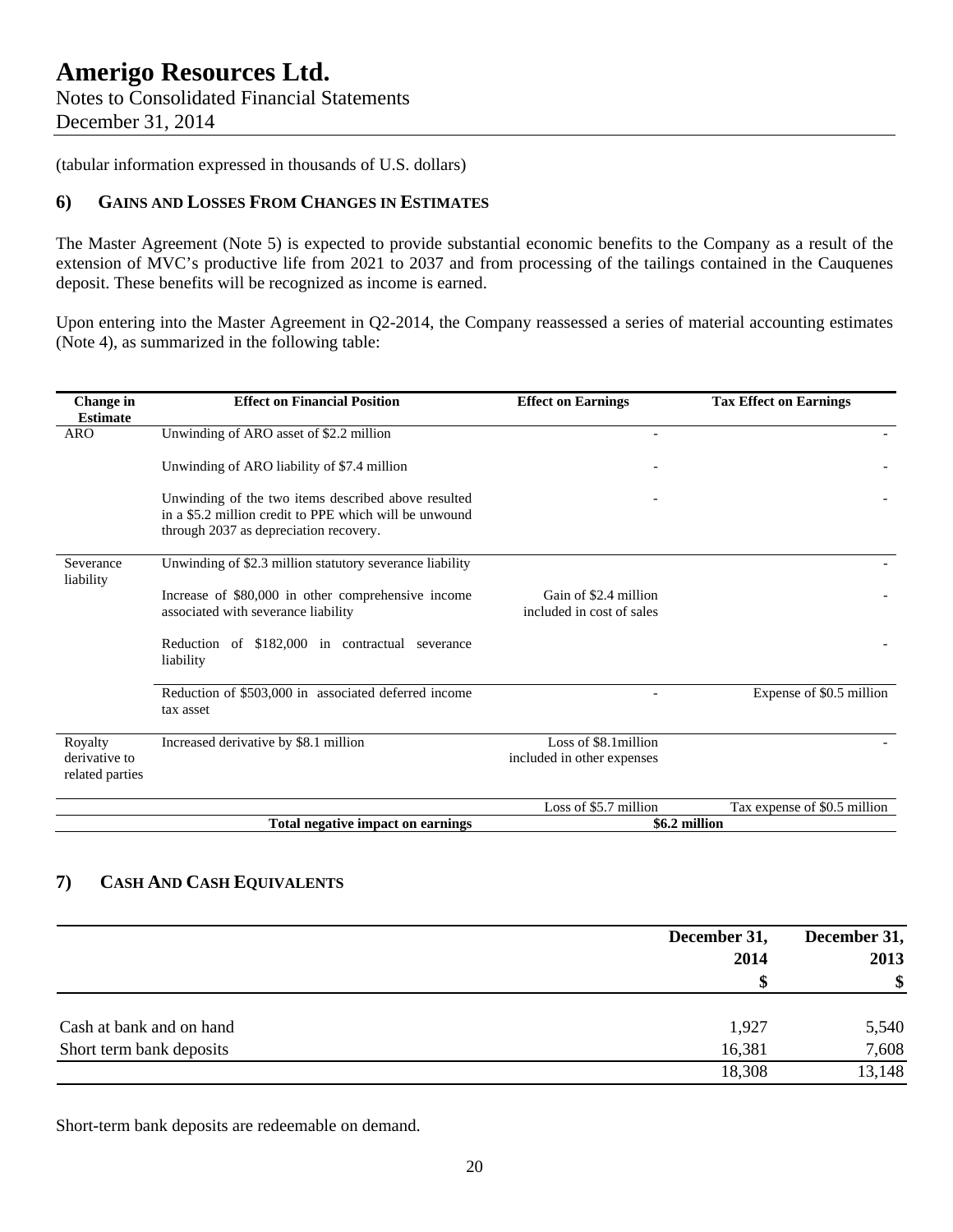(tabular information expressed in thousands of U.S. dollars)

## 6) GAINS AND LOSSES FROM CHANGES IN ESTIMATES

The Master Agreement (Note 5) is expected to provide substantial economic benefits to the Company as a result of the extension of MVC's productive life from 2021 to 2037 and from processing of the tailings contained in the Cauquenes deposit. These benefits will be recognized as income is earned.

Upon entering into the Master Agreement in Q2-2014, the Company reassessed a series of material accounting estimates (Note 4), as summarized in the following table:

| Change in Estimate | Effect on Financial Position | Effect on Earnings | Tax Effect on Earnings |
|---|---|---|---|
| ARO | Unwinding of ARO asset of $2.2 million | - | - |
| | Unwinding of ARO liability of $7.4 million | - | - |
| | Unwinding of the two items described above resulted in a $5.2 million credit to PPE which will be unwound through 2037 as depreciation recovery. | - | - |
| Severance liability | Unwinding of $2.3 million statutory severance liability | | - |
| | Increase of $80,000 in other comprehensive income associated with severance liability | Gain of $2.4 million included in cost of sales | - |
| | Reduction of $182,000 in contractual severance liability | | - |
| | Reduction of $503,000 in associated deferred income tax asset | - | Expense of $0.5 million |
| Royalty derivative to related parties | Increased derivative by $8.1 million | Loss of $8.1million included in other expenses | - |
| | | Loss of $5.7 million | Tax expense of $0.5 million |
| | **Total negative impact on earnings** | **$6.2 million** | |

## 7) CASH AND CASH EQUIVALENTS

| | December 31, 2014 $ | December 31, 2013 $ |
|---|---|---|
| Cash at bank and on hand | 1,927 | 5,540 |
| Short term bank deposits | 16,381 | 7,608 |
| | 18,308 | 13,148 |

Short-term bank deposits are redeemable on demand.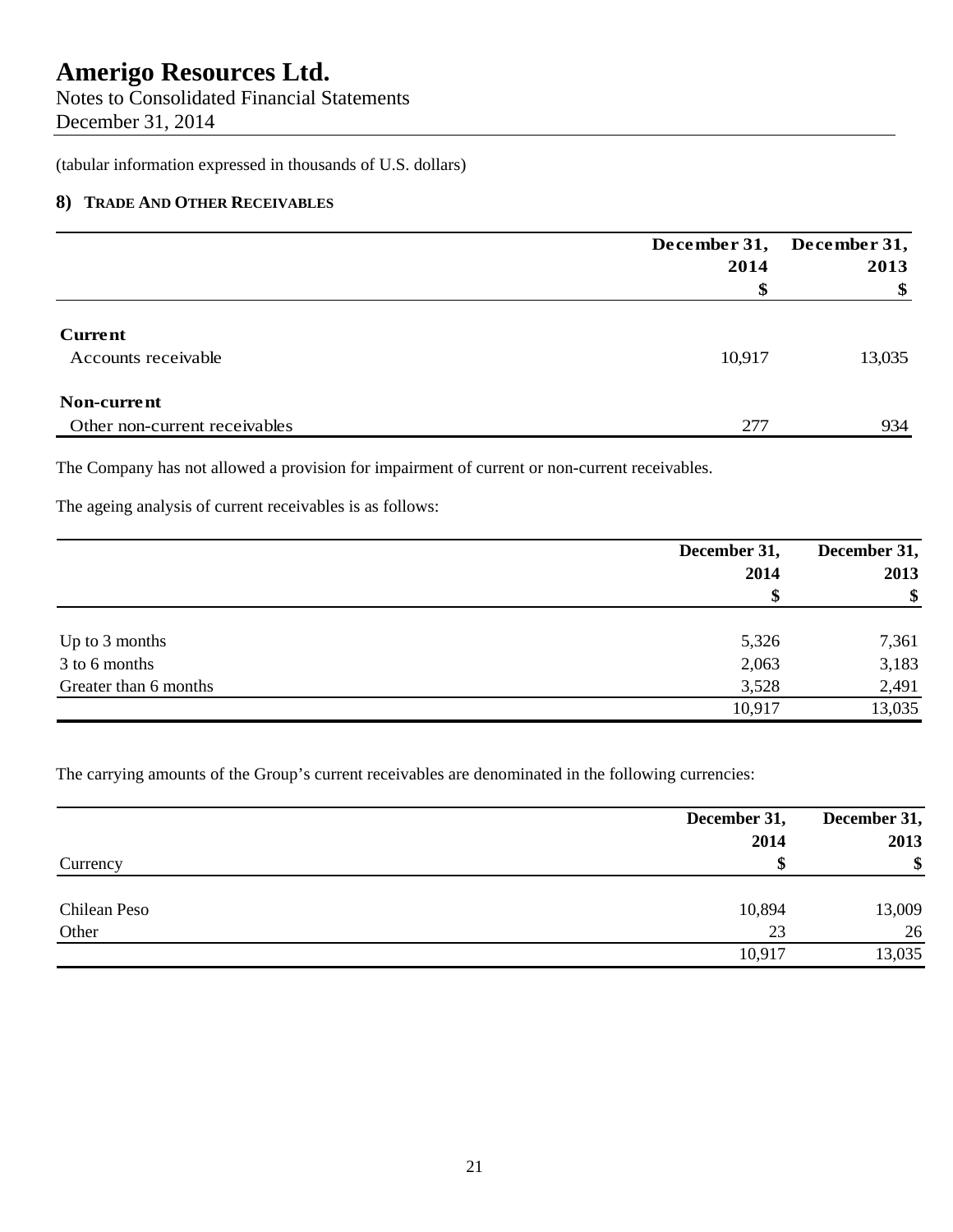# Amerigo Resources Ltd.

Notes to Consolidated Financial Statements
December 31, 2014

(tabular information expressed in thousands of U.S. dollars)

## 8) TRADE AND OTHER RECEIVABLES

| | December 31, 2014 $ | December 31, 2013 $ |
|---|---|---|
| **Current** | | |
| Accounts receivable | 10,917 | 13,035 |
| **Non-current** | | |
| Other non-current receivables | 277 | 934 |

The Company has not allowed a provision for impairment of current or non-current receivables.

The ageing analysis of current receivables is as follows:

| | December 31, 2014 $ | December 31, 2013 $ |
|---|---|---|
| Up to 3 months | 5,326 | 7,361 |
| 3 to 6 months | 2,063 | 3,183 |
| Greater than 6 months | 3,528 | 2,491 |
| | 10,917 | 13,035 |

The carrying amounts of the Group's current receivables are denominated in the following currencies:

| Currency | December 31, 2014 $ | December 31, 2013 $ |
|---|---|---|
| Chilean Peso | 10,894 | 13,009 |
| Other | 23 | 26 |
| | 10,917 | 13,035 |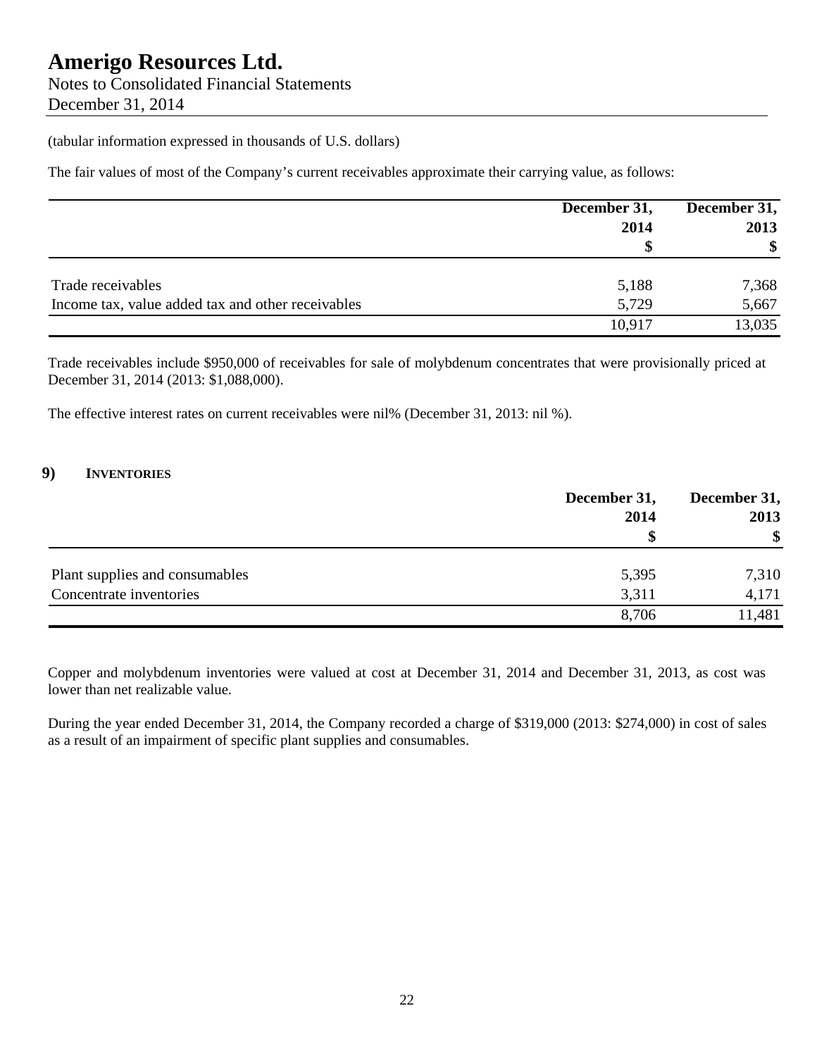(tabular information expressed in thousands of U.S. dollars)

The fair values of most of the Company's current receivables approximate their carrying value, as follows:

| | December 31, 2014 $ | December 31, 2013 $ |
|---|---|---|
| Trade receivables | 5,188 | 7,368 |
| Income tax, value added tax and other receivables | 5,729 | 5,667 |
| | 10,917 | 13,035 |

Trade receivables include $950,000 of receivables for sale of molybdenum concentrates that were provisionally priced at December 31, 2014 (2013: $1,088,000).

The effective interest rates on current receivables were nil% (December 31, 2013: nil %).

## 9) INVENTORIES

| | December 31, 2014 $ | December 31, 2013 $ |
|---|---|---|
| Plant supplies and consumables | 5,395 | 7,310 |
| Concentrate inventories | 3,311 | 4,171 |
| | 8,706 | 11,481 |

Copper and molybdenum inventories were valued at cost at December 31, 2014 and December 31, 2013, as cost was lower than net realizable value.

During the year ended December 31, 2014, the Company recorded a charge of $319,000 (2013: $274,000) in cost of sales as a result of an impairment of specific plant supplies and consumables.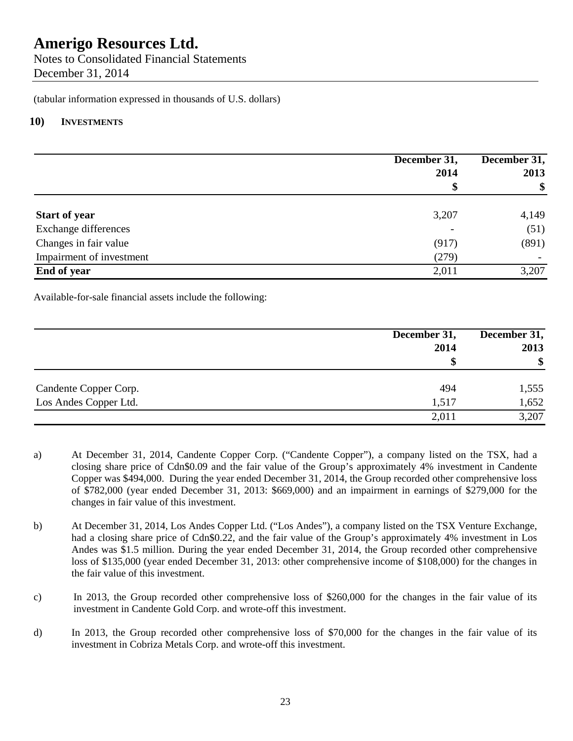# Amerigo Resources Ltd.

Notes to Consolidated Financial Statements
December 31, 2014

(tabular information expressed in thousands of U.S. dollars)

## 10) INVESTMENTS

| | December 31, 2014 $ | December 31, 2013 $ |
|---|---|---|
| **Start of year** | 3,207 | 4,149 |
| Exchange differences | - | (51) |
| Changes in fair value | (917) | (891) |
| Impairment of investment | (279) | - |
| **End of year** | 2,011 | 3,207 |

Available-for-sale financial assets include the following:

| | December 31, 2014 $ | December 31, 2013 $ |
|---|---|---|
| Candente Copper Corp. | 494 | 1,555 |
| Los Andes Copper Ltd. | 1,517 | 1,652 |
| | 2,011 | 3,207 |

a) At December 31, 2014, Candente Copper Corp. ("Candente Copper"), a company listed on the TSX, had a closing share price of Cdn$0.09 and the fair value of the Group's approximately 4% investment in Candente Copper was $494,000. During the year ended December 31, 2014, the Group recorded other comprehensive loss of $782,000 (year ended December 31, 2013: $669,000) and an impairment in earnings of $279,000 for the changes in fair value of this investment.

b) At December 31, 2014, Los Andes Copper Ltd. ("Los Andes"), a company listed on the TSX Venture Exchange, had a closing share price of Cdn$0.22, and the fair value of the Group's approximately 4% investment in Los Andes was $1.5 million. During the year ended December 31, 2014, the Group recorded other comprehensive loss of $135,000 (year ended December 31, 2013: other comprehensive income of $108,000) for the changes in the fair value of this investment.

c) In 2013, the Group recorded other comprehensive loss of $260,000 for the changes in the fair value of its investment in Candente Gold Corp. and wrote-off this investment.

d) In 2013, the Group recorded other comprehensive loss of $70,000 for the changes in the fair value of its investment in Cobriza Metals Corp. and wrote-off this investment.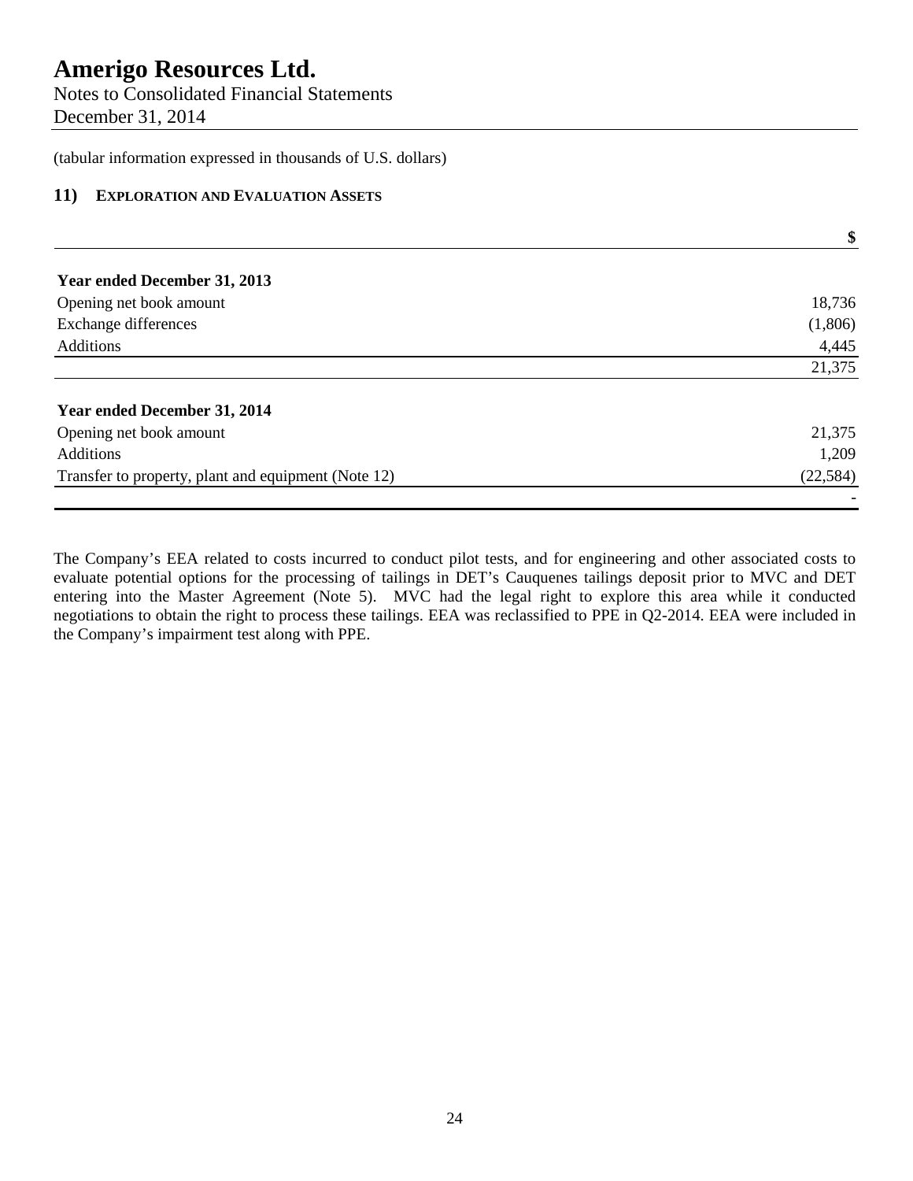# Amerigo Resources Ltd.

Notes to Consolidated Financial Statements
December 31, 2014

(tabular information expressed in thousands of U.S. dollars)

## 11) Exploration and Evaluation Assets

| | $ |
|---|---|
| **Year ended December 31, 2013** | |
| Opening net book amount | 18,736 |
| Exchange differences | (1,806) |
| Additions | 4,445 |
| | 21,375 |
| **Year ended December 31, 2014** | |
| Opening net book amount | 21,375 |
| Additions | 1,209 |
| Transfer to property, plant and equipment (Note 12) | (22,584) |
| | - |

The Company's EEA related to costs incurred to conduct pilot tests, and for engineering and other associated costs to evaluate potential options for the processing of tailings in DET's Cauquenes tailings deposit prior to MVC and DET entering into the Master Agreement (Note 5). MVC had the legal right to explore this area while it conducted negotiations to obtain the right to process these tailings. EEA was reclassified to PPE in Q2-2014. EEA were included in the Company's impairment test along with PPE.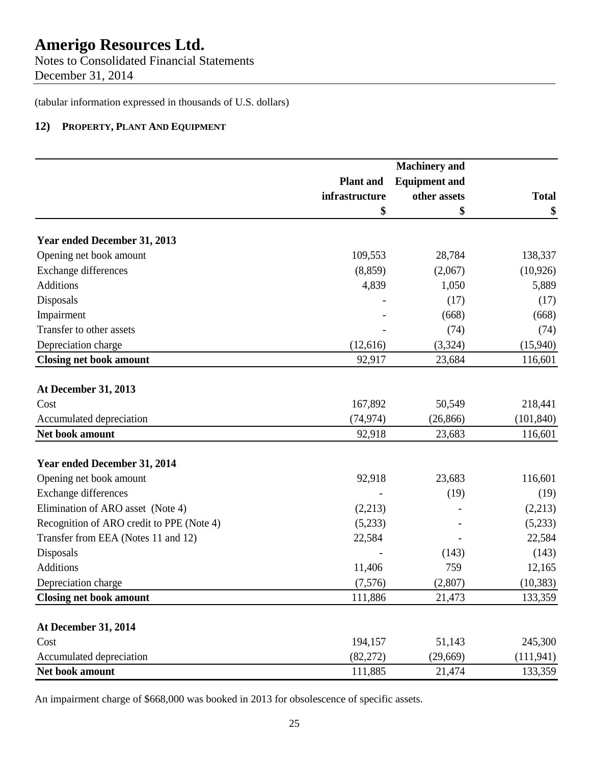# Amerigo Resources Ltd.

Notes to Consolidated Financial Statements
December 31, 2014

(tabular information expressed in thousands of U.S. dollars)

## 12) PROPERTY, PLANT AND EQUIPMENT

| | Plant and infrastructure | Machinery and Equipment and other assets | Total |
|---|---|---|---|
| | $ | $ | $ |
| **Year ended December 31, 2013** | | | |
| Opening net book amount | 109,553 | 28,784 | 138,337 |
| Exchange differences | (8,859) | (2,067) | (10,926) |
| Additions | 4,839 | 1,050 | 5,889 |
| Disposals | - | (17) | (17) |
| Impairment | - | (668) | (668) |
| Transfer to other assets | - | (74) | (74) |
| Depreciation charge | (12,616) | (3,324) | (15,940) |
| **Closing net book amount** | 92,917 | 23,684 | 116,601 |
| **At December 31, 2013** | | | |
| Cost | 167,892 | 50,549 | 218,441 |
| Accumulated depreciation | (74,974) | (26,866) | (101,840) |
| **Net book amount** | 92,918 | 23,683 | 116,601 |
| **Year ended December 31, 2014** | | | |
| Opening net book amount | 92,918 | 23,683 | 116,601 |
| Exchange differences | - | (19) | (19) |
| Elimination of ARO asset (Note 4) | (2,213) | - | (2,213) |
| Recognition of ARO credit to PPE (Note 4) | (5,233) | - | (5,233) |
| Transfer from EEA (Notes 11 and 12) | 22,584 | - | 22,584 |
| Disposals | - | (143) | (143) |
| Additions | 11,406 | 759 | 12,165 |
| Depreciation charge | (7,576) | (2,807) | (10,383) |
| **Closing net book amount** | 111,886 | 21,473 | 133,359 |
| **At December 31, 2014** | | | |
| Cost | 194,157 | 51,143 | 245,300 |
| Accumulated depreciation | (82,272) | (29,669) | (111,941) |
| **Net book amount** | 111,885 | 21,474 | 133,359 |

An impairment charge of $668,000 was booked in 2013 for obsolescence of specific assets.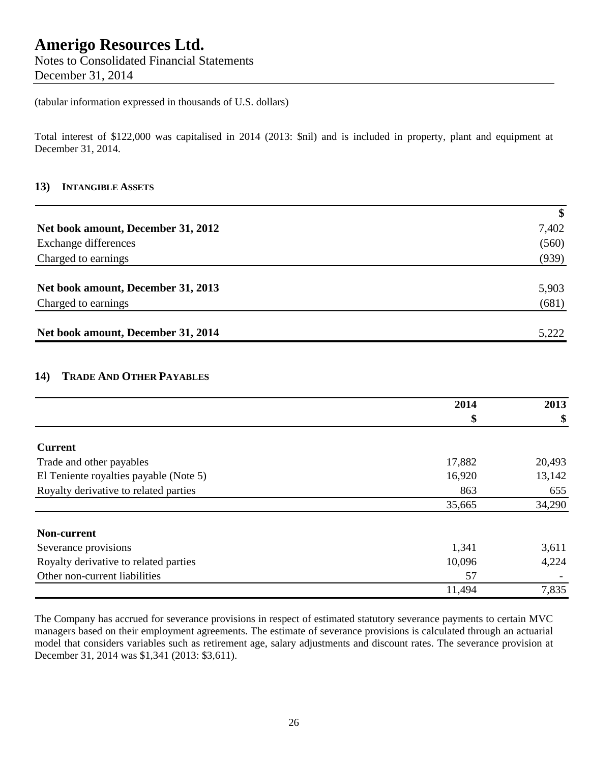(tabular information expressed in thousands of U.S. dollars)

Total interest of $122,000 was capitalised in 2014 (2013: $nil) and is included in property, plant and equipment at December 31, 2014.

## 13) INTANGIBLE ASSETS

| | $ |
|---|---|
| **Net book amount, December 31, 2012** | 7,402 |
| Exchange differences | (560) |
| Charged to earnings | (939) |
| **Net book amount, December 31, 2013** | 5,903 |
| Charged to earnings | (681) |
| **Net book amount, December 31, 2014** | 5,222 |

## 14) TRADE AND OTHER PAYABLES

| | 2014<br>$ | 2013<br>$ |
|---|---|---|
| **Current** | | |
| Trade and other payables | 17,882 | 20,493 |
| El Teniente royalties payable (Note 5) | 16,920 | 13,142 |
| Royalty derivative to related parties | 863 | 655 |
| | 35,665 | 34,290 |
| **Non-current** | | |
| Severance provisions | 1,341 | 3,611 |
| Royalty derivative to related parties | 10,096 | 4,224 |
| Other non-current liabilities | 57 | - |
| | 11,494 | 7,835 |

The Company has accrued for severance provisions in respect of estimated statutory severance payments to certain MVC managers based on their employment agreements. The estimate of severance provisions is calculated through an actuarial model that considers variables such as retirement age, salary adjustments and discount rates. The severance provision at December 31, 2014 was $1,341 (2013: $3,611).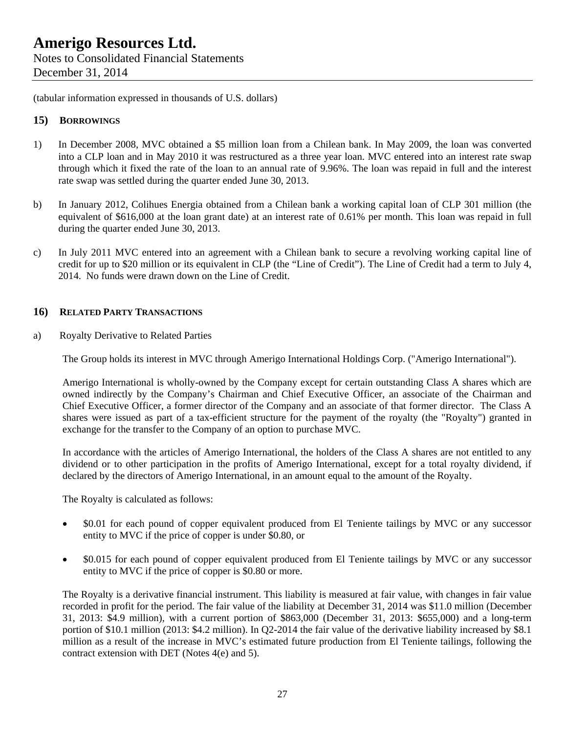(tabular information expressed in thousands of U.S. dollars)

## 15) BORROWINGS

1) In December 2008, MVC obtained a $5 million loan from a Chilean bank. In May 2009, the loan was converted into a CLP loan and in May 2010 it was restructured as a three year loan. MVC entered into an interest rate swap through which it fixed the rate of the loan to an annual rate of 9.96%. The loan was repaid in full and the interest rate swap was settled during the quarter ended June 30, 2013.

b) In January 2012, Colihues Energia obtained from a Chilean bank a working capital loan of CLP 301 million (the equivalent of $616,000 at the loan grant date) at an interest rate of 0.61% per month. This loan was repaid in full during the quarter ended June 30, 2013.

c) In July 2011 MVC entered into an agreement with a Chilean bank to secure a revolving working capital line of credit for up to $20 million or its equivalent in CLP (the "Line of Credit"). The Line of Credit had a term to July 4, 2014. No funds were drawn down on the Line of Credit.

## 16) RELATED PARTY TRANSACTIONS

a) Royalty Derivative to Related Parties

The Group holds its interest in MVC through Amerigo International Holdings Corp. ("Amerigo International").

Amerigo International is wholly-owned by the Company except for certain outstanding Class A shares which are owned indirectly by the Company's Chairman and Chief Executive Officer, an associate of the Chairman and Chief Executive Officer, a former director of the Company and an associate of that former director. The Class A shares were issued as part of a tax-efficient structure for the payment of the royalty (the "Royalty") granted in exchange for the transfer to the Company of an option to purchase MVC.

In accordance with the articles of Amerigo International, the holders of the Class A shares are not entitled to any dividend or to other participation in the profits of Amerigo International, except for a total royalty dividend, if declared by the directors of Amerigo International, in an amount equal to the amount of the Royalty.

The Royalty is calculated as follows:

- $0.01 for each pound of copper equivalent produced from El Teniente tailings by MVC or any successor entity to MVC if the price of copper is under $0.80, or
- $0.015 for each pound of copper equivalent produced from El Teniente tailings by MVC or any successor entity to MVC if the price of copper is $0.80 or more.

The Royalty is a derivative financial instrument. This liability is measured at fair value, with changes in fair value recorded in profit for the period. The fair value of the liability at December 31, 2014 was $11.0 million (December 31, 2013: $4.9 million), with a current portion of $863,000 (December 31, 2013: $655,000) and a long-term portion of $10.1 million (2013: $4.2 million). In Q2-2014 the fair value of the derivative liability increased by $8.1 million as a result of the increase in MVC's estimated future production from El Teniente tailings, following the contract extension with DET (Notes 4(e) and 5).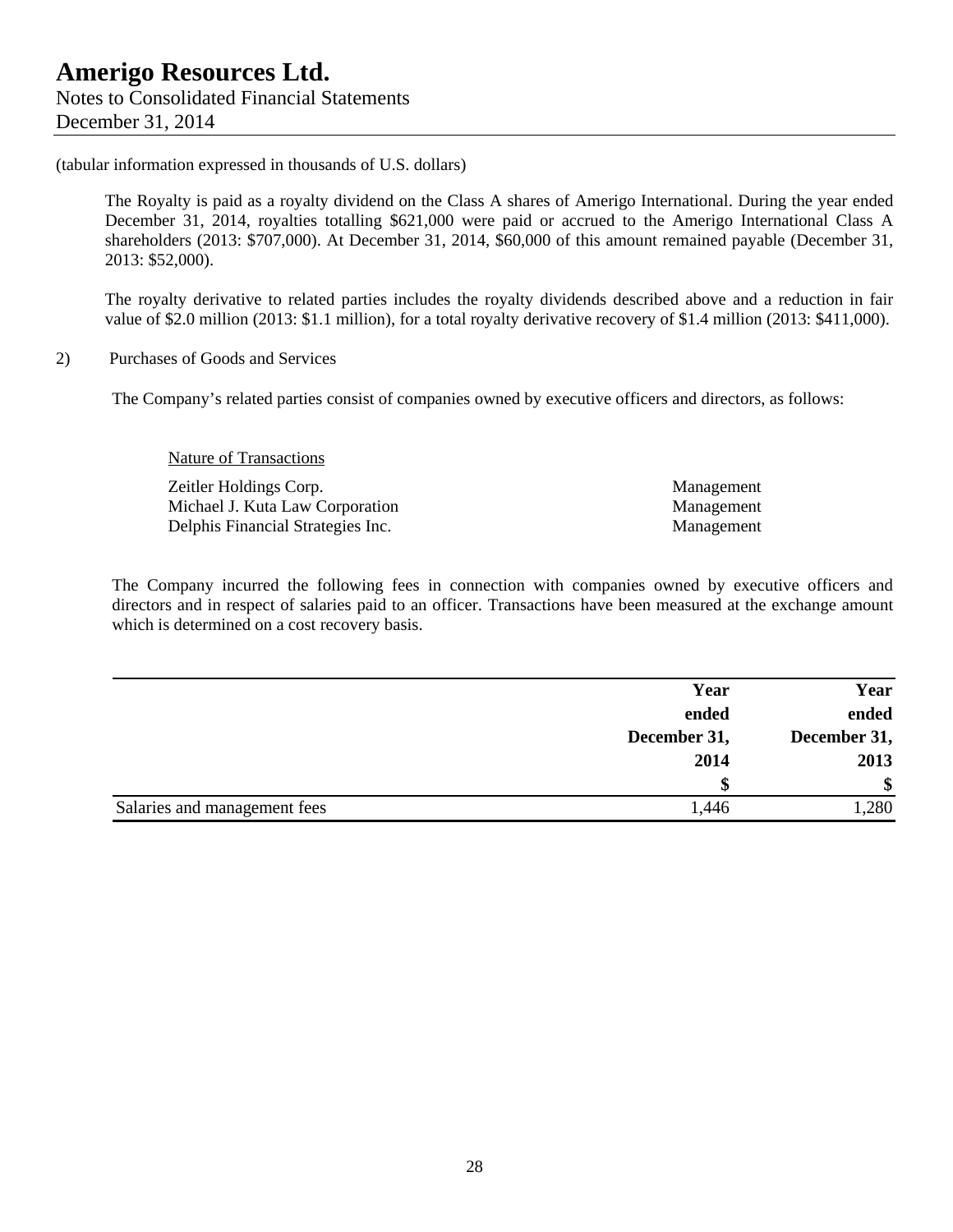(tabular information expressed in thousands of U.S. dollars)

The Royalty is paid as a royalty dividend on the Class A shares of Amerigo International. During the year ended December 31, 2014, royalties totalling $621,000 were paid or accrued to the Amerigo International Class A shareholders (2013: $707,000). At December 31, 2014, $60,000 of this amount remained payable (December 31, 2013: $52,000).

The royalty derivative to related parties includes the royalty dividends described above and a reduction in fair value of $2.0 million (2013: $1.1 million), for a total royalty derivative recovery of $1.4 million (2013: $411,000).

2) Purchases of Goods and Services

The Company's related parties consist of companies owned by executive officers and directors, as follows:

| | Nature of Transactions |
|---|---|
| Zeitler Holdings Corp. | Management |
| Michael J. Kuta Law Corporation | Management |
| Delphis Financial Strategies Inc. | Management |

The Company incurred the following fees in connection with companies owned by executive officers and directors and in respect of salaries paid to an officer. Transactions have been measured at the exchange amount which is determined on a cost recovery basis.

| | Year ended December 31, 2014 | Year ended December 31, 2013 |
|---|---|---|
| | $ | $ |
| Salaries and management fees | 1,446 | 1,280 |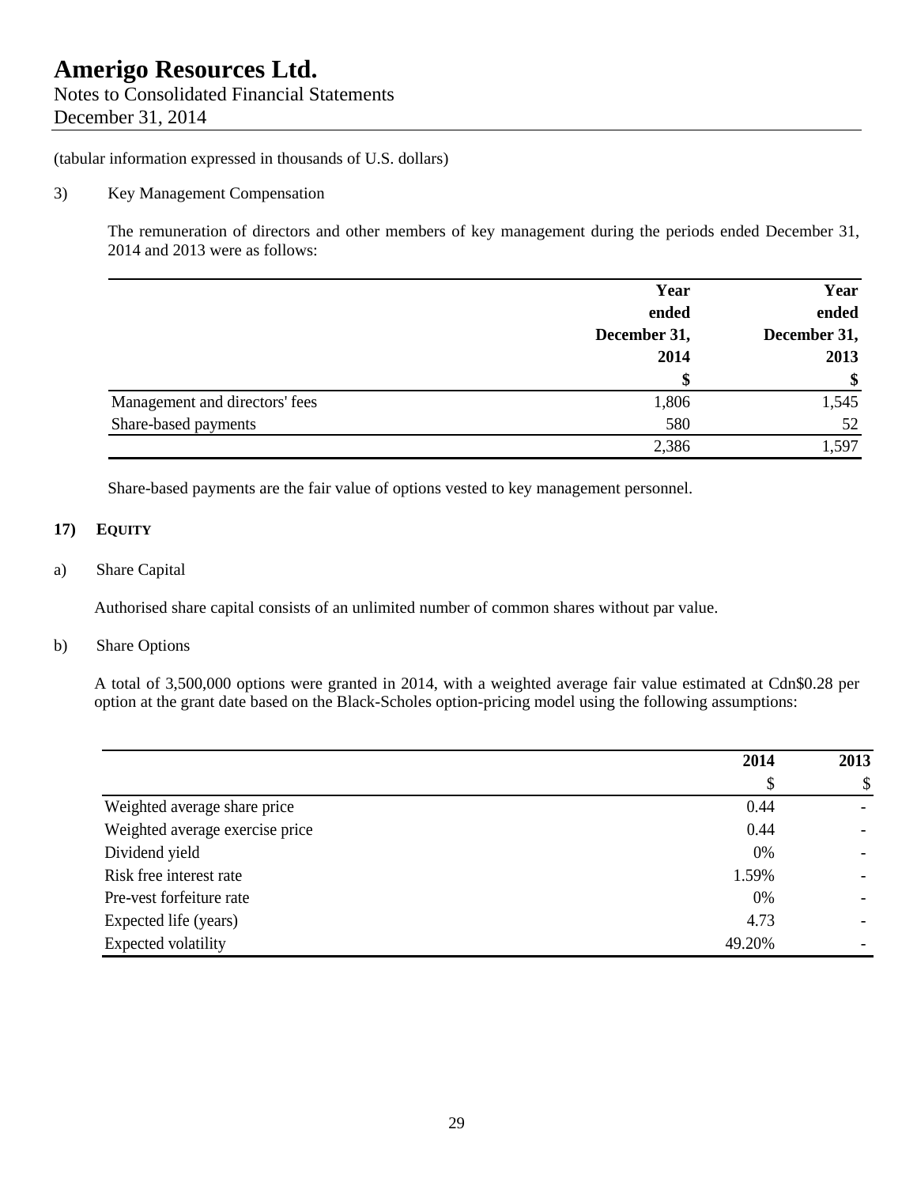(tabular information expressed in thousands of U.S. dollars)

3) Key Management Compensation

The remuneration of directors and other members of key management during the periods ended December 31, 2014 and 2013 were as follows:

| | Year ended December 31, 2014 | Year ended December 31, 2013 |
|---|---|---|
| | $ | $ |
| Management and directors' fees | 1,806 | 1,545 |
| Share-based payments | 580 | 52 |
| | 2,386 | 1,597 |

Share-based payments are the fair value of options vested to key management personnel.

## 17) EQUITY

a) Share Capital

Authorised share capital consists of an unlimited number of common shares without par value.

b) Share Options

A total of 3,500,000 options were granted in 2014, with a weighted average fair value estimated at Cdn$0.28 per option at the grant date based on the Black-Scholes option-pricing model using the following assumptions:

| | 2014 | 2013 |
|---|---|---|
| | $ | $ |
| Weighted average share price | 0.44 | - |
| Weighted average exercise price | 0.44 | - |
| Dividend yield | 0% | - |
| Risk free interest rate | 1.59% | - |
| Pre-vest forfeiture rate | 0% | - |
| Expected life (years) | 4.73 | - |
| Expected volatility | 49.20% | - |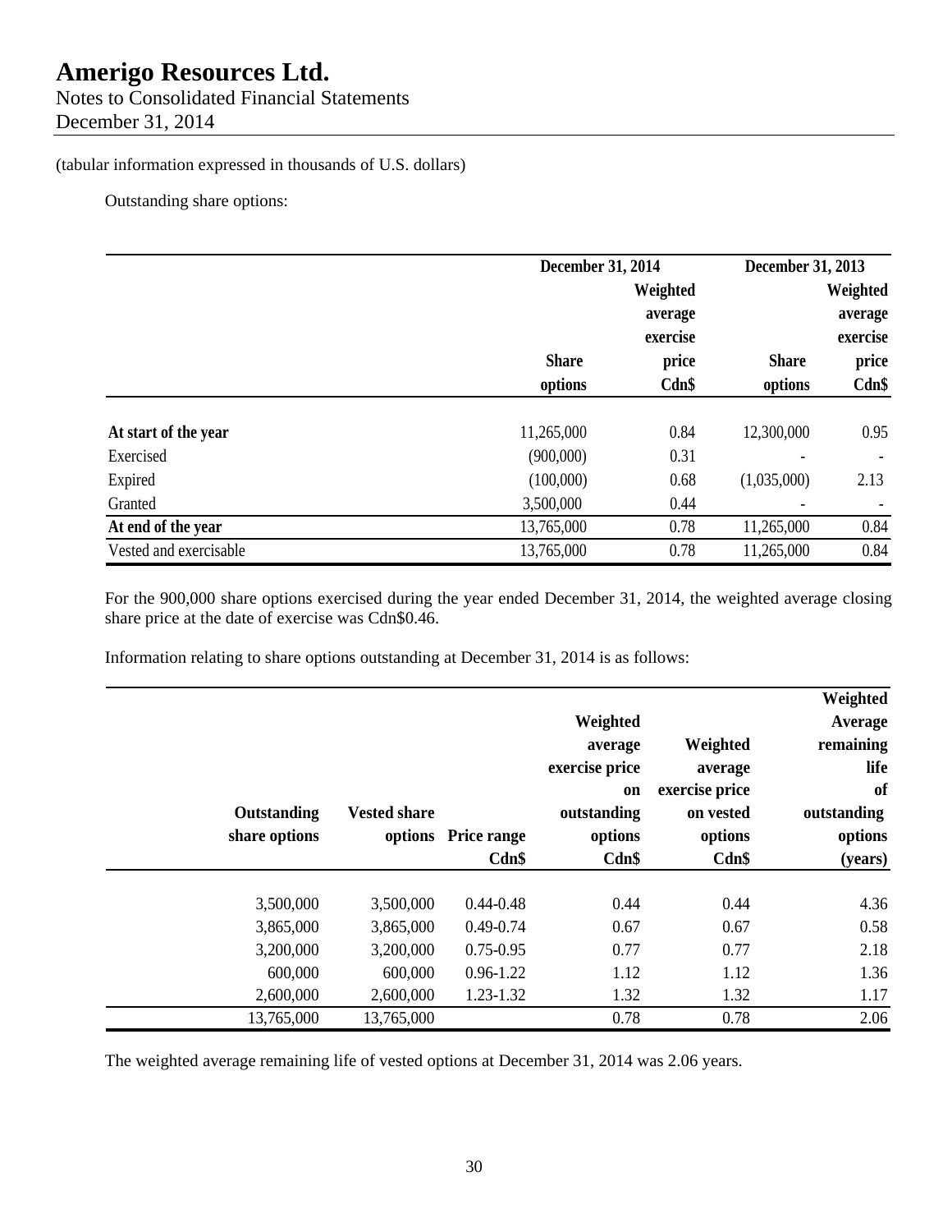(tabular information expressed in thousands of U.S. dollars)

Outstanding share options:

| | December 31, 2014 | | December 31, 2013 | |
|---|---|---|---|---|
| | Share options | Weighted average exercise price Cdn$ | Share options | Weighted average exercise price Cdn$ |
| **At start of the year** | 11,265,000 | 0.84 | 12,300,000 | 0.95 |
| Exercised | (900,000) | 0.31 | - | - |
| Expired | (100,000) | 0.68 | (1,035,000) | 2.13 |
| Granted | 3,500,000 | 0.44 | - | - |
| **At end of the year** | 13,765,000 | 0.78 | 11,265,000 | 0.84 |
| Vested and exercisable | 13,765,000 | 0.78 | 11,265,000 | 0.84 |

For the 900,000 share options exercised during the year ended December 31, 2014, the weighted average closing share price at the date of exercise was Cdn$0.46.

Information relating to share options outstanding at December 31, 2014 is as follows:

| Outstanding share options | Vested share options | Price range Cdn$ | Weighted average exercise price on outstanding options Cdn$ | Weighted average exercise price on vested options Cdn$ | Weighted Average remaining life of outstanding options (years) |
|---|---|---|---|---|---|
| 3,500,000 | 3,500,000 | 0.44-0.48 | 0.44 | 0.44 | 4.36 |
| 3,865,000 | 3,865,000 | 0.49-0.74 | 0.67 | 0.67 | 0.58 |
| 3,200,000 | 3,200,000 | 0.75-0.95 | 0.77 | 0.77 | 2.18 |
| 600,000 | 600,000 | 0.96-1.22 | 1.12 | 1.12 | 1.36 |
| 2,600,000 | 2,600,000 | 1.23-1.32 | 1.32 | 1.32 | 1.17 |
| 13,765,000 | 13,765,000 | | 0.78 | 0.78 | 2.06 |

The weighted average remaining life of vested options at December 31, 2014 was 2.06 years.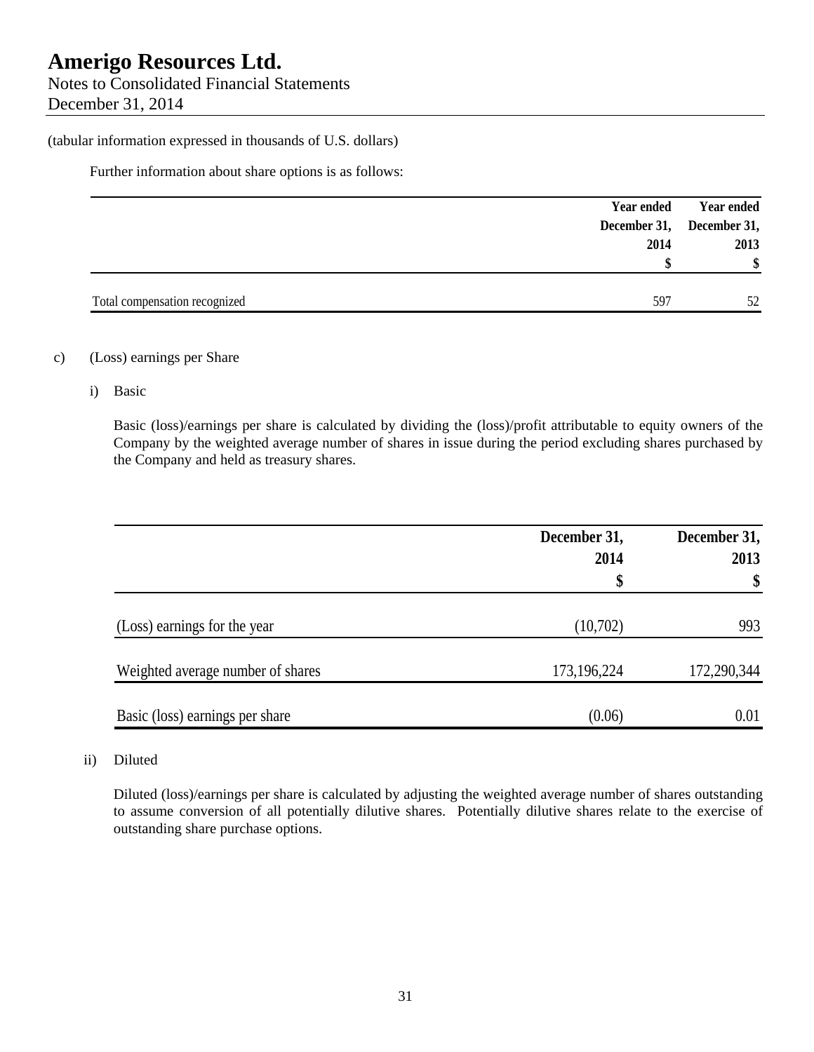# Amerigo Resources Ltd.

Notes to Consolidated Financial Statements
December 31, 2014

(tabular information expressed in thousands of U.S. dollars)

Further information about share options is as follows:

| | Year ended December 31, 2014 $ | Year ended December 31, 2013 $ |
|---|---|---|
| Total compensation recognized | 597 | 52 |

c) (Loss) earnings per Share

i) Basic

Basic (loss)/earnings per share is calculated by dividing the (loss)/profit attributable to equity owners of the Company by the weighted average number of shares in issue during the period excluding shares purchased by the Company and held as treasury shares.

| | December 31, 2014 $ | December 31, 2013 $ |
|---|---|---|
| (Loss) earnings for the year | (10,702) | 993 |
| Weighted average number of shares | 173,196,224 | 172,290,344 |
| Basic (loss) earnings per share | (0.06) | 0.01 |

ii) Diluted

Diluted (loss)/earnings per share is calculated by adjusting the weighted average number of shares outstanding to assume conversion of all potentially dilutive shares. Potentially dilutive shares relate to the exercise of outstanding share purchase options.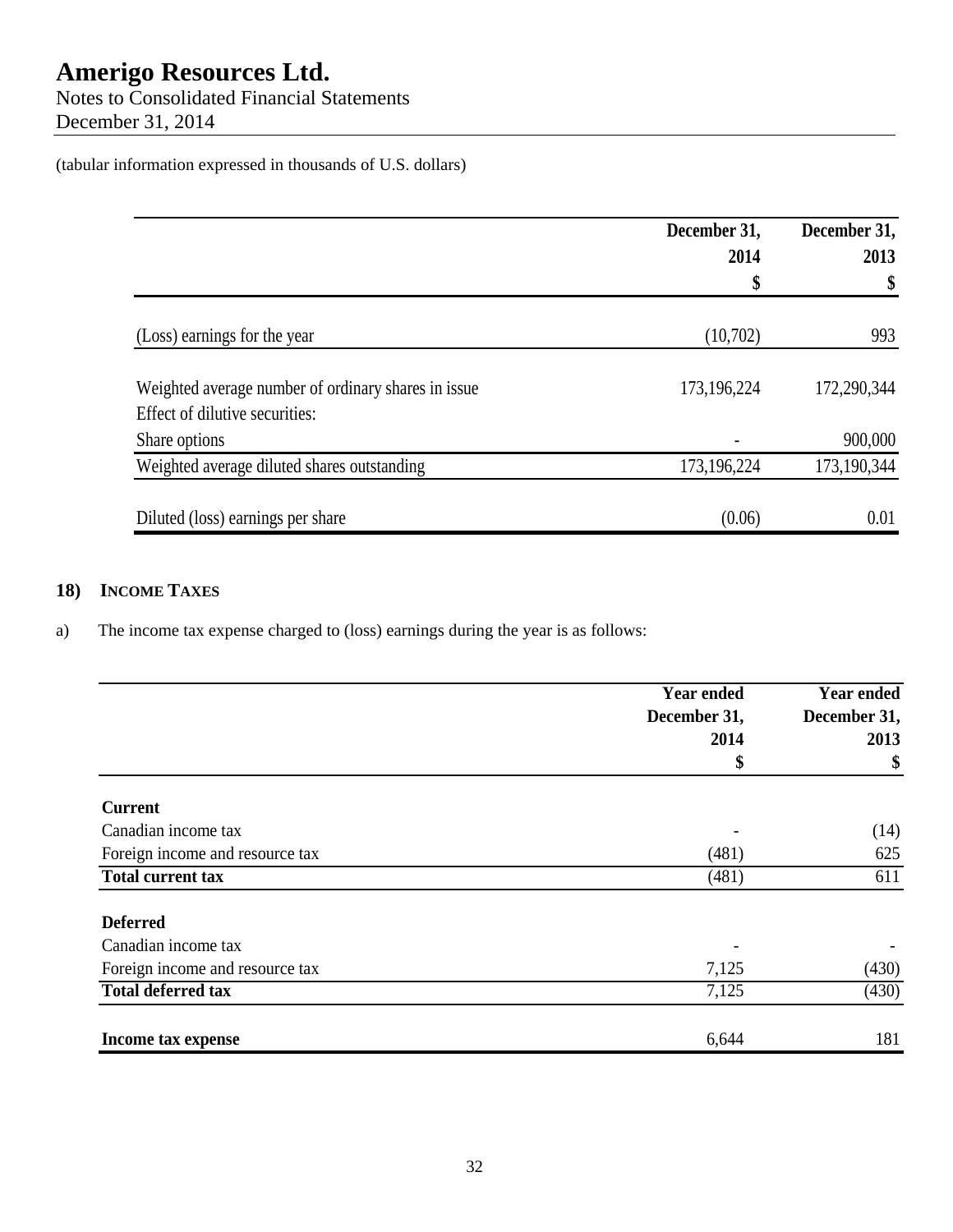(tabular information expressed in thousands of U.S. dollars)

| | December 31, 2014 $ | December 31, 2013 $ |
|---|---|---|
| (Loss) earnings for the year | (10,702) | 993 |
| Weighted average number of ordinary shares in issue | 173,196,224 | 172,290,344 |
| Effect of dilutive securities: | | |
| Share options | - | 900,000 |
| Weighted average diluted shares outstanding | 173,196,224 | 173,190,344 |
| Diluted (loss) earnings per share | (0.06) | 0.01 |

## 18) INCOME TAXES

a) The income tax expense charged to (loss) earnings during the year is as follows:

| | Year ended December 31, 2014 $ | Year ended December 31, 2013 $ |
|---|---|---|
| **Current** | | |
| Canadian income tax | - | (14) |
| Foreign income and resource tax | (481) | 625 |
| **Total current tax** | (481) | 611 |
| **Deferred** | | |
| Canadian income tax | - | - |
| Foreign income and resource tax | 7,125 | (430) |
| **Total deferred tax** | 7,125 | (430) |
| **Income tax expense** | 6,644 | 181 |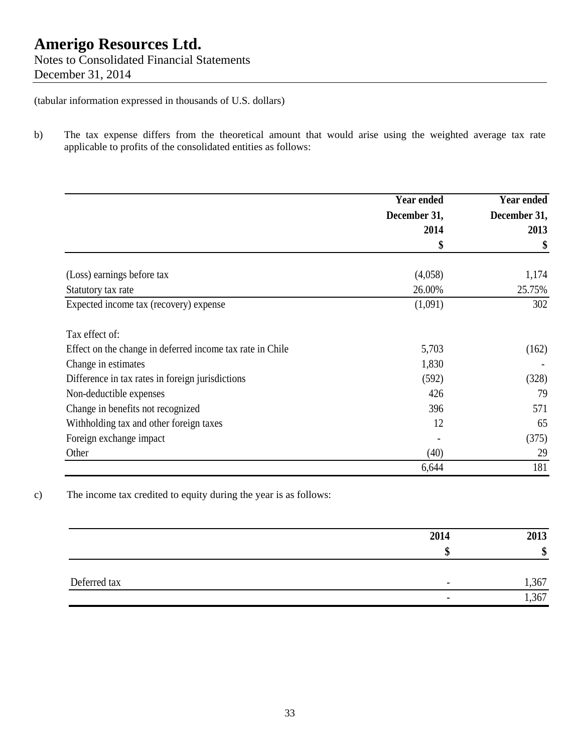# Amerigo Resources Ltd.
Notes to Consolidated Financial Statements
December 31, 2014

(tabular information expressed in thousands of U.S. dollars)

b) The tax expense differs from the theoretical amount that would arise using the weighted average tax rate applicable to profits of the consolidated entities as follows:

| | Year ended December 31, 2014 $ | Year ended December 31, 2013 $ |
|---|---|---|
| (Loss) earnings before tax | (4,058) | 1,174 |
| Statutory tax rate | 26.00% | 25.75% |
| Expected income tax (recovery) expense | (1,091) | 302 |
| Tax effect of: | | |
| Effect on the change in deferred income tax rate in Chile | 5,703 | (162) |
| Change in estimates | 1,830 | - |
| Difference in tax rates in foreign jurisdictions | (592) | (328) |
| Non-deductible expenses | 426 | 79 |
| Change in benefits not recognized | 396 | 571 |
| Withholding tax and other foreign taxes | 12 | 65 |
| Foreign exchange impact | - | (375) |
| Other | (40) | 29 |
| | 6,644 | 181 |

c) The income tax credited to equity during the year is as follows:

| | 2014 $ | 2013 $ |
|---|---|---|
| Deferred tax | - | 1,367 |
| | - | 1,367 |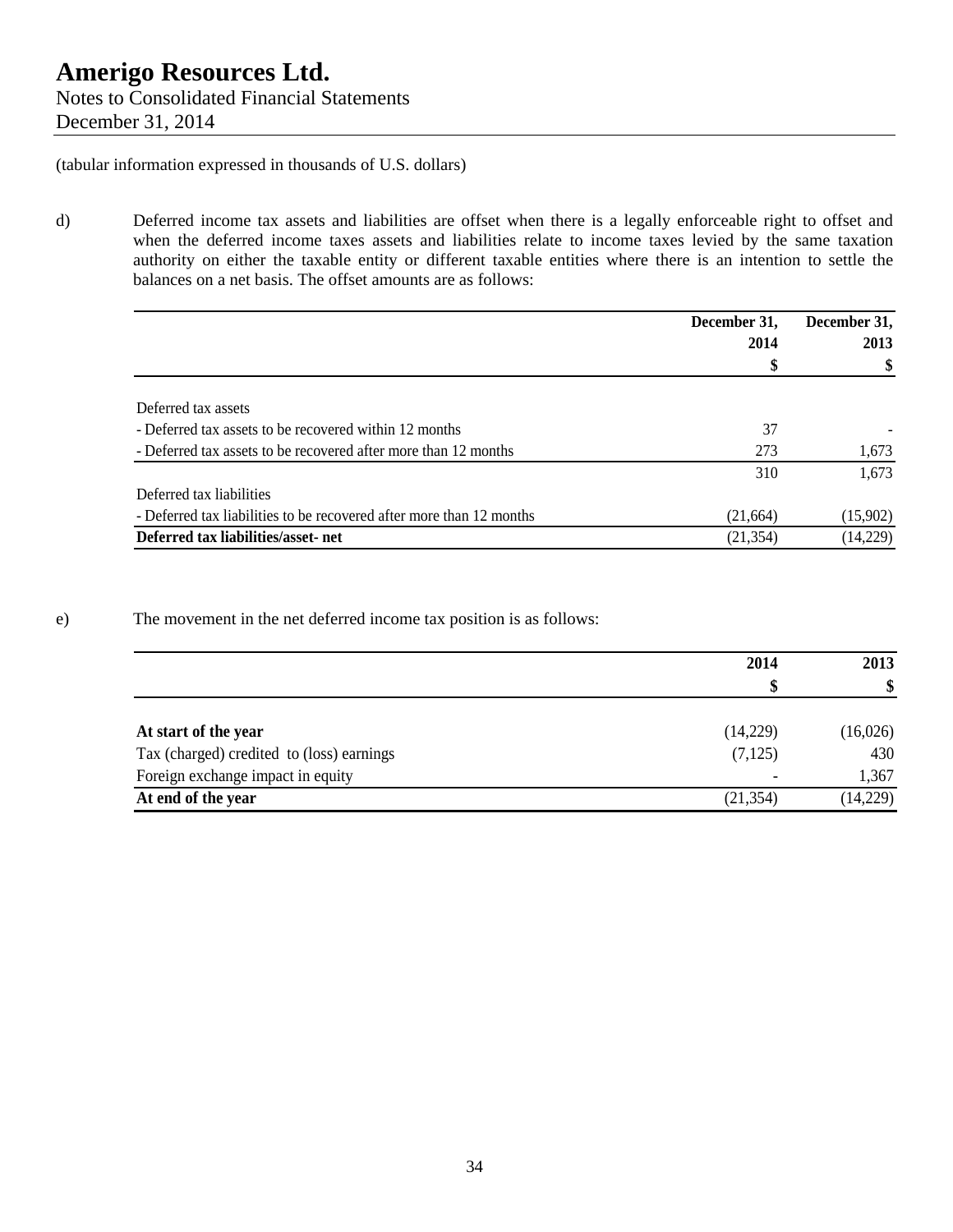# Amerigo Resources Ltd.

Notes to Consolidated Financial Statements
December 31, 2014

(tabular information expressed in thousands of U.S. dollars)

d) Deferred income tax assets and liabilities are offset when there is a legally enforceable right to offset and when the deferred income taxes assets and liabilities relate to income taxes levied by the same taxation authority on either the taxable entity or different taxable entities where there is an intention to settle the balances on a net basis. The offset amounts are as follows:

| | December 31, 2014 $ | December 31, 2013 $ |
|---|---|---|
| Deferred tax assets | | |
| - Deferred tax assets to be recovered within 12 months | 37 | - |
| - Deferred tax assets to be recovered after more than 12 months | 273 | 1,673 |
| | 310 | 1,673 |
| Deferred tax liabilities | | |
| - Deferred tax liabilities to be recovered after more than 12 months | (21,664) | (15,902) |
| **Deferred tax liabilities/asset- net** | (21,354) | (14,229) |

e) The movement in the net deferred income tax position is as follows:

| | 2014 $ | 2013 $ |
|---|---|---|
| **At start of the year** | (14,229) | (16,026) |
| Tax (charged) credited to (loss) earnings | (7,125) | 430 |
| Foreign exchange impact in equity | - | 1,367 |
| **At end of the year** | (21,354) | (14,229) |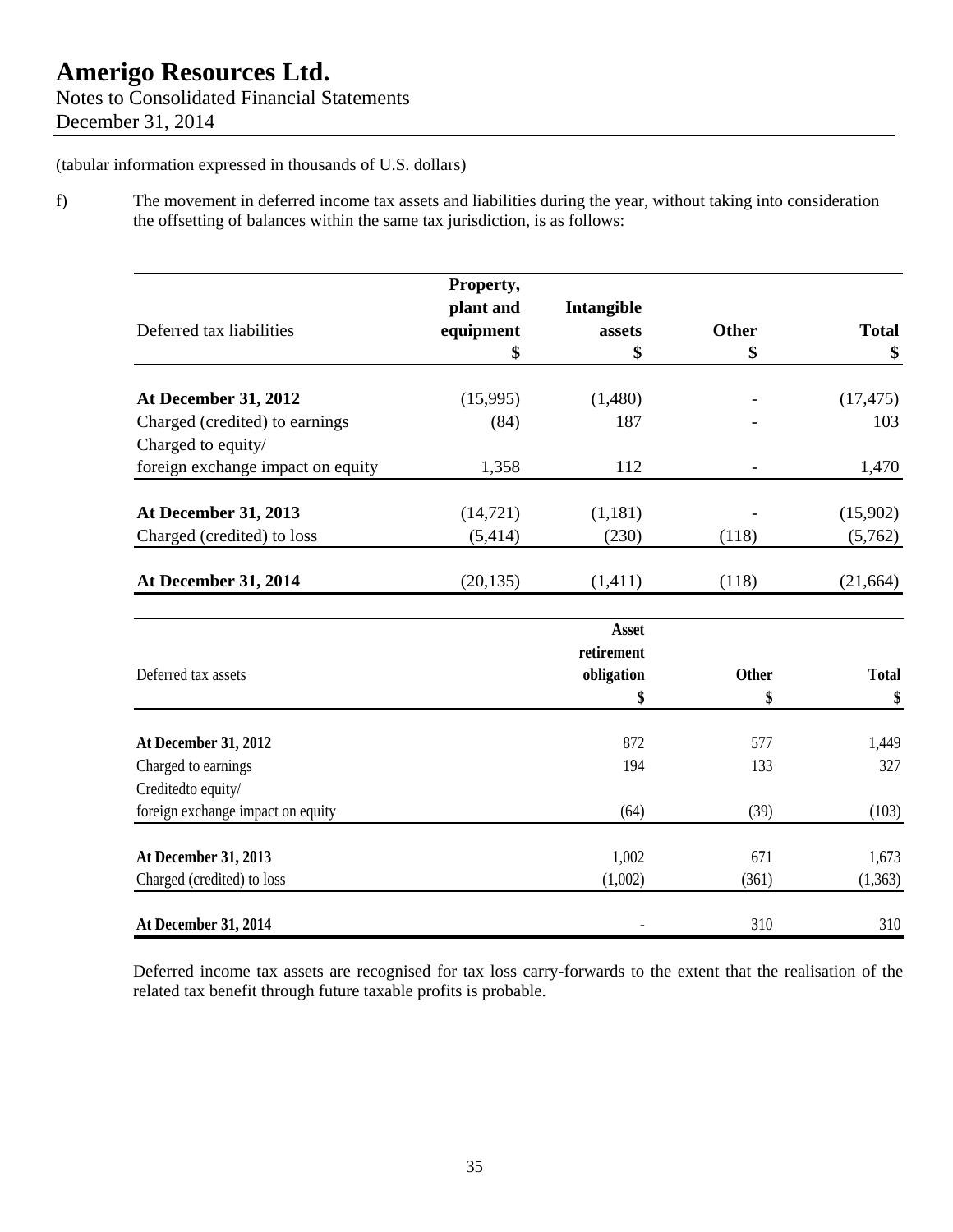(tabular information expressed in thousands of U.S. dollars)

f) The movement in deferred income tax assets and liabilities during the year, without taking into consideration the offsetting of balances within the same tax jurisdiction, is as follows:

| Deferred tax liabilities | Property, plant and equipment<br>$ | Intangible assets<br>$ | Other<br>$ | Total<br>$ |
|---|---|---|---|---|
| **At December 31, 2012** | (15,995) | (1,480) | - | (17,475) |
| Charged (credited) to earnings | (84) | 187 | - | 103 |
| Charged to equity/<br>foreign exchange impact on equity | 1,358 | 112 | - | 1,470 |
| **At December 31, 2013** | (14,721) | (1,181) | - | (15,902) |
| Charged (credited) to loss | (5,414) | (230) | (118) | (5,762) |
| **At December 31, 2014** | (20,135) | (1,411) | (118) | (21,664) |

| Deferred tax assets | Asset retirement obligation<br>$ | Other<br>$ | Total<br>$ |
|---|---|---|---|
| **At December 31, 2012** | 872 | 577 | 1,449 |
| Charged to earnings | 194 | 133 | 327 |
| Creditedto equity/<br>foreign exchange impact on equity | (64) | (39) | (103) |
| **At December 31, 2013** | 1,002 | 671 | 1,673 |
| Charged (credited) to loss | (1,002) | (361) | (1,363) |
| **At December 31, 2014** | - | 310 | 310 |

Deferred income tax assets are recognised for tax loss carry-forwards to the extent that the realisation of the related tax benefit through future taxable profits is probable.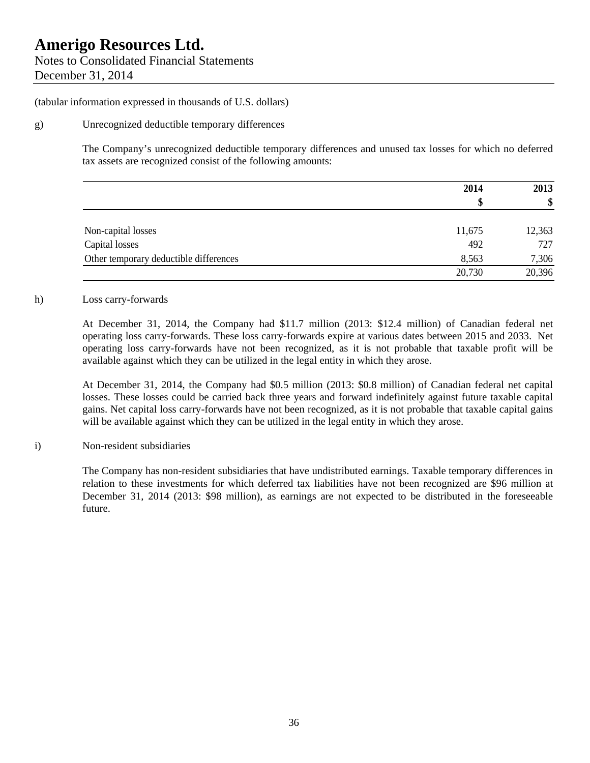(tabular information expressed in thousands of U.S. dollars)

g) Unrecognized deductible temporary differences

The Company's unrecognized deductible temporary differences and unused tax losses for which no deferred tax assets are recognized consist of the following amounts:

| | 2014<br>$ | 2013<br>$ |
|---|---|---|
| Non-capital losses | 11,675 | 12,363 |
| Capital losses | 492 | 727 |
| Other temporary deductible differences | 8,563 | 7,306 |
| | 20,730 | 20,396 |

h) Loss carry-forwards

At December 31, 2014, the Company had $11.7 million (2013: $12.4 million) of Canadian federal net operating loss carry-forwards. These loss carry-forwards expire at various dates between 2015 and 2033. Net operating loss carry-forwards have not been recognized, as it is not probable that taxable profit will be available against which they can be utilized in the legal entity in which they arose.

At December 31, 2014, the Company had $0.5 million (2013: $0.8 million) of Canadian federal net capital losses. These losses could be carried back three years and forward indefinitely against future taxable capital gains. Net capital loss carry-forwards have not been recognized, as it is not probable that taxable capital gains will be available against which they can be utilized in the legal entity in which they arose.

i) Non-resident subsidiaries

The Company has non-resident subsidiaries that have undistributed earnings. Taxable temporary differences in relation to these investments for which deferred tax liabilities have not been recognized are $96 million at December 31, 2014 (2013: $98 million), as earnings are not expected to be distributed in the foreseeable future.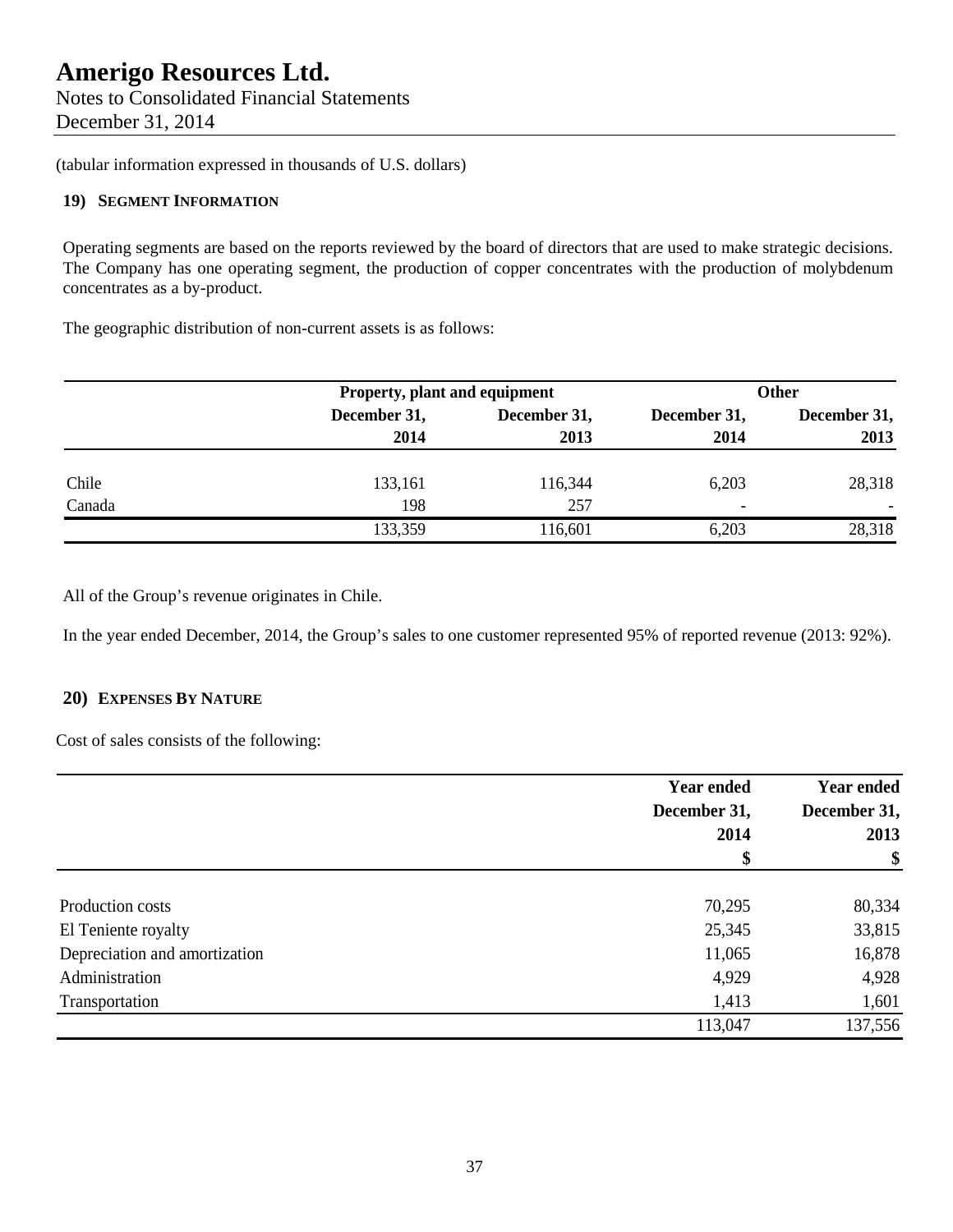(tabular information expressed in thousands of U.S. dollars)

## 19) Segment Information

Operating segments are based on the reports reviewed by the board of directors that are used to make strategic decisions. The Company has one operating segment, the production of copper concentrates with the production of molybdenum concentrates as a by-product.

The geographic distribution of non-current assets is as follows:

| | Property, plant and equipment | | Other | |
|---|---|---|---|---|
| | December 31, 2014 | December 31, 2013 | December 31, 2014 | December 31, 2013 |
| Chile | 133,161 | 116,344 | 6,203 | 28,318 |
| Canada | 198 | 257 | - | - |
| | 133,359 | 116,601 | 6,203 | 28,318 |

All of the Group's revenue originates in Chile.

In the year ended December, 2014, the Group's sales to one customer represented 95% of reported revenue (2013: 92%).

## 20) Expenses By Nature

Cost of sales consists of the following:

| | Year ended December 31, 2014 $ | Year ended December 31, 2013 $ |
|---|---|---|
| Production costs | 70,295 | 80,334 |
| El Teniente royalty | 25,345 | 33,815 |
| Depreciation and amortization | 11,065 | 16,878 |
| Administration | 4,929 | 4,928 |
| Transportation | 1,413 | 1,601 |
| | 113,047 | 137,556 |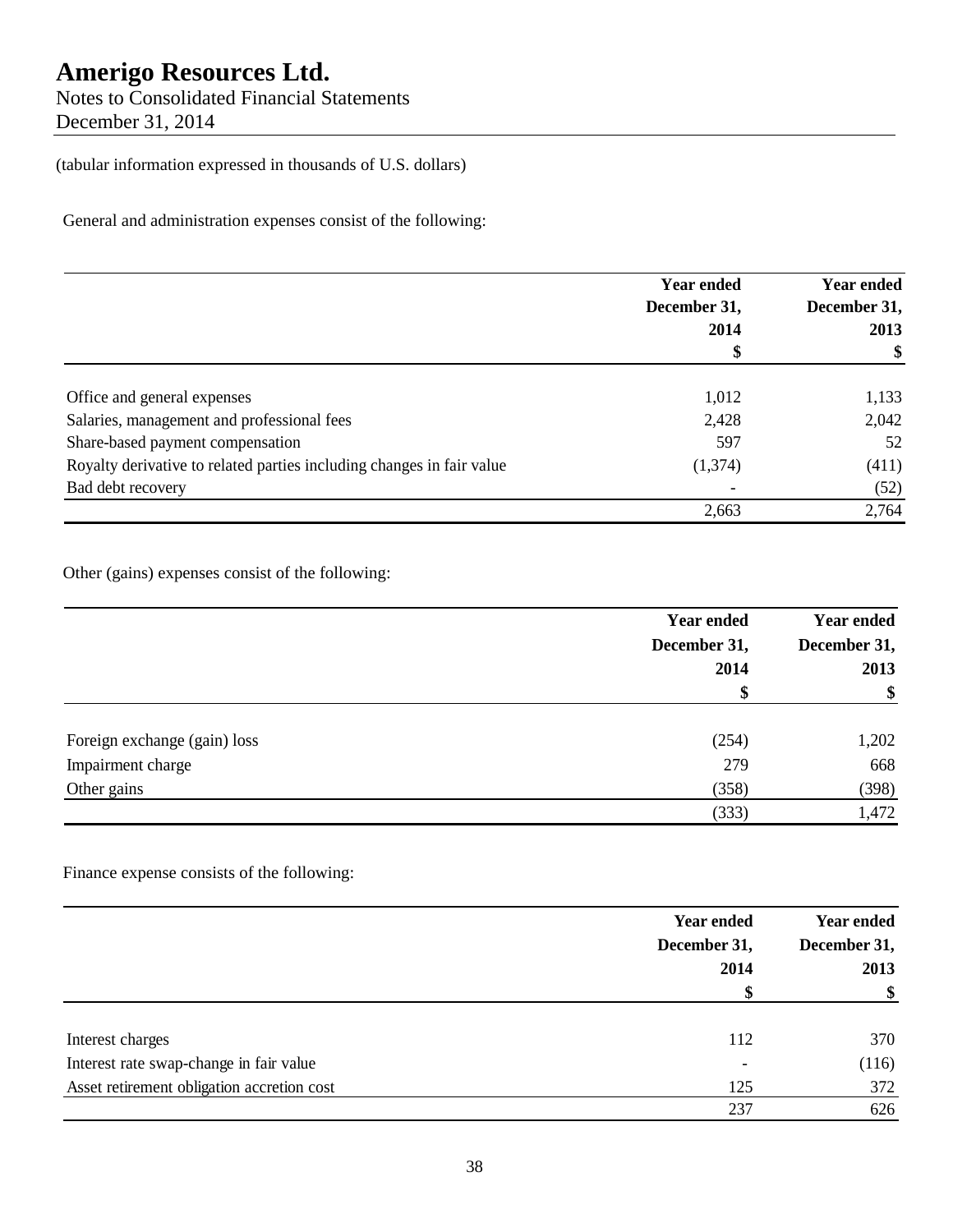# Amerigo Resources Ltd.

Notes to Consolidated Financial Statements
December 31, 2014

(tabular information expressed in thousands of U.S. dollars)

General and administration expenses consist of the following:

| | Year ended December 31, 2014 $ | Year ended December 31, 2013 $ |
|---|---|---|
| Office and general expenses | 1,012 | 1,133 |
| Salaries, management and professional fees | 2,428 | 2,042 |
| Share-based payment compensation | 597 | 52 |
| Royalty derivative to related parties including changes in fair value | (1,374) | (411) |
| Bad debt recovery | - | (52) |
| | 2,663 | 2,764 |

Other (gains) expenses consist of the following:

| | Year ended December 31, 2014 $ | Year ended December 31, 2013 $ |
|---|---|---|
| Foreign exchange (gain) loss | (254) | 1,202 |
| Impairment charge | 279 | 668 |
| Other gains | (358) | (398) |
| | (333) | 1,472 |

Finance expense consists of the following:

| | Year ended December 31, 2014 $ | Year ended December 31, 2013 $ |
|---|---|---|
| Interest charges | 112 | 370 |
| Interest rate swap-change in fair value | - | (116) |
| Asset retirement obligation accretion cost | 125 | 372 |
| | 237 | 626 |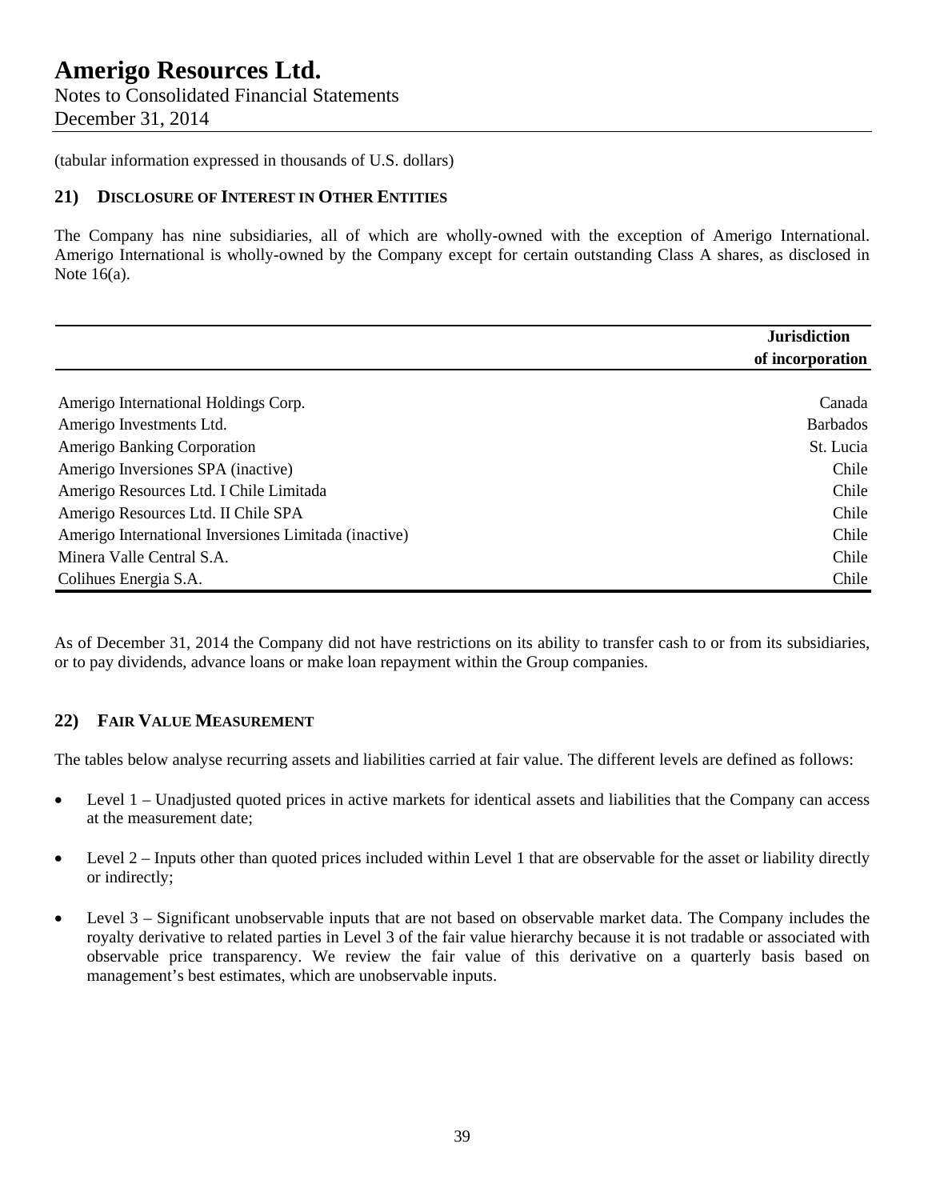(tabular information expressed in thousands of U.S. dollars)

## 21) DISCLOSURE OF INTEREST IN OTHER ENTITIES

The Company has nine subsidiaries, all of which are wholly-owned with the exception of Amerigo International. Amerigo International is wholly-owned by the Company except for certain outstanding Class A shares, as disclosed in Note 16(a).

| | Jurisdiction of incorporation |
|---|---|
| Amerigo International Holdings Corp. | Canada |
| Amerigo Investments Ltd. | Barbados |
| Amerigo Banking Corporation | St. Lucia |
| Amerigo Inversiones SPA (inactive) | Chile |
| Amerigo Resources Ltd. I Chile Limitada | Chile |
| Amerigo Resources Ltd. II Chile SPA | Chile |
| Amerigo International Inversiones Limitada (inactive) | Chile |
| Minera Valle Central S.A. | Chile |
| Colihues Energia S.A. | Chile |

As of December 31, 2014 the Company did not have restrictions on its ability to transfer cash to or from its subsidiaries, or to pay dividends, advance loans or make loan repayment within the Group companies.

## 22) FAIR VALUE MEASUREMENT

The tables below analyse recurring assets and liabilities carried at fair value. The different levels are defined as follows:

- Level 1 – Unadjusted quoted prices in active markets for identical assets and liabilities that the Company can access at the measurement date;
- Level 2 – Inputs other than quoted prices included within Level 1 that are observable for the asset or liability directly or indirectly;
- Level 3 – Significant unobservable inputs that are not based on observable market data. The Company includes the royalty derivative to related parties in Level 3 of the fair value hierarchy because it is not tradable or associated with observable price transparency. We review the fair value of this derivative on a quarterly basis based on management's best estimates, which are unobservable inputs.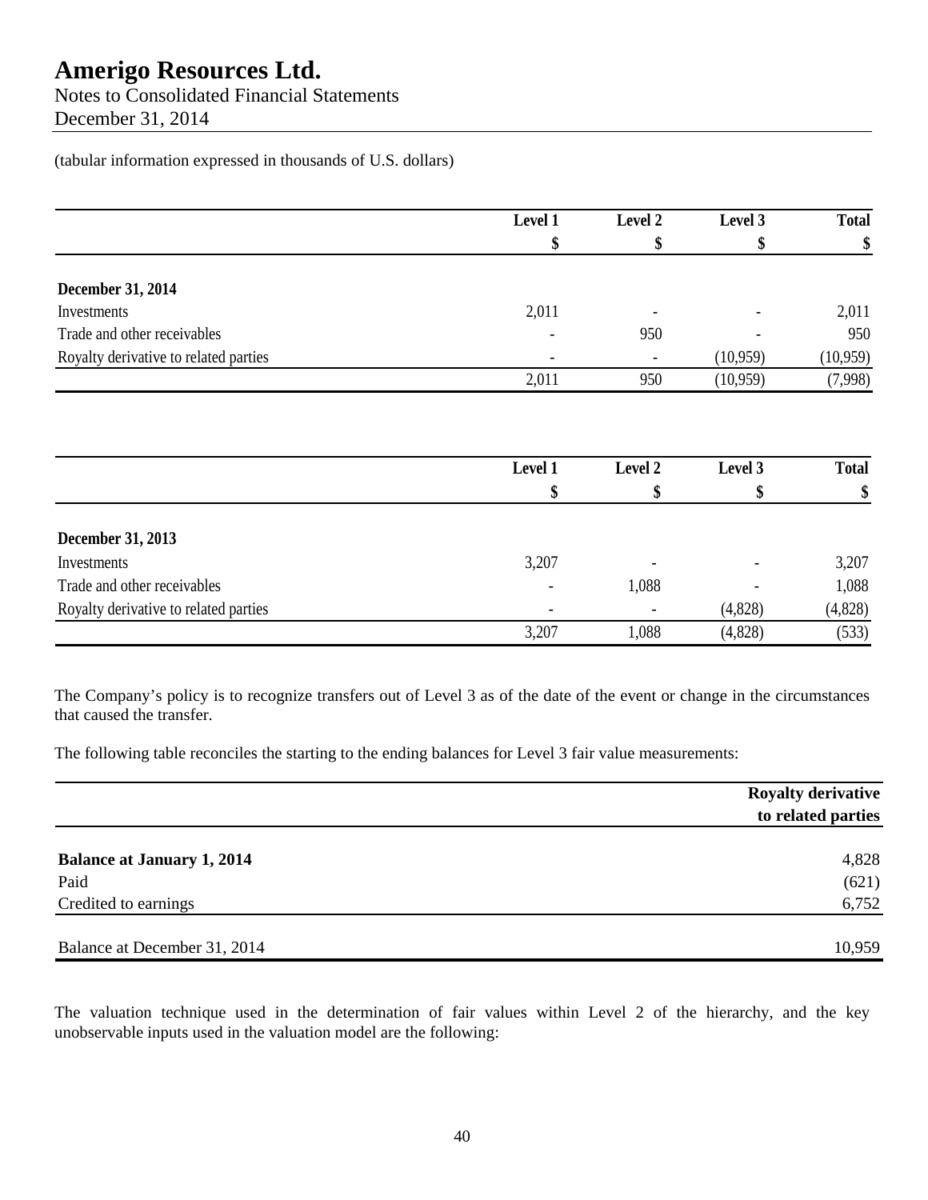(tabular information expressed in thousands of U.S. dollars)

| | Level 1 | Level 2 | Level 3 | Total |
|---|---|---|---|---|
| | $ | $ | $ | $ |
| **December 31, 2014** | | | | |
| Investments | 2,011 | - | - | 2,011 |
| Trade and other receivables | - | 950 | - | 950 |
| Royalty derivative to related parties | - | - | (10,959) | (10,959) |
| | 2,011 | 950 | (10,959) | (7,998) |

| | Level 1 | Level 2 | Level 3 | Total |
|---|---|---|---|---|
| | $ | $ | $ | $ |
| **December 31, 2013** | | | | |
| Investments | 3,207 | - | - | 3,207 |
| Trade and other receivables | - | 1,088 | - | 1,088 |
| Royalty derivative to related parties | - | - | (4,828) | (4,828) |
| | 3,207 | 1,088 | (4,828) | (533) |

The Company's policy is to recognize transfers out of Level 3 as of the date of the event or change in the circumstances that caused the transfer.

The following table reconciles the starting to the ending balances for Level 3 fair value measurements:

| | Royalty derivative to related parties |
|---|---|
| **Balance at January 1, 2014** | 4,828 |
| Paid | (621) |
| Credited to earnings | 6,752 |
| Balance at December 31, 2014 | 10,959 |

The valuation technique used in the determination of fair values within Level 2 of the hierarchy, and the key unobservable inputs used in the valuation model are the following: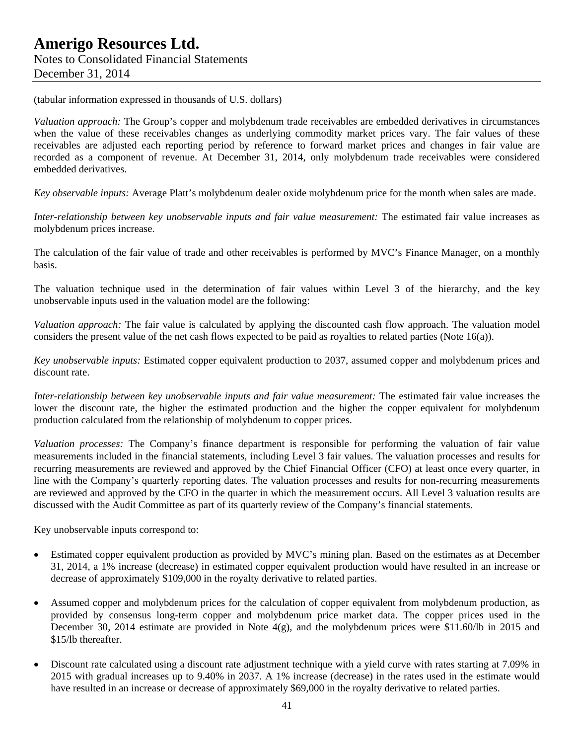(tabular information expressed in thousands of U.S. dollars)

*Valuation approach:* The Group's copper and molybdenum trade receivables are embedded derivatives in circumstances when the value of these receivables changes as underlying commodity market prices vary. The fair values of these receivables are adjusted each reporting period by reference to forward market prices and changes in fair value are recorded as a component of revenue. At December 31, 2014, only molybdenum trade receivables were considered embedded derivatives.

*Key observable inputs:* Average Platt's molybdenum dealer oxide molybdenum price for the month when sales are made.

*Inter-relationship between key unobservable inputs and fair value measurement:* The estimated fair value increases as molybdenum prices increase.

The calculation of the fair value of trade and other receivables is performed by MVC's Finance Manager, on a monthly basis.

The valuation technique used in the determination of fair values within Level 3 of the hierarchy, and the key unobservable inputs used in the valuation model are the following:

*Valuation approach:* The fair value is calculated by applying the discounted cash flow approach. The valuation model considers the present value of the net cash flows expected to be paid as royalties to related parties (Note 16(a)).

*Key unobservable inputs:* Estimated copper equivalent production to 2037, assumed copper and molybdenum prices and discount rate.

*Inter-relationship between key unobservable inputs and fair value measurement:* The estimated fair value increases the lower the discount rate, the higher the estimated production and the higher the copper equivalent for molybdenum production calculated from the relationship of molybdenum to copper prices.

*Valuation processes:* The Company's finance department is responsible for performing the valuation of fair value measurements included in the financial statements, including Level 3 fair values. The valuation processes and results for recurring measurements are reviewed and approved by the Chief Financial Officer (CFO) at least once every quarter, in line with the Company's quarterly reporting dates. The valuation processes and results for non-recurring measurements are reviewed and approved by the CFO in the quarter in which the measurement occurs. All Level 3 valuation results are discussed with the Audit Committee as part of its quarterly review of the Company's financial statements.

Key unobservable inputs correspond to:

- Estimated copper equivalent production as provided by MVC's mining plan. Based on the estimates as at December 31, 2014, a 1% increase (decrease) in estimated copper equivalent production would have resulted in an increase or decrease of approximately $109,000 in the royalty derivative to related parties.

- Assumed copper and molybdenum prices for the calculation of copper equivalent from molybdenum production, as provided by consensus long-term copper and molybdenum price market data. The copper prices used in the December 30, 2014 estimate are provided in Note 4(g), and the molybdenum prices were $11.60/lb in 2015 and $15/lb thereafter.

- Discount rate calculated using a discount rate adjustment technique with a yield curve with rates starting at 7.09% in 2015 with gradual increases up to 9.40% in 2037. A 1% increase (decrease) in the rates used in the estimate would have resulted in an increase or decrease of approximately $69,000 in the royalty derivative to related parties.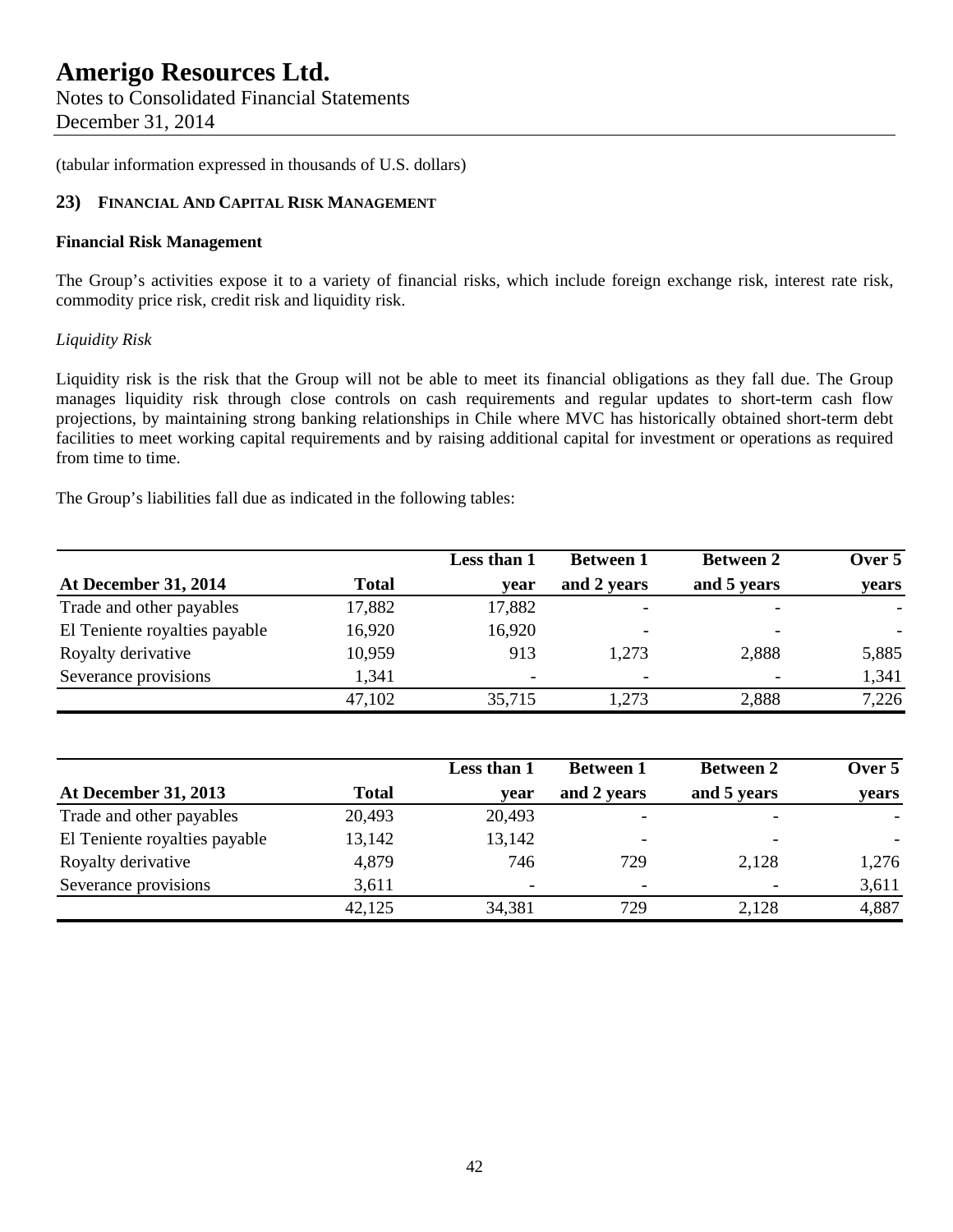(tabular information expressed in thousands of U.S. dollars)

## 23) Financial And Capital Risk Management

**Financial Risk Management**

The Group's activities expose it to a variety of financial risks, which include foreign exchange risk, interest rate risk, commodity price risk, credit risk and liquidity risk.

*Liquidity Risk*

Liquidity risk is the risk that the Group will not be able to meet its financial obligations as they fall due. The Group manages liquidity risk through close controls on cash requirements and regular updates to short-term cash flow projections, by maintaining strong banking relationships in Chile where MVC has historically obtained short-term debt facilities to meet working capital requirements and by raising additional capital for investment or operations as required from time to time.

The Group's liabilities fall due as indicated in the following tables:

| At December 31, 2014 | Total | Less than 1 year | Between 1 and 2 years | Between 2 and 5 years | Over 5 years |
|---|---|---|---|---|---|
| Trade and other payables | 17,882 | 17,882 | - | - | - |
| El Teniente royalties payable | 16,920 | 16,920 | - | - | - |
| Royalty derivative | 10,959 | 913 | 1,273 | 2,888 | 5,885 |
| Severance provisions | 1,341 | - | - | - | 1,341 |
| | 47,102 | 35,715 | 1,273 | 2,888 | 7,226 |

| At December 31, 2013 | Total | Less than 1 year | Between 1 and 2 years | Between 2 and 5 years | Over 5 years |
|---|---|---|---|---|---|
| Trade and other payables | 20,493 | 20,493 | - | - | - |
| El Teniente royalties payable | 13,142 | 13,142 | - | - | - |
| Royalty derivative | 4,879 | 746 | 729 | 2,128 | 1,276 |
| Severance provisions | 3,611 | - | - | - | 3,611 |
| | 42,125 | 34,381 | 729 | 2,128 | 4,887 |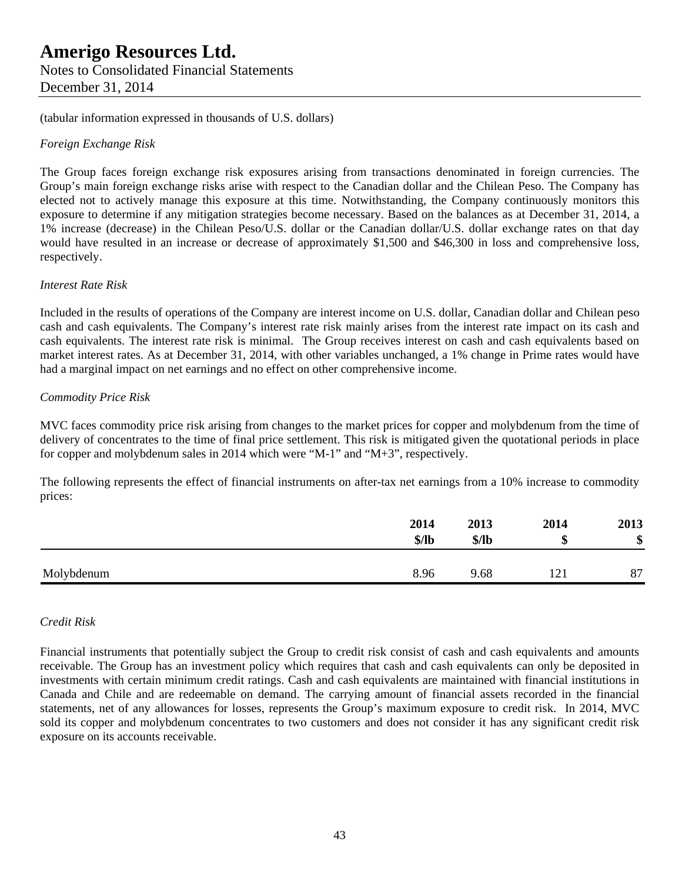(tabular information expressed in thousands of U.S. dollars)

*Foreign Exchange Risk*

The Group faces foreign exchange risk exposures arising from transactions denominated in foreign currencies. The Group's main foreign exchange risks arise with respect to the Canadian dollar and the Chilean Peso. The Company has elected not to actively manage this exposure at this time. Notwithstanding, the Company continuously monitors this exposure to determine if any mitigation strategies become necessary. Based on the balances as at December 31, 2014, a 1% increase (decrease) in the Chilean Peso/U.S. dollar or the Canadian dollar/U.S. dollar exchange rates on that day would have resulted in an increase or decrease of approximately $1,500 and $46,300 in loss and comprehensive loss, respectively.

*Interest Rate Risk*

Included in the results of operations of the Company are interest income on U.S. dollar, Canadian dollar and Chilean peso cash and cash equivalents. The Company's interest rate risk mainly arises from the interest rate impact on its cash and cash equivalents. The interest rate risk is minimal. The Group receives interest on cash and cash equivalents based on market interest rates. As at December 31, 2014, with other variables unchanged, a 1% change in Prime rates would have had a marginal impact on net earnings and no effect on other comprehensive income.

*Commodity Price Risk*

MVC faces commodity price risk arising from changes to the market prices for copper and molybdenum from the time of delivery of concentrates to the time of final price settlement. This risk is mitigated given the quotational periods in place for copper and molybdenum sales in 2014 which were "M-1" and "M+3", respectively.

The following represents the effect of financial instruments on after-tax net earnings from a 10% increase to commodity prices:

| | 2014<br>$/lb | 2013<br>$/lb | 2014<br>$ | 2013<br>$ |
|---|---|---|---|---|
| Molybdenum | 8.96 | 9.68 | 121 | 87 |

*Credit Risk*

Financial instruments that potentially subject the Group to credit risk consist of cash and cash equivalents and amounts receivable. The Group has an investment policy which requires that cash and cash equivalents can only be deposited in investments with certain minimum credit ratings. Cash and cash equivalents are maintained with financial institutions in Canada and Chile and are redeemable on demand. The carrying amount of financial assets recorded in the financial statements, net of any allowances for losses, represents the Group's maximum exposure to credit risk. In 2014, MVC sold its copper and molybdenum concentrates to two customers and does not consider it has any significant credit risk exposure on its accounts receivable.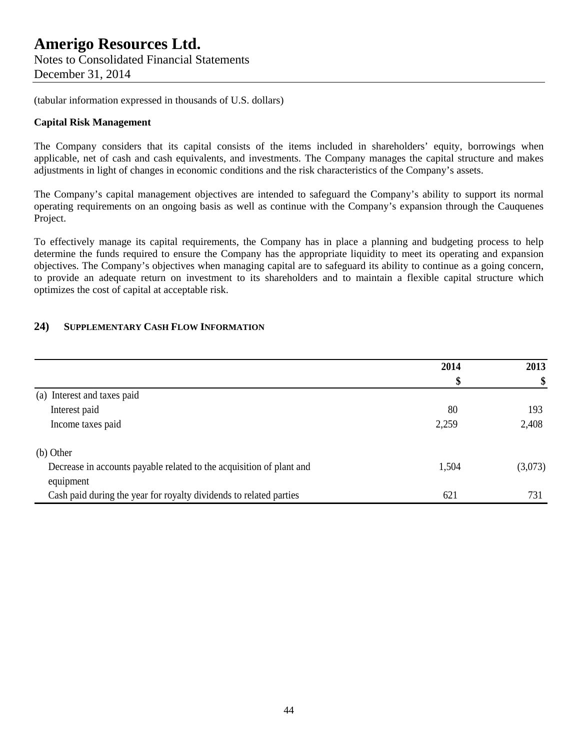(tabular information expressed in thousands of U.S. dollars)

**Capital Risk Management**

The Company considers that its capital consists of the items included in shareholders' equity, borrowings when applicable, net of cash and cash equivalents, and investments. The Company manages the capital structure and makes adjustments in light of changes in economic conditions and the risk characteristics of the Company's assets.

The Company's capital management objectives are intended to safeguard the Company's ability to support its normal operating requirements on an ongoing basis as well as continue with the Company's expansion through the Cauquenes Project.

To effectively manage its capital requirements, the Company has in place a planning and budgeting process to help determine the funds required to ensure the Company has the appropriate liquidity to meet its operating and expansion objectives. The Company's objectives when managing capital are to safeguard its ability to continue as a going concern, to provide an adequate return on investment to its shareholders and to maintain a flexible capital structure which optimizes the cost of capital at acceptable risk.

## 24) SUPPLEMENTARY CASH FLOW INFORMATION

| | 2014<br>$ | 2013<br>$ |
|---|---|---|
| (a) Interest and taxes paid | | |
| Interest paid | 80 | 193 |
| Income taxes paid | 2,259 | 2,408 |
| | | |
| (b) Other | | |
| Decrease in accounts payable related to the acquisition of plant and equipment | 1,504 | (3,073) |
| Cash paid during the year for royalty dividends to related parties | 621 | 731 |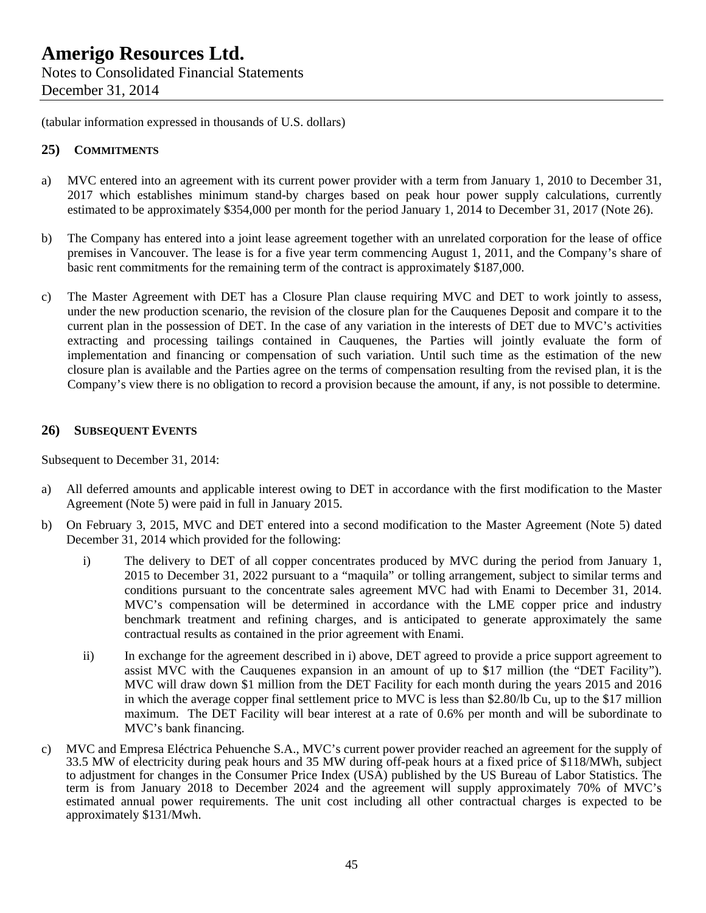(tabular information expressed in thousands of U.S. dollars)

## 25) COMMITMENTS

a) MVC entered into an agreement with its current power provider with a term from January 1, 2010 to December 31, 2017 which establishes minimum stand-by charges based on peak hour power supply calculations, currently estimated to be approximately $354,000 per month for the period January 1, 2014 to December 31, 2017 (Note 26).

b) The Company has entered into a joint lease agreement together with an unrelated corporation for the lease of office premises in Vancouver. The lease is for a five year term commencing August 1, 2011, and the Company's share of basic rent commitments for the remaining term of the contract is approximately $187,000.

c) The Master Agreement with DET has a Closure Plan clause requiring MVC and DET to work jointly to assess, under the new production scenario, the revision of the closure plan for the Cauquenes Deposit and compare it to the current plan in the possession of DET. In the case of any variation in the interests of DET due to MVC's activities extracting and processing tailings contained in Cauquenes, the Parties will jointly evaluate the form of implementation and financing or compensation of such variation. Until such time as the estimation of the new closure plan is available and the Parties agree on the terms of compensation resulting from the revised plan, it is the Company's view there is no obligation to record a provision because the amount, if any, is not possible to determine.

## 26) SUBSEQUENT EVENTS

Subsequent to December 31, 2014:

a) All deferred amounts and applicable interest owing to DET in accordance with the first modification to the Master Agreement (Note 5) were paid in full in January 2015.

b) On February 3, 2015, MVC and DET entered into a second modification to the Master Agreement (Note 5) dated December 31, 2014 which provided for the following:

   i) The delivery to DET of all copper concentrates produced by MVC during the period from January 1, 2015 to December 31, 2022 pursuant to a "maquila" or tolling arrangement, subject to similar terms and conditions pursuant to the concentrate sales agreement MVC had with Enami to December 31, 2014. MVC's compensation will be determined in accordance with the LME copper price and industry benchmark treatment and refining charges, and is anticipated to generate approximately the same contractual results as contained in the prior agreement with Enami.

   ii) In exchange for the agreement described in i) above, DET agreed to provide a price support agreement to assist MVC with the Cauquenes expansion in an amount of up to $17 million (the "DET Facility"). MVC will draw down $1 million from the DET Facility for each month during the years 2015 and 2016 in which the average copper final settlement price to MVC is less than $2.80/lb Cu, up to the $17 million maximum. The DET Facility will bear interest at a rate of 0.6% per month and will be subordinate to MVC's bank financing.

c) MVC and Empresa Eléctrica Pehuenche S.A., MVC's current power provider reached an agreement for the supply of 33.5 MW of electricity during peak hours and 35 MW during off-peak hours at a fixed price of $118/MWh, subject to adjustment for changes in the Consumer Price Index (USA) published by the US Bureau of Labor Statistics. The term is from January 2018 to December 2024 and the agreement will supply approximately 70% of MVC's estimated annual power requirements. The unit cost including all other contractual charges is expected to be approximately $131/Mwh.